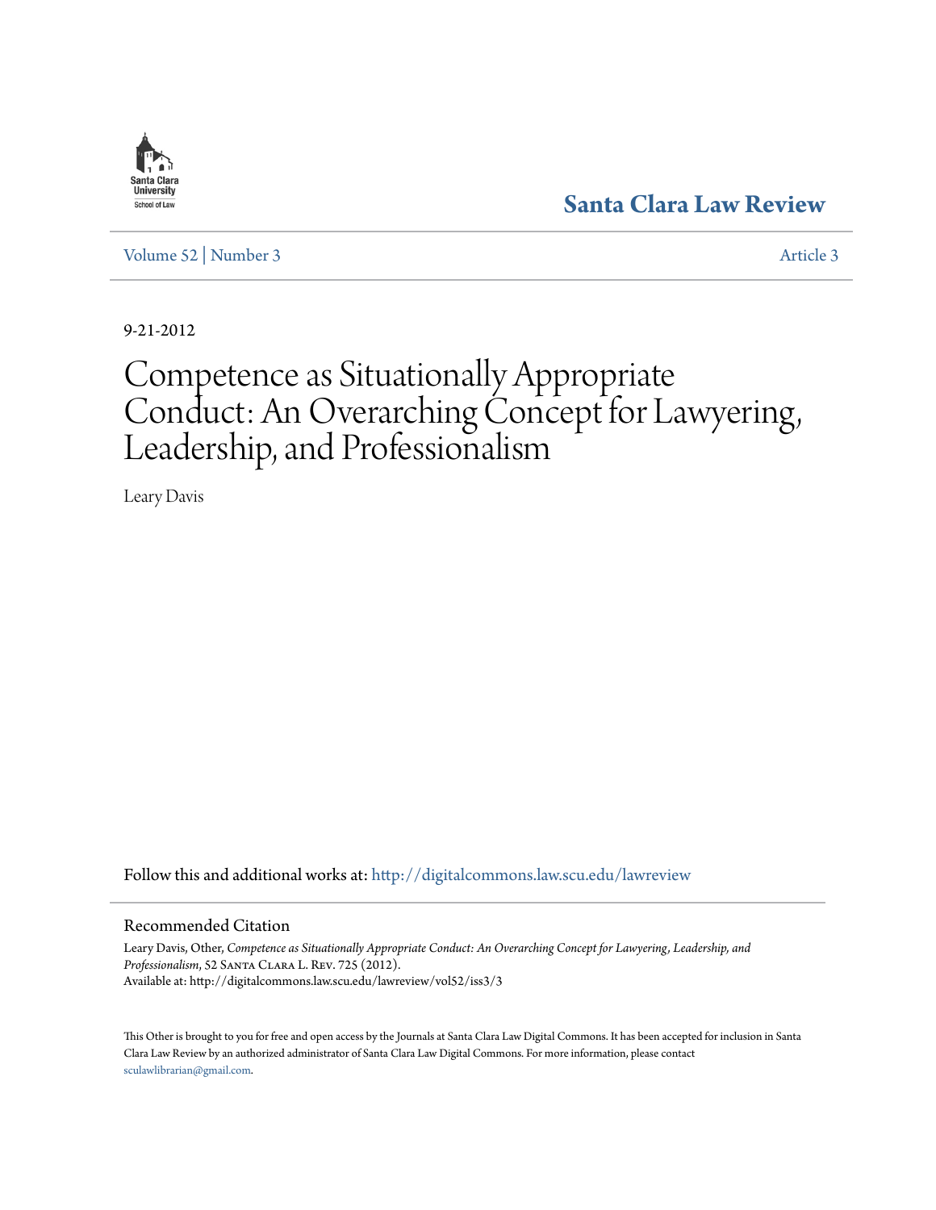Santa Clara University School of Law

# Santa Clara Law Review

Volume 52 | Number 3 Article 3

9-21-2012

# Competence as Situationally Appropriate Conduct: An Overarching Concept for Lawyering, Leadership, and Professionalism

Leary Davis

Follow this and additional works at: http://digitalcommons.law.scu.edu/lawreview

## Recommended Citation

Leary Davis, Other, *Competence as Situationally Appropriate Conduct: An Overarching Concept for Lawyering, Leadership, and Professionalism*, 52 Santa Clara L. Rev. 725 (2012).
Available at: http://digitalcommons.law.scu.edu/lawreview/vol52/iss3/3

This Other is brought to you for free and open access by the Journals at Santa Clara Law Digital Commons. It has been accepted for inclusion in Santa Clara Law Review by an authorized administrator of Santa Clara Law Digital Commons. For more information, please contact sculawlibrarian@gmail.com.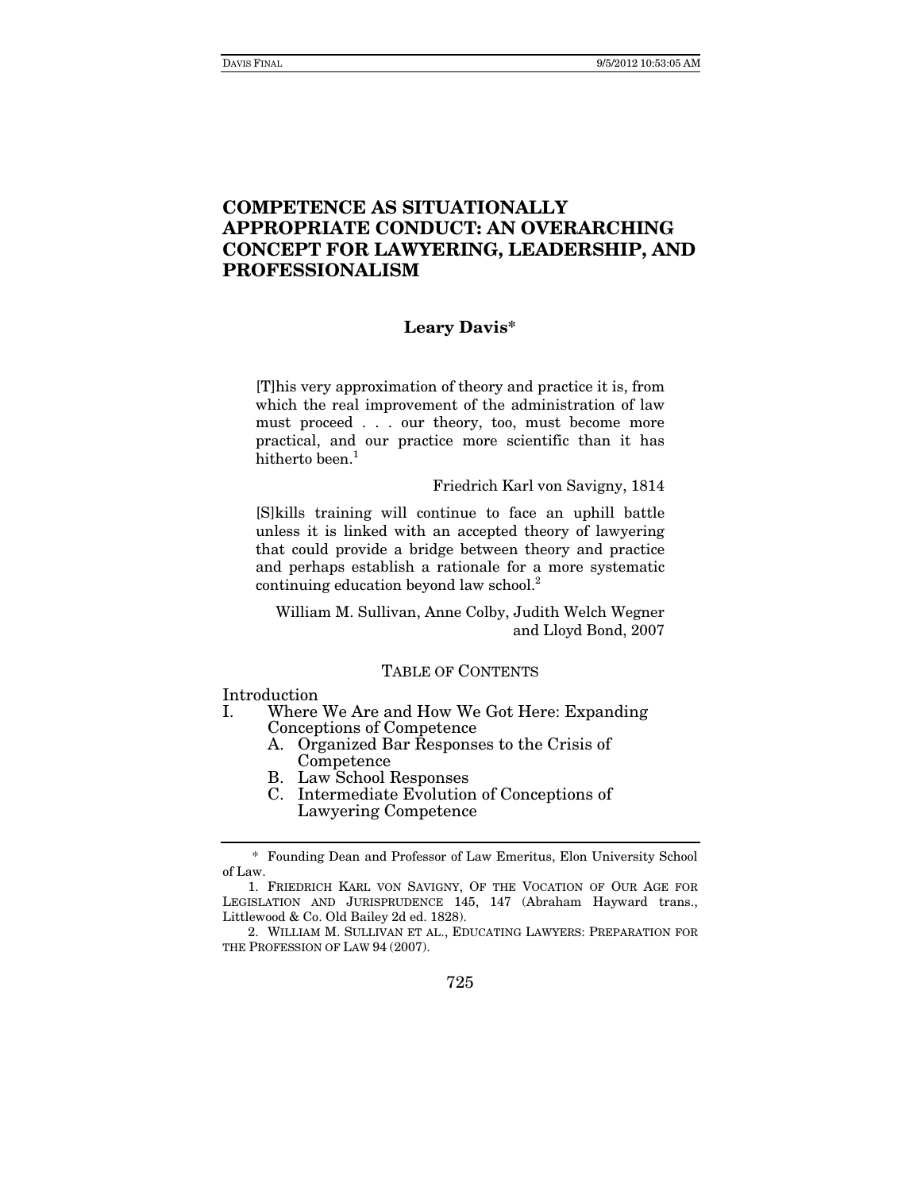# COMPETENCE AS SITUATIONALLY APPROPRIATE CONDUCT: AN OVERARCHING CONCEPT FOR LAWYERING, LEADERSHIP, AND PROFESSIONALISM

**Leary Davis***

> [T]his very approximation of theory and practice it is, from which the real improvement of the administration of law must proceed . . . our theory, too, must become more practical, and our practice more scientific than it has hitherto been.[1]
>
> Friedrich Karl von Savigny, 1814

> [S]kills training will continue to face an uphill battle unless it is linked with an accepted theory of lawyering that could provide a bridge between theory and practice and perhaps establish a rationale for a more systematic continuing education beyond law school.[2]
>
> William M. Sullivan, Anne Colby, Judith Welch Wegner and Lloyd Bond, 2007

TABLE OF CONTENTS

Introduction

I. Where We Are and How We Got Here: Expanding Conceptions of Competence
   - A. Organized Bar Responses to the Crisis of Competence
   - B. Law School Responses
   - C. Intermediate Evolution of Conceptions of Lawyering Competence

---

\* Founding Dean and Professor of Law Emeritus, Elon University School of Law.

1. FRIEDRICH KARL VON SAVIGNY, OF THE VOCATION OF OUR AGE FOR LEGISLATION AND JURISPRUDENCE 145, 147 (Abraham Hayward trans., Littlewood & Co. Old Bailey 2d ed. 1828).

2. WILLIAM M. SULLIVAN ET AL., EDUCATING LAWYERS: PREPARATION FOR THE PROFESSION OF LAW 94 (2007).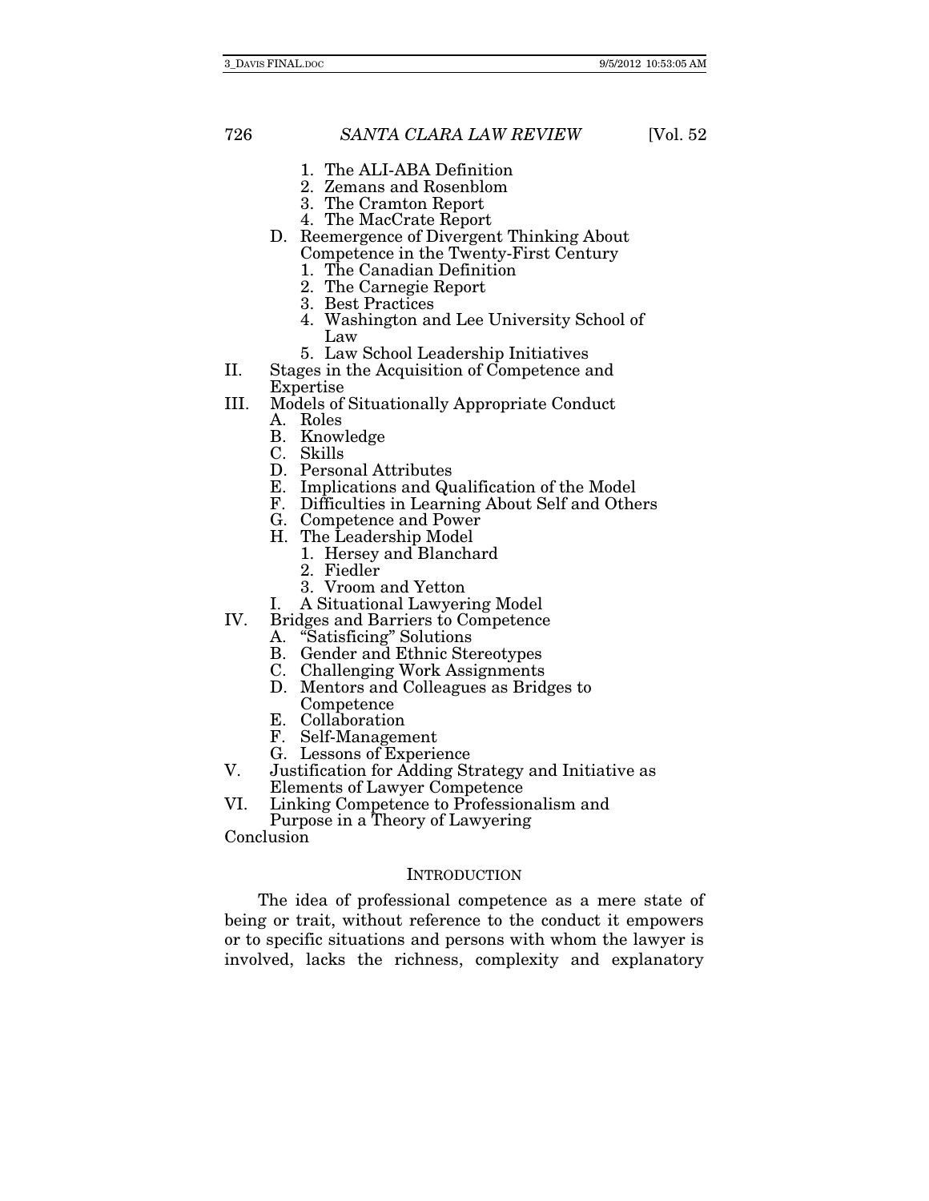1. The ALI-ABA Definition
2. Zemans and Rosenblom
3. The Cramton Report
4. The MacCrate Report

D. Reemergence of Divergent Thinking About Competence in the Twenty-First Century
1. The Canadian Definition
2. The Carnegie Report
3. Best Practices
4. Washington and Lee University School of Law
5. Law School Leadership Initiatives

II. Stages in the Acquisition of Competence and Expertise

III. Models of Situationally Appropriate Conduct
A. Roles
B. Knowledge
C. Skills
D. Personal Attributes
E. Implications and Qualification of the Model
F. Difficulties in Learning About Self and Others
G. Competence and Power
H. The Leadership Model
1. Hersey and Blanchard
2. Fiedler
3. Vroom and Yetton
I. A Situational Lawyering Model

IV. Bridges and Barriers to Competence
A. "Satisficing" Solutions
B. Gender and Ethnic Stereotypes
C. Challenging Work Assignments
D. Mentors and Colleagues as Bridges to Competence
E. Collaboration
F. Self-Management
G. Lessons of Experience

V. Justification for Adding Strategy and Initiative as Elements of Lawyer Competence

VI. Linking Competence to Professionalism and Purpose in a Theory of Lawyering

Conclusion

## INTRODUCTION

The idea of professional competence as a mere state of being or trait, without reference to the conduct it empowers or to specific situations and persons with whom the lawyer is involved, lacks the richness, complexity and explanatory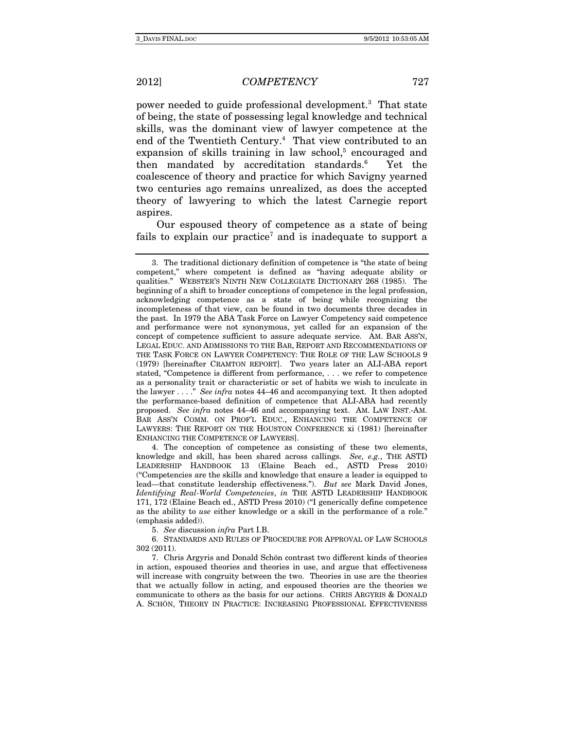power needed to guide professional development.[3] That state of being, the state of possessing legal knowledge and technical skills, was the dominant view of lawyer competence at the end of the Twentieth Century.[4] That view contributed to an expansion of skills training in law school,[5] encouraged and then mandated by accreditation standards.[6] Yet the coalescence of theory and practice for which Savigny yearned two centuries ago remains unrealized, as does the accepted theory of lawyering to which the latest Carnegie report aspires.

Our espoused theory of competence as a state of being fails to explain our practice[7] and is inadequate to support a

---

3. The traditional dictionary definition of competence is "the state of being competent," where competent is defined as "having adequate ability or qualities." WEBSTER'S NINTH NEW COLLEGIATE DICTIONARY 268 (1985). The beginning of a shift to broader conceptions of competence in the legal profession, acknowledging competence as a state of being while recognizing the incompleteness of that view, can be found in two documents three decades in the past. In 1979 the ABA Task Force on Lawyer Competency said competence and performance were not synonymous, yet called for an expansion of the concept of competence sufficient to assure adequate service. AM. BAR ASS'N, LEGAL EDUC. AND ADMISSIONS TO THE BAR, REPORT AND RECOMMENDATIONS OF THE TASK FORCE ON LAWYER COMPETENCY: THE ROLE OF THE LAW SCHOOLS 9 (1979) [hereinafter CRAMTON REPORT]. Two years later an ALI-ABA report stated, "Competence is different from performance, . . . we refer to competence as a personality trait or characteristic or set of habits we wish to inculcate in the lawyer . . . ." *See infra* notes 44–46 and accompanying text. It then adopted the performance-based definition of competence that ALI-ABA had recently proposed. *See infra* notes 44–46 and accompanying text. AM. LAW INST.-AM. BAR ASS'N COMM. ON PROF'L EDUC., ENHANCING THE COMPETENCE OF LAWYERS: THE REPORT ON THE HOUSTON CONFERENCE xi (1981) [hereinafter ENHANCING THE COMPETENCE OF LAWYERS].

4. The conception of competence as consisting of these two elements, knowledge and skill, has been shared across callings. *See, e.g.*, THE ASTD LEADERSHIP HANDBOOK 13 (Elaine Beach ed., ASTD Press 2010) ("Competencies are the skills and knowledge that ensure a leader is equipped to lead—that constitute leadership effectiveness."). *But see* Mark David Jones, *Identifying Real-World Competencies*, *in* THE ASTD LEADERSHIP HANDBOOK 171, 172 (Elaine Beach ed., ASTD Press 2010) ("I generically define competence as the ability to *use* either knowledge or a skill in the performance of a role." (emphasis added)).

5. *See* discussion *infra* Part I.B.

6. STANDARDS AND RULES OF PROCEDURE FOR APPROVAL OF LAW SCHOOLS 302 (2011).

7. Chris Argyris and Donald Schön contrast two different kinds of theories in action, espoused theories and theories in use, and argue that effectiveness will increase with congruity between the two. Theories in use are the theories that we actually follow in acting, and espoused theories are the theories we communicate to others as the basis for our actions. CHRIS ARGYRIS & DONALD A. SCHÖN, THEORY IN PRACTICE: INCREASING PROFESSIONAL EFFECTIVENESS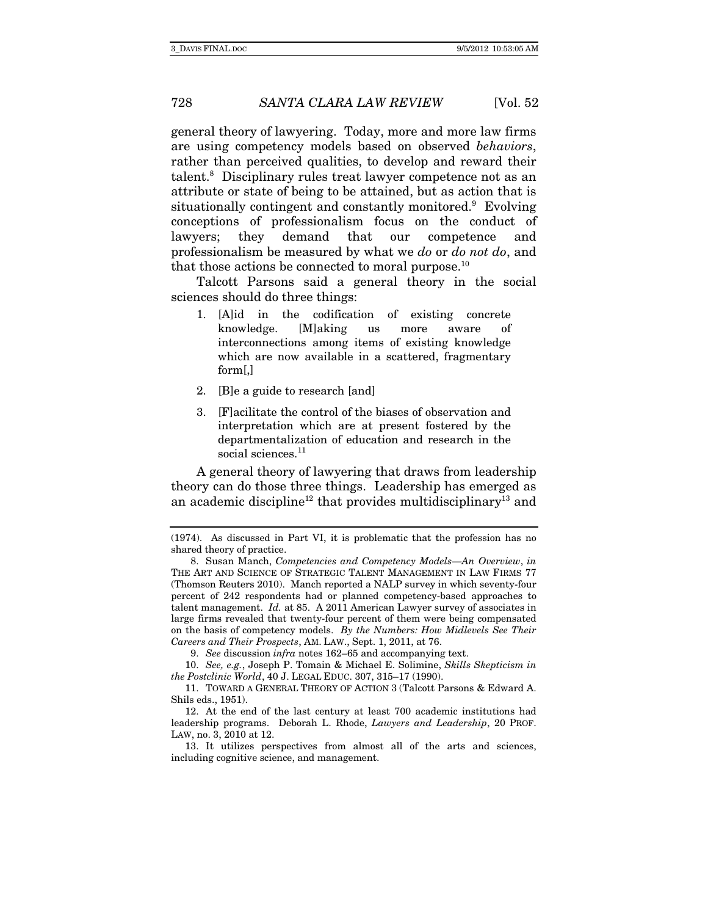general theory of lawyering. Today, more and more law firms are using competency models based on observed *behaviors*, rather than perceived qualities, to develop and reward their talent.[8] Disciplinary rules treat lawyer competence not as an attribute or state of being to be attained, but as action that is situationally contingent and constantly monitored.[9] Evolving conceptions of professionalism focus on the conduct of lawyers; they demand that our competence and professionalism be measured by what we *do* or *do not do*, and that those actions be connected to moral purpose.[10]

Talcott Parsons said a general theory in the social sciences should do three things:

1. [A]id in the codification of existing concrete knowledge. [M]aking us more aware of interconnections among items of existing knowledge which are now available in a scattered, fragmentary form[,]
2. [B]e a guide to research [and]
3. [F]acilitate the control of the biases of observation and interpretation which are at present fostered by the departmentalization of education and research in the social sciences.[11]

A general theory of lawyering that draws from leadership theory can do those three things. Leadership has emerged as an academic discipline[12] that provides multidisciplinary[13] and

---

(1974). As discussed in Part VI, it is problematic that the profession has no shared theory of practice.

8. Susan Manch, *Competencies and Competency Models—An Overview*, *in* THE ART AND SCIENCE OF STRATEGIC TALENT MANAGEMENT IN LAW FIRMS 77 (Thomson Reuters 2010). Manch reported a NALP survey in which seventy-four percent of 242 respondents had or planned competency-based approaches to talent management. *Id.* at 85. A 2011 American Lawyer survey of associates in large firms revealed that twenty-four percent of them were being compensated on the basis of competency models. *By the Numbers: How Midlevels See Their Careers and Their Prospects*, AM. LAW., Sept. 1, 2011, at 76.

9. *See* discussion *infra* notes 162–65 and accompanying text.

10. *See, e.g.*, Joseph P. Tomain & Michael E. Solimine, *Skills Skepticism in the Postclinic World*, 40 J. LEGAL EDUC. 307, 315–17 (1990).

11. TOWARD A GENERAL THEORY OF ACTION 3 (Talcott Parsons & Edward A. Shils eds., 1951).

12. At the end of the last century at least 700 academic institutions had leadership programs. Deborah L. Rhode, *Lawyers and Leadership*, 20 PROF. LAW, no. 3, 2010 at 12.

13. It utilizes perspectives from almost all of the arts and sciences, including cognitive science, and management.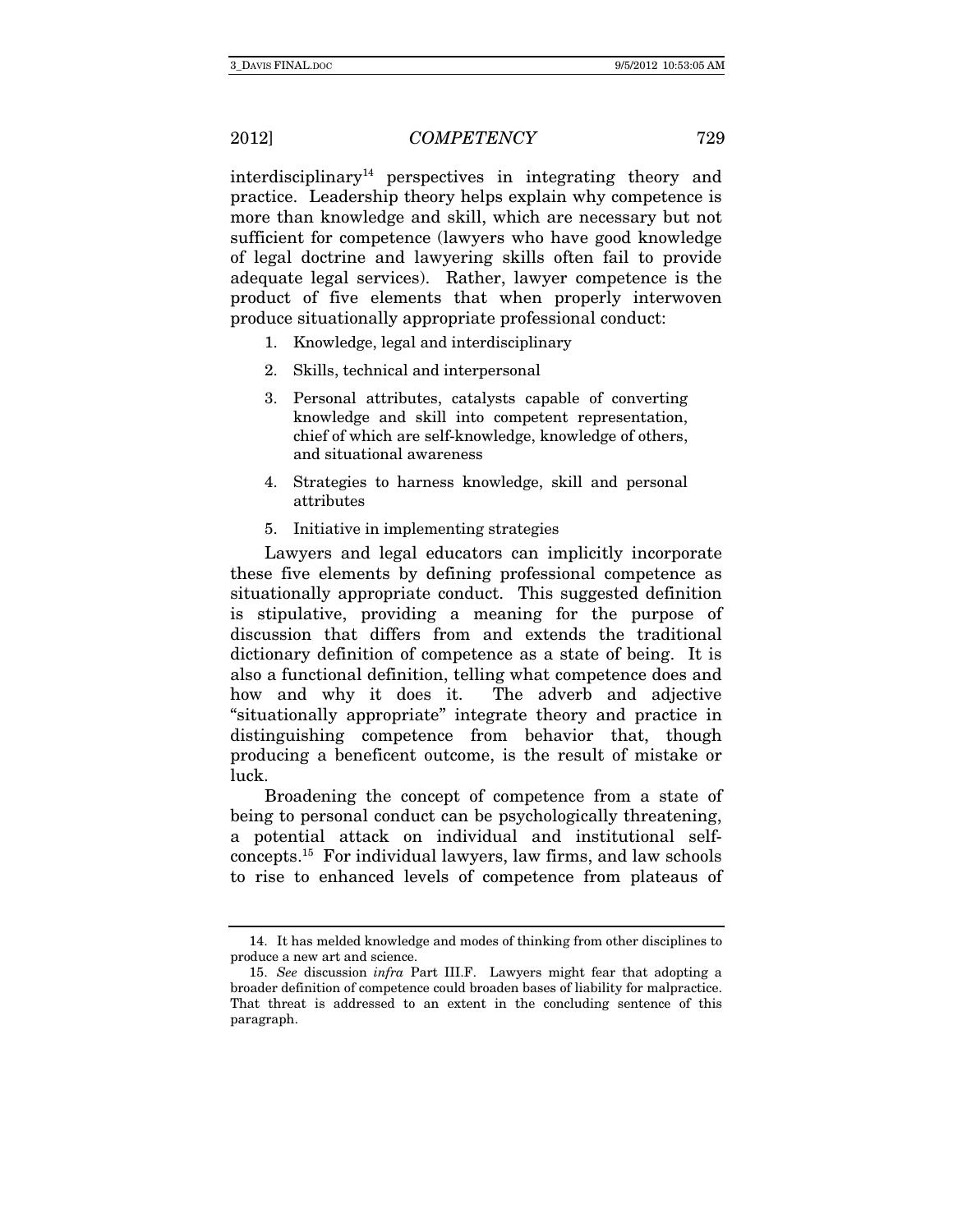interdisciplinary[14] perspectives in integrating theory and practice. Leadership theory helps explain why competence is more than knowledge and skill, which are necessary but not sufficient for competence (lawyers who have good knowledge of legal doctrine and lawyering skills often fail to provide adequate legal services). Rather, lawyer competence is the product of five elements that when properly interwoven produce situationally appropriate professional conduct:

1. Knowledge, legal and interdisciplinary
2. Skills, technical and interpersonal
3. Personal attributes, catalysts capable of converting knowledge and skill into competent representation, chief of which are self-knowledge, knowledge of others, and situational awareness
4. Strategies to harness knowledge, skill and personal attributes
5. Initiative in implementing strategies

Lawyers and legal educators can implicitly incorporate these five elements by defining professional competence as situationally appropriate conduct. This suggested definition is stipulative, providing a meaning for the purpose of discussion that differs from and extends the traditional dictionary definition of competence as a state of being. It is also a functional definition, telling what competence does and how and why it does it. The adverb and adjective "situationally appropriate" integrate theory and practice in distinguishing competence from behavior that, though producing a beneficent outcome, is the result of mistake or luck.

Broadening the concept of competence from a state of being to personal conduct can be psychologically threatening, a potential attack on individual and institutional self-concepts.[15] For individual lawyers, law firms, and law schools to rise to enhanced levels of competence from plateaus of

---

14. It has melded knowledge and modes of thinking from other disciplines to produce a new art and science.

15. *See* discussion *infra* Part III.F. Lawyers might fear that adopting a broader definition of competence could broaden bases of liability for malpractice. That threat is addressed to an extent in the concluding sentence of this paragraph.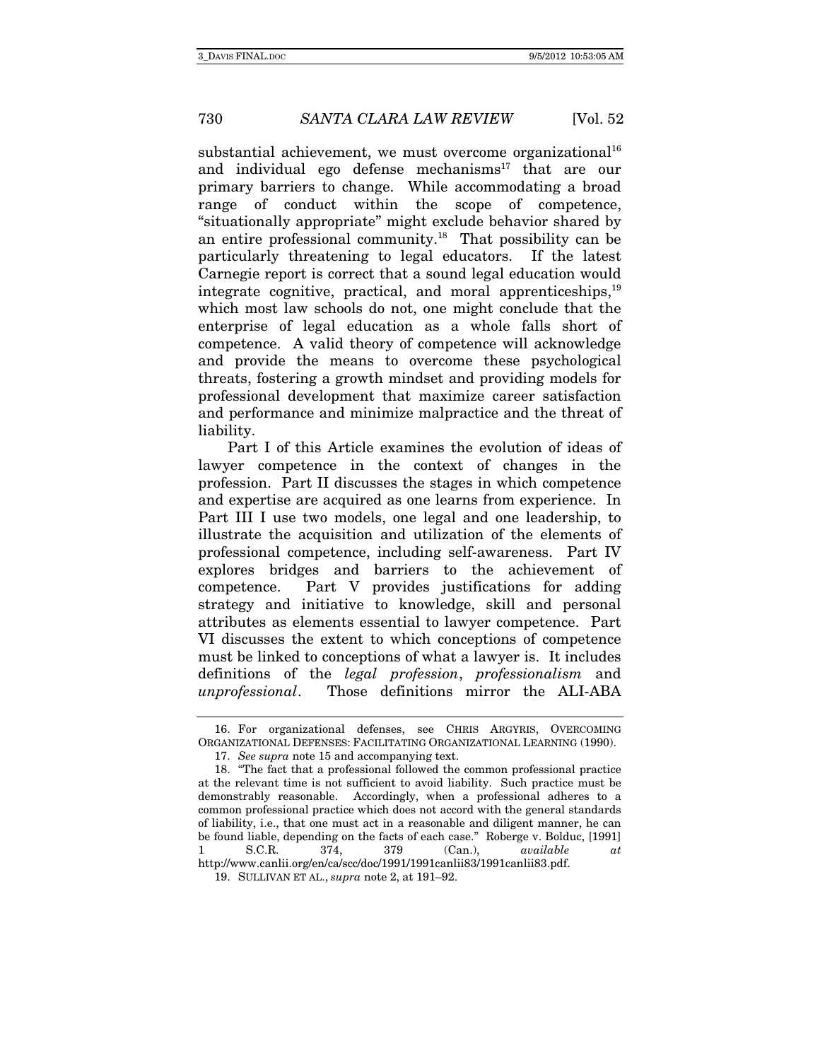substantial achievement, we must overcome organizational[16] and individual ego defense mechanisms[17] that are our primary barriers to change. While accommodating a broad range of conduct within the scope of competence, "situationally appropriate" might exclude behavior shared by an entire professional community.[18] That possibility can be particularly threatening to legal educators. If the latest Carnegie report is correct that a sound legal education would integrate cognitive, practical, and moral apprenticeships,[19] which most law schools do not, one might conclude that the enterprise of legal education as a whole falls short of competence. A valid theory of competence will acknowledge and provide the means to overcome these psychological threats, fostering a growth mindset and providing models for professional development that maximize career satisfaction and performance and minimize malpractice and the threat of liability.

Part I of this Article examines the evolution of ideas of lawyer competence in the context of changes in the profession. Part II discusses the stages in which competence and expertise are acquired as one learns from experience. In Part III I use two models, one legal and one leadership, to illustrate the acquisition and utilization of the elements of professional competence, including self-awareness. Part IV explores bridges and barriers to the achievement of competence. Part V provides justifications for adding strategy and initiative to knowledge, skill and personal attributes as elements essential to lawyer competence. Part VI discusses the extent to which conceptions of competence must be linked to conceptions of what a lawyer is. It includes definitions of the *legal profession*, *professionalism* and *unprofessional*. Those definitions mirror the ALI-ABA

---

16. For organizational defenses, see CHRIS ARGYRIS, OVERCOMING ORGANIZATIONAL DEFENSES: FACILITATING ORGANIZATIONAL LEARNING (1990).

17. *See supra* note 15 and accompanying text.

18. "The fact that a professional followed the common professional practice at the relevant time is not sufficient to avoid liability. Such practice must be demonstrably reasonable. Accordingly, when a professional adheres to a common professional practice which does not accord with the general standards of liability, i.e., that one must act in a reasonable and diligent manner, he can be found liable, depending on the facts of each case." Roberge v. Bolduc, [1991] 1 S.C.R. 374, 379 (Can.), *available at* http://www.canlii.org/en/ca/scc/doc/1991/1991canlii83/1991canlii83.pdf.

19. SULLIVAN ET AL., *supra* note 2, at 191–92.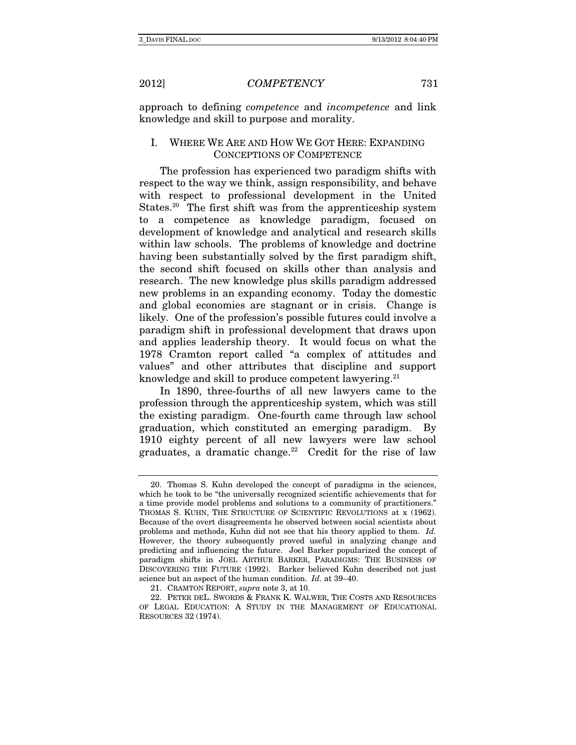approach to defining *competence* and *incompetence* and link knowledge and skill to purpose and morality.

## I. WHERE WE ARE AND HOW WE GOT HERE: EXPANDING CONCEPTIONS OF COMPETENCE

The profession has experienced two paradigm shifts with respect to the way we think, assign responsibility, and behave with respect to professional development in the United States.[20] The first shift was from the apprenticeship system to a competence as knowledge paradigm, focused on development of knowledge and analytical and research skills within law schools. The problems of knowledge and doctrine having been substantially solved by the first paradigm shift, the second shift focused on skills other than analysis and research. The new knowledge plus skills paradigm addressed new problems in an expanding economy. Today the domestic and global economies are stagnant or in crisis. Change is likely. One of the profession's possible futures could involve a paradigm shift in professional development that draws upon and applies leadership theory. It would focus on what the 1978 Cramton report called "a complex of attitudes and values" and other attributes that discipline and support knowledge and skill to produce competent lawyering.[21]

In 1890, three-fourths of all new lawyers came to the profession through the apprenticeship system, which was still the existing paradigm. One-fourth came through law school graduation, which constituted an emerging paradigm. By 1910 eighty percent of all new lawyers were law school graduates, a dramatic change.[22] Credit for the rise of law

---

20. Thomas S. Kuhn developed the concept of paradigms in the sciences, which he took to be "the universally recognized scientific achievements that for a time provide model problems and solutions to a community of practitioners." THOMAS S. KUHN, THE STRUCTURE OF SCIENTIFIC REVOLUTIONS at x (1962). Because of the overt disagreements he observed between social scientists about problems and methods, Kuhn did not see that his theory applied to them. *Id.* However, the theory subsequently proved useful in analyzing change and predicting and influencing the future. Joel Barker popularized the concept of paradigm shifts in JOEL ARTHUR BARKER, PARADIGMS: THE BUSINESS OF DISCOVERING THE FUTURE (1992). Barker believed Kuhn described not just science but an aspect of the human condition. *Id.* at 39–40.

21. CRAMTON REPORT, *supra* note 3, at 10.

22. PETER DEL. SWORDS & FRANK K. WALWER, THE COSTS AND RESOURCES OF LEGAL EDUCATION: A STUDY IN THE MANAGEMENT OF EDUCATIONAL RESOURCES 32 (1974).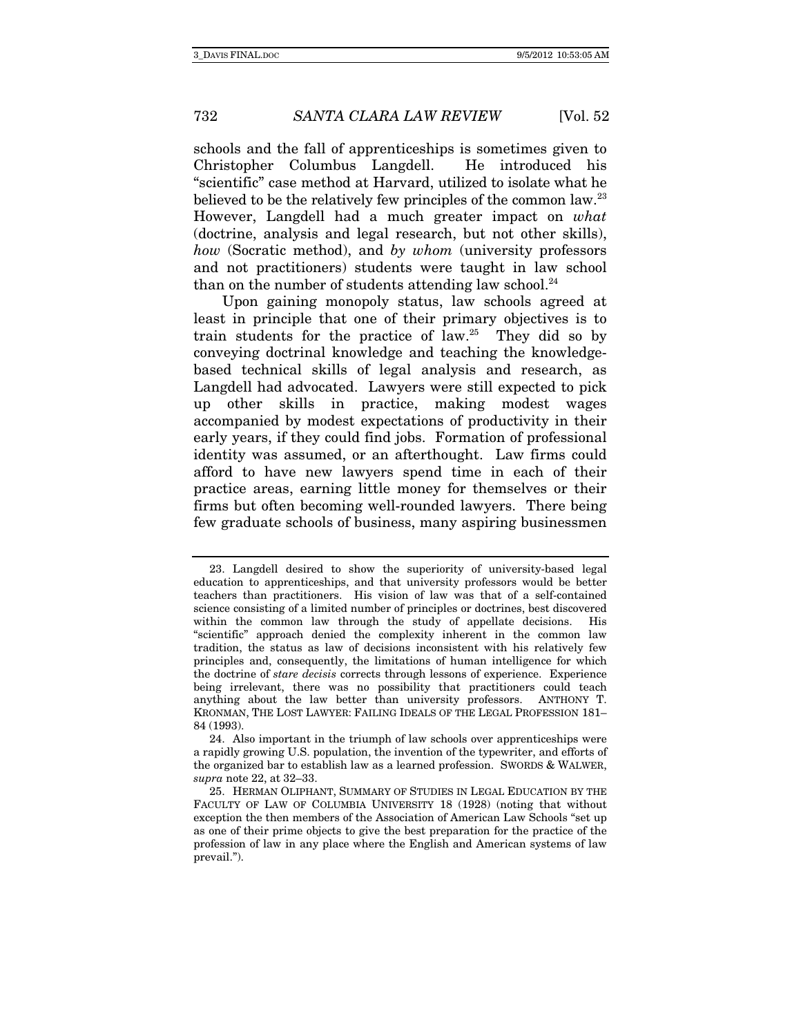schools and the fall of apprenticeships is sometimes given to Christopher Columbus Langdell. He introduced his "scientific" case method at Harvard, utilized to isolate what he believed to be the relatively few principles of the common law.[23] However, Langdell had a much greater impact on *what* (doctrine, analysis and legal research, but not other skills), *how* (Socratic method), and *by whom* (university professors and not practitioners) students were taught in law school than on the number of students attending law school.[24]

Upon gaining monopoly status, law schools agreed at least in principle that one of their primary objectives is to train students for the practice of law.[25] They did so by conveying doctrinal knowledge and teaching the knowledge-based technical skills of legal analysis and research, as Langdell had advocated. Lawyers were still expected to pick up other skills in practice, making modest wages accompanied by modest expectations of productivity in their early years, if they could find jobs. Formation of professional identity was assumed, or an afterthought. Law firms could afford to have new lawyers spend time in each of their practice areas, earning little money for themselves or their firms but often becoming well-rounded lawyers. There being few graduate schools of business, many aspiring businessmen

---

23. Langdell desired to show the superiority of university-based legal education to apprenticeships, and that university professors would be better teachers than practitioners. His vision of law was that of a self-contained science consisting of a limited number of principles or doctrines, best discovered within the common law through the study of appellate decisions. His "scientific" approach denied the complexity inherent in the common law tradition, the status as law of decisions inconsistent with his relatively few principles and, consequently, the limitations of human intelligence for which the doctrine of *stare decisis* corrects through lessons of experience. Experience being irrelevant, there was no possibility that practitioners could teach anything about the law better than university professors. ANTHONY T. KRONMAN, THE LOST LAWYER: FAILING IDEALS OF THE LEGAL PROFESSION 181–84 (1993).

24. Also important in the triumph of law schools over apprenticeships were a rapidly growing U.S. population, the invention of the typewriter, and efforts of the organized bar to establish law as a learned profession. SWORDS & WALWER, *supra* note 22, at 32–33.

25. HERMAN OLIPHANT, SUMMARY OF STUDIES IN LEGAL EDUCATION BY THE FACULTY OF LAW OF COLUMBIA UNIVERSITY 18 (1928) (noting that without exception the then members of the Association of American Law Schools "set up as one of their prime objects to give the best preparation for the practice of the profession of law in any place where the English and American systems of law prevail.").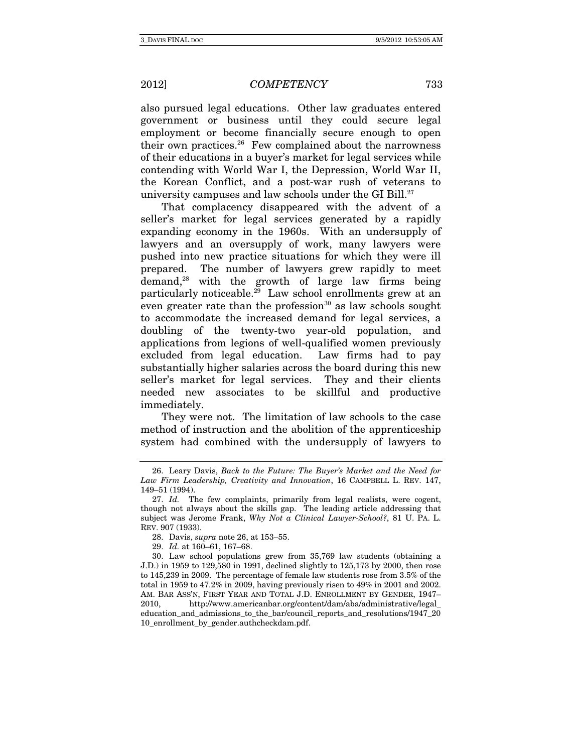also pursued legal educations. Other law graduates entered government or business until they could secure legal employment or become financially secure enough to open their own practices.[26] Few complained about the narrowness of their educations in a buyer's market for legal services while contending with World War I, the Depression, World War II, the Korean Conflict, and a post-war rush of veterans to university campuses and law schools under the GI Bill.[27]

That complacency disappeared with the advent of a seller's market for legal services generated by a rapidly expanding economy in the 1960s. With an undersupply of lawyers and an oversupply of work, many lawyers were pushed into new practice situations for which they were ill prepared. The number of lawyers grew rapidly to meet demand,[28] with the growth of large law firms being particularly noticeable.[29] Law school enrollments grew at an even greater rate than the profession[30] as law schools sought to accommodate the increased demand for legal services, a doubling of the twenty-two year-old population, and applications from legions of well-qualified women previously excluded from legal education. Law firms had to pay substantially higher salaries across the board during this new seller's market for legal services. They and their clients needed new associates to be skillful and productive immediately.

They were not. The limitation of law schools to the case method of instruction and the abolition of the apprenticeship system had combined with the undersupply of lawyers to

---

26. Leary Davis, *Back to the Future: The Buyer's Market and the Need for Law Firm Leadership, Creativity and Innovation*, 16 CAMPBELL L. REV. 147, 149–51 (1994).

27. *Id.* The few complaints, primarily from legal realists, were cogent, though not always about the skills gap. The leading article addressing that subject was Jerome Frank, *Why Not a Clinical Lawyer-School?*, 81 U. PA. L. REV. 907 (1933).

28. Davis, *supra* note 26, at 153–55.

29. *Id.* at 160–61, 167–68.

30. Law school populations grew from 35,769 law students (obtaining a J.D.) in 1959 to 129,580 in 1991, declined slightly to 125,173 by 2000, then rose to 145,239 in 2009. The percentage of female law students rose from 3.5% of the total in 1959 to 47.2% in 2009, having previously risen to 49% in 2001 and 2002. AM. BAR ASS'N, FIRST YEAR AND TOTAL J.D. ENROLLMENT BY GENDER, 1947–2010, http://www.americanbar.org/content/dam/aba/administrative/legal_education_and_admissions_to_the_bar/council_reports_and_resolutions/1947_2010_enrollment_by_gender.authcheckdam.pdf.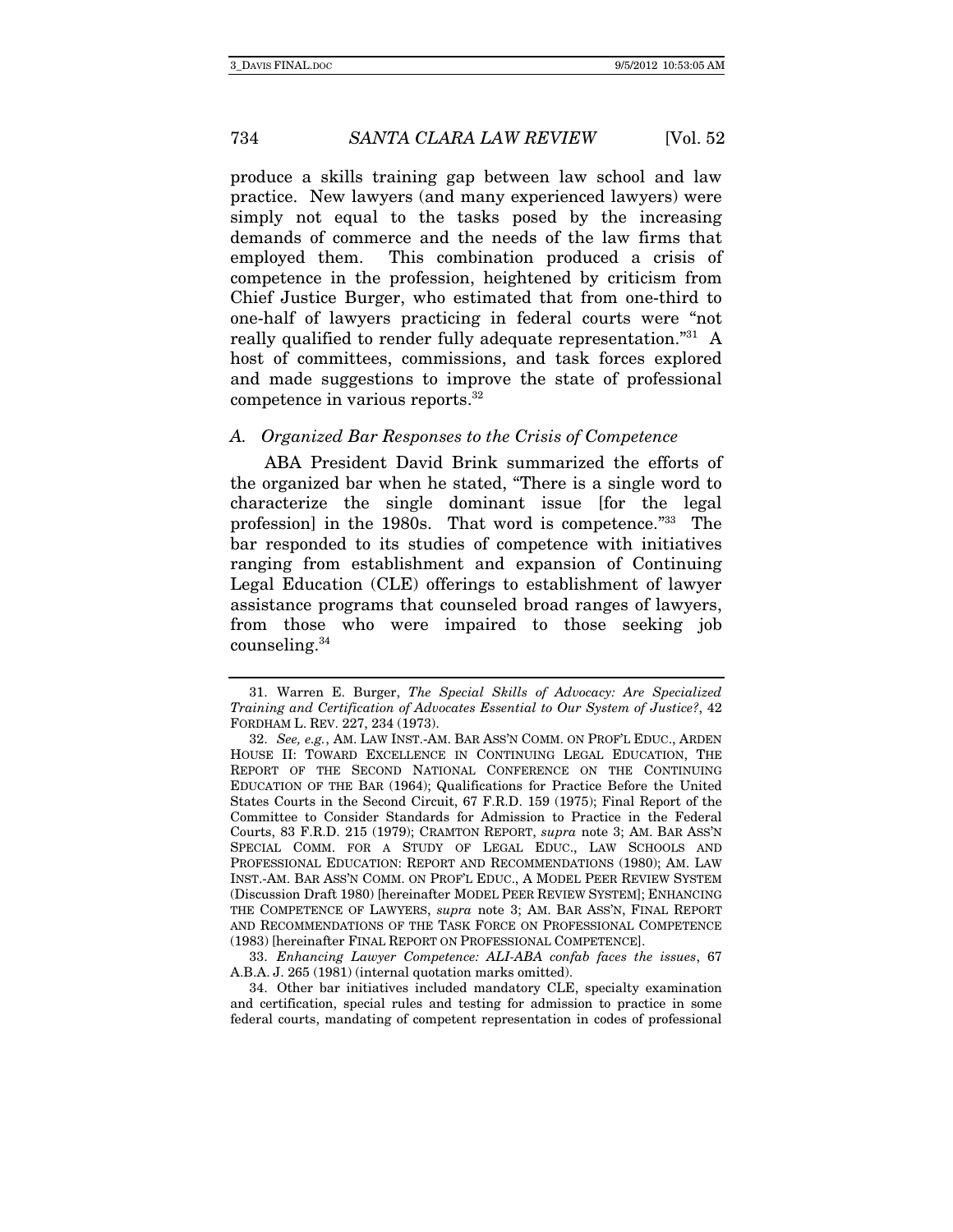produce a skills training gap between law school and law practice. New lawyers (and many experienced lawyers) were simply not equal to the tasks posed by the increasing demands of commerce and the needs of the law firms that employed them. This combination produced a crisis of competence in the profession, heightened by criticism from Chief Justice Burger, who estimated that from one-third to one-half of lawyers practicing in federal courts were "not really qualified to render fully adequate representation."[31] A host of committees, commissions, and task forces explored and made suggestions to improve the state of professional competence in various reports.[32]

### A. Organized Bar Responses to the Crisis of Competence

ABA President David Brink summarized the efforts of the organized bar when he stated, "There is a single word to characterize the single dominant issue [for the legal profession] in the 1980s. That word is competence."[33] The bar responded to its studies of competence with initiatives ranging from establishment and expansion of Continuing Legal Education (CLE) offerings to establishment of lawyer assistance programs that counseled broad ranges of lawyers, from those who were impaired to those seeking job counseling.[34]

---

31. Warren E. Burger, *The Special Skills of Advocacy: Are Specialized Training and Certification of Advocates Essential to Our System of Justice?*, 42 FORDHAM L. REV. 227, 234 (1973).

32. *See, e.g.*, AM. LAW INST.-AM. BAR ASS'N COMM. ON PROF'L EDUC., ARDEN HOUSE II: TOWARD EXCELLENCE IN CONTINUING LEGAL EDUCATION, THE REPORT OF THE SECOND NATIONAL CONFERENCE ON THE CONTINUING EDUCATION OF THE BAR (1964); Qualifications for Practice Before the United States Courts in the Second Circuit, 67 F.R.D. 159 (1975); Final Report of the Committee to Consider Standards for Admission to Practice in the Federal Courts, 83 F.R.D. 215 (1979); CRAMTON REPORT, *supra* note 3; AM. BAR ASS'N SPECIAL COMM. FOR A STUDY OF LEGAL EDUC., LAW SCHOOLS AND PROFESSIONAL EDUCATION: REPORT AND RECOMMENDATIONS (1980); AM. LAW INST.-AM. BAR ASS'N COMM. ON PROF'L EDUC., A MODEL PEER REVIEW SYSTEM (Discussion Draft 1980) [hereinafter MODEL PEER REVIEW SYSTEM]; ENHANCING THE COMPETENCE OF LAWYERS, *supra* note 3; AM. BAR ASS'N, FINAL REPORT AND RECOMMENDATIONS OF THE TASK FORCE ON PROFESSIONAL COMPETENCE (1983) [hereinafter FINAL REPORT ON PROFESSIONAL COMPETENCE].

33. *Enhancing Lawyer Competence: ALI-ABA confab faces the issues*, 67 A.B.A. J. 265 (1981) (internal quotation marks omitted).

34. Other bar initiatives included mandatory CLE, specialty examination and certification, special rules and testing for admission to practice in some federal courts, mandating of competent representation in codes of professional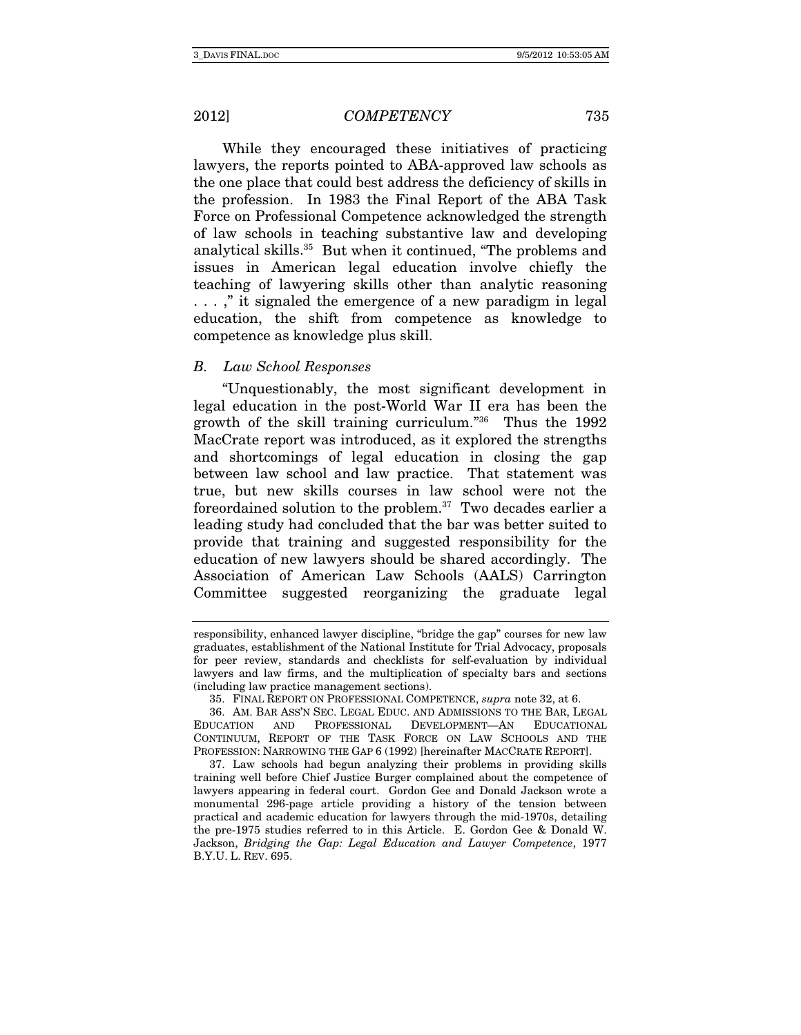While they encouraged these initiatives of practicing lawyers, the reports pointed to ABA-approved law schools as the one place that could best address the deficiency of skills in the profession. In 1983 the Final Report of the ABA Task Force on Professional Competence acknowledged the strength of law schools in teaching substantive law and developing analytical skills.[35] But when it continued, "The problems and issues in American legal education involve chiefly the teaching of lawyering skills other than analytic reasoning . . . ," it signaled the emergence of a new paradigm in legal education, the shift from competence as knowledge to competence as knowledge plus skill.

### *B. Law School Responses*

"Unquestionably, the most significant development in legal education in the post-World War II era has been the growth of the skill training curriculum."[36] Thus the 1992 MacCrate report was introduced, as it explored the strengths and shortcomings of legal education in closing the gap between law school and law practice. That statement was true, but new skills courses in law school were not the foreordained solution to the problem.[37] Two decades earlier a leading study had concluded that the bar was better suited to provide that training and suggested responsibility for the education of new lawyers should be shared accordingly. The Association of American Law Schools (AALS) Carrington Committee suggested reorganizing the graduate legal

---

responsibility, enhanced lawyer discipline, "bridge the gap" courses for new law graduates, establishment of the National Institute for Trial Advocacy, proposals for peer review, standards and checklists for self-evaluation by individual lawyers and law firms, and the multiplication of specialty bars and sections (including law practice management sections).

35. FINAL REPORT ON PROFESSIONAL COMPETENCE, *supra* note 32, at 6.

36. AM. BAR ASS'N SEC. LEGAL EDUC. AND ADMISSIONS TO THE BAR, LEGAL EDUCATION AND PROFESSIONAL DEVELOPMENT—AN EDUCATIONAL CONTINUUM, REPORT OF THE TASK FORCE ON LAW SCHOOLS AND THE PROFESSION: NARROWING THE GAP 6 (1992) [hereinafter MACCRATE REPORT].

37. Law schools had begun analyzing their problems in providing skills training well before Chief Justice Burger complained about the competence of lawyers appearing in federal court. Gordon Gee and Donald Jackson wrote a monumental 296-page article providing a history of the tension between practical and academic education for lawyers through the mid-1970s, detailing the pre-1975 studies referred to in this Article. E. Gordon Gee & Donald W. Jackson, *Bridging the Gap: Legal Education and Lawyer Competence*, 1977 B.Y.U. L. REV. 695.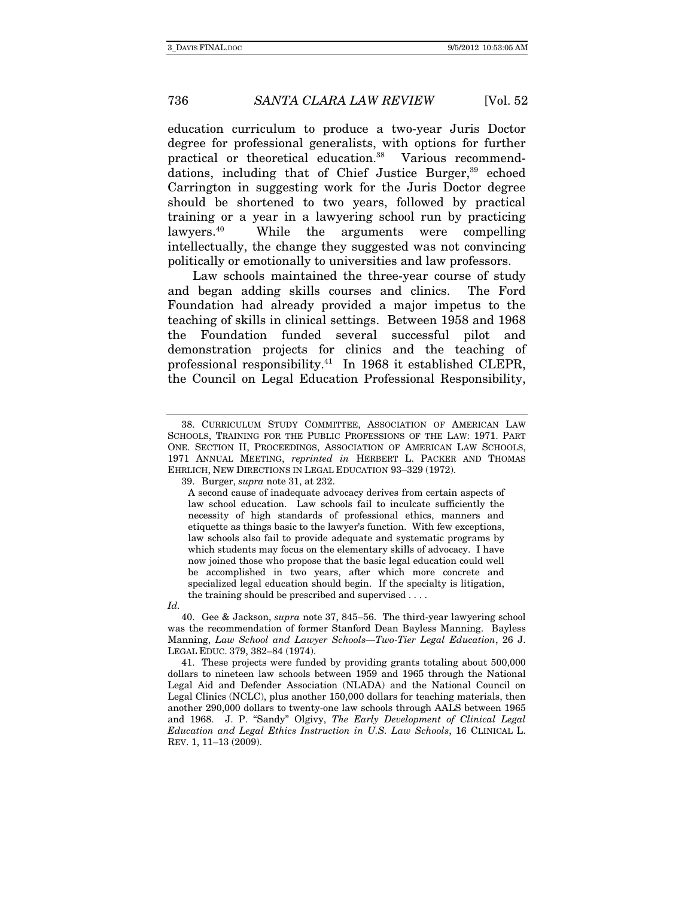education curriculum to produce a two-year Juris Doctor degree for professional generalists, with options for further practical or theoretical education.[38] Various recommenddations, including that of Chief Justice Burger,[39] echoed Carrington in suggesting work for the Juris Doctor degree should be shortened to two years, followed by practical training or a year in a lawyering school run by practicing lawyers.[40] While the arguments were compelling intellectually, the change they suggested was not convincing politically or emotionally to universities and law professors.

Law schools maintained the three-year course of study and began adding skills courses and clinics. The Ford Foundation had already provided a major impetus to the teaching of skills in clinical settings. Between 1958 and 1968 the Foundation funded several successful pilot and demonstration projects for clinics and the teaching of professional responsibility.[41] In 1968 it established CLEPR, the Council on Legal Education Professional Responsibility,

---

38. CURRICULUM STUDY COMMITTEE, ASSOCIATION OF AMERICAN LAW SCHOOLS, TRAINING FOR THE PUBLIC PROFESSIONS OF THE LAW: 1971. PART ONE. SECTION II, PROCEEDINGS, ASSOCIATION OF AMERICAN LAW SCHOOLS, 1971 ANNUAL MEETING, *reprinted in* HERBERT L. PACKER AND THOMAS EHRLICH, NEW DIRECTIONS IN LEGAL EDUCATION 93–329 (1972).

39. Burger, *supra* note 31, at 232.

> A second cause of inadequate advocacy derives from certain aspects of law school education. Law schools fail to inculcate sufficiently the necessity of high standards of professional ethics, manners and etiquette as things basic to the lawyer's function. With few exceptions, law schools also fail to provide adequate and systematic programs by which students may focus on the elementary skills of advocacy. I have now joined those who propose that the basic legal education could well be accomplished in two years, after which more concrete and specialized legal education should begin. If the specialty is litigation, the training should be prescribed and supervised . . . .

*Id.*

40. Gee & Jackson, *supra* note 37, 845–56. The third-year lawyering school was the recommendation of former Stanford Dean Bayless Manning. Bayless Manning, *Law School and Lawyer Schools—Two-Tier Legal Education*, 26 J. LEGAL EDUC. 379, 382–84 (1974).

41. These projects were funded by providing grants totaling about 500,000 dollars to nineteen law schools between 1959 and 1965 through the National Legal Aid and Defender Association (NLADA) and the National Council on Legal Clinics (NCLC), plus another 150,000 dollars for teaching materials, then another 290,000 dollars to twenty-one law schools through AALS between 1965 and 1968. J. P. "Sandy" Olgivy, *The Early Development of Clinical Legal Education and Legal Ethics Instruction in U.S. Law Schools*, 16 CLINICAL L. REV. 1, 11–13 (2009).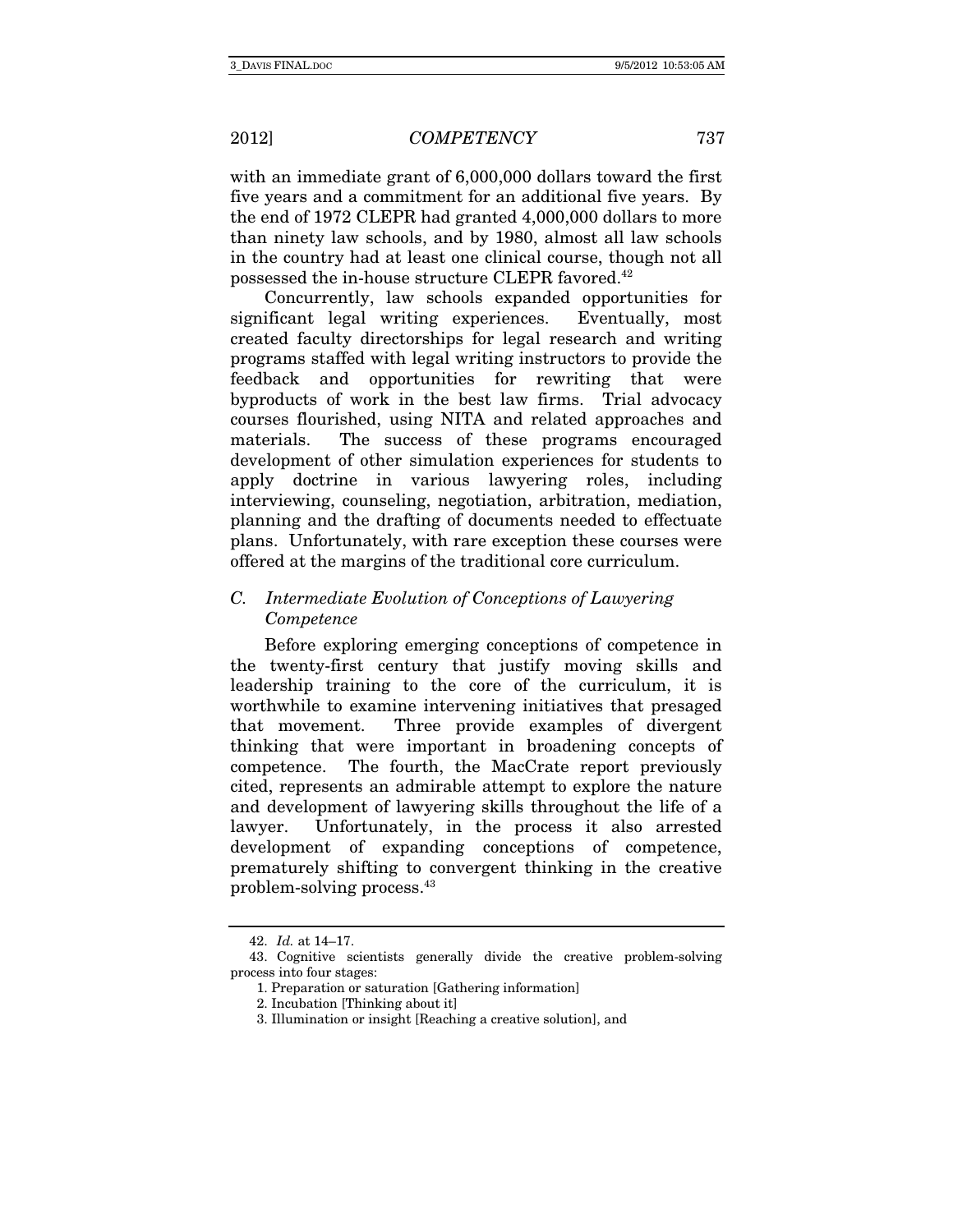with an immediate grant of 6,000,000 dollars toward the first five years and a commitment for an additional five years. By the end of 1972 CLEPR had granted 4,000,000 dollars to more than ninety law schools, and by 1980, almost all law schools in the country had at least one clinical course, though not all possessed the in-house structure CLEPR favored.[42]

Concurrently, law schools expanded opportunities for significant legal writing experiences. Eventually, most created faculty directorships for legal research and writing programs staffed with legal writing instructors to provide the feedback and opportunities for rewriting that were byproducts of work in the best law firms. Trial advocacy courses flourished, using NITA and related approaches and materials. The success of these programs encouraged development of other simulation experiences for students to apply doctrine in various lawyering roles, including interviewing, counseling, negotiation, arbitration, mediation, planning and the drafting of documents needed to effectuate plans. Unfortunately, with rare exception these courses were offered at the margins of the traditional core curriculum.

### *C. Intermediate Evolution of Conceptions of Lawyering Competence*

Before exploring emerging conceptions of competence in the twenty-first century that justify moving skills and leadership training to the core of the curriculum, it is worthwhile to examine intervening initiatives that presaged that movement. Three provide examples of divergent thinking that were important in broadening concepts of competence. The fourth, the MacCrate report previously cited, represents an admirable attempt to explore the nature and development of lawyering skills throughout the life of a lawyer. Unfortunately, in the process it also arrested development of expanding conceptions of competence, prematurely shifting to convergent thinking in the creative problem-solving process.[43]

---

42. *Id.* at 14–17.

43. Cognitive scientists generally divide the creative problem-solving process into four stages:

1. Preparation or saturation [Gathering information]
2. Incubation [Thinking about it]
3. Illumination or insight [Reaching a creative solution], and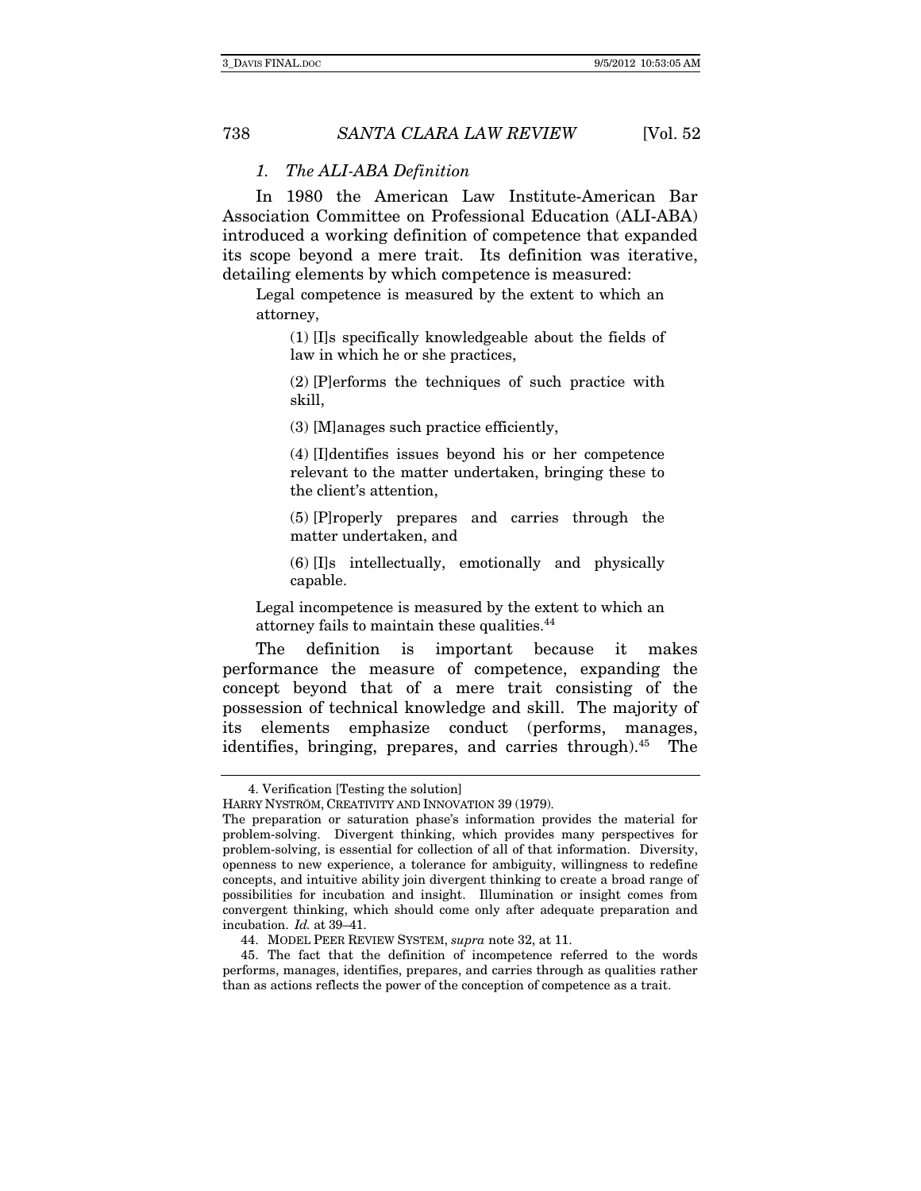### *1. The ALI-ABA Definition*

In 1980 the American Law Institute-American Bar Association Committee on Professional Education (ALI-ABA) introduced a working definition of competence that expanded its scope beyond a mere trait. Its definition was iterative, detailing elements by which competence is measured:

> Legal competence is measured by the extent to which an attorney,
>
> > (1) [I]s specifically knowledgeable about the fields of law in which he or she practices,
> >
> > (2) [P]erforms the techniques of such practice with skill,
> >
> > (3) [M]anages such practice efficiently,
> >
> > (4) [I]dentifies issues beyond his or her competence relevant to the matter undertaken, bringing these to the client's attention,
> >
> > (5) [P]roperly prepares and carries through the matter undertaken, and
> >
> > (6) [I]s intellectually, emotionally and physically capable.
>
> Legal incompetence is measured by the extent to which an attorney fails to maintain these qualities.[44]

The definition is important because it makes performance the measure of competence, expanding the concept beyond that of a mere trait consisting of the possession of technical knowledge and skill. The majority of its elements emphasize conduct (performs, manages, identifies, bringing, prepares, and carries through).[45] The

---

4. Verification [Testing the solution]

HARRY NYSTRÖM, CREATIVITY AND INNOVATION 39 (1979).

The preparation or saturation phase's information provides the material for problem-solving. Divergent thinking, which provides many perspectives for problem-solving, is essential for collection of all of that information. Diversity, openness to new experience, a tolerance for ambiguity, willingness to redefine concepts, and intuitive ability join divergent thinking to create a broad range of possibilities for incubation and insight. Illumination or insight comes from convergent thinking, which should come only after adequate preparation and incubation. *Id.* at 39–41.

44. MODEL PEER REVIEW SYSTEM, *supra* note 32, at 11.

45. The fact that the definition of incompetence referred to the words performs, manages, identifies, prepares, and carries through as qualities rather than as actions reflects the power of the conception of competence as a trait.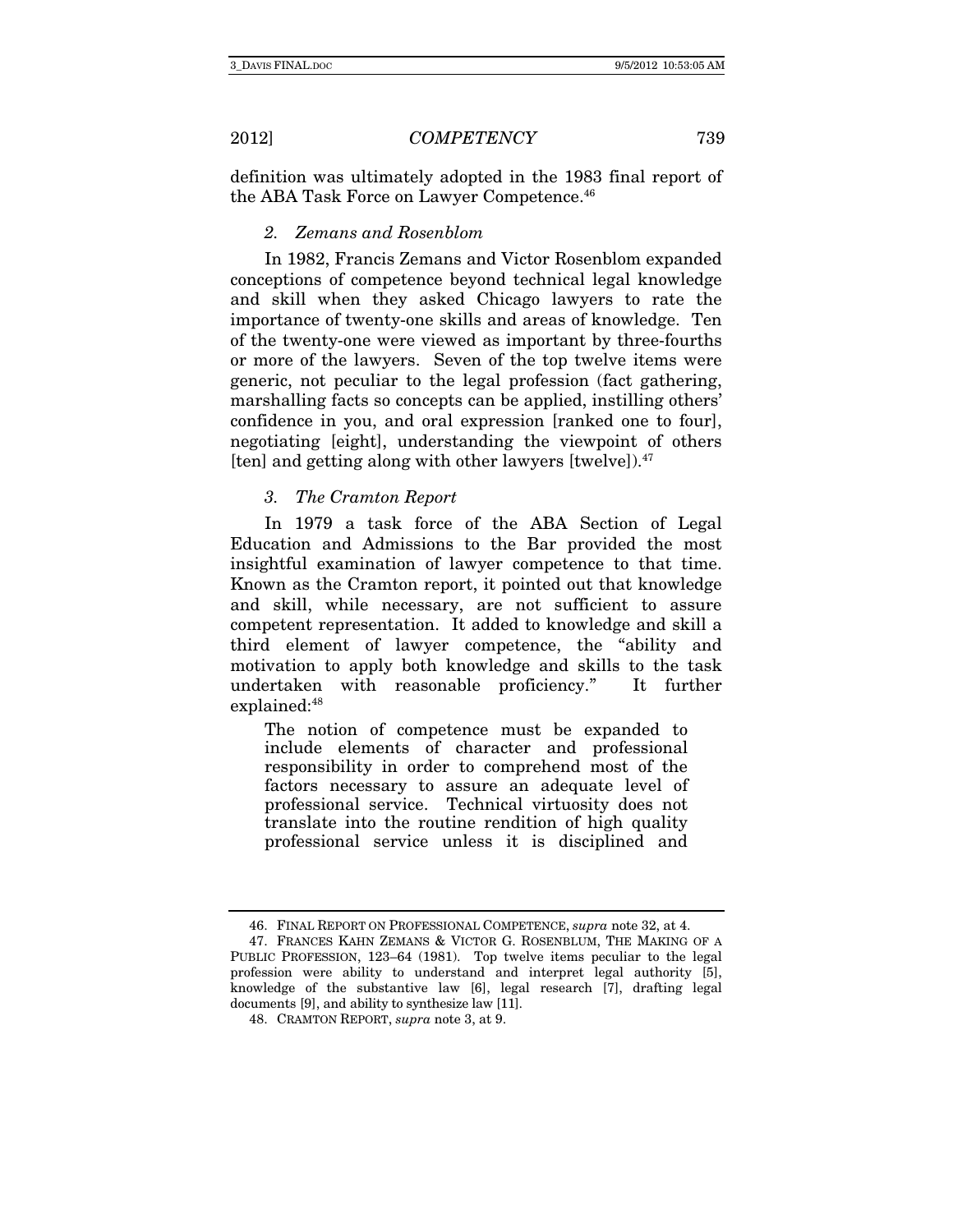definition was ultimately adopted in the 1983 final report of the ABA Task Force on Lawyer Competence.[46]

### *2. Zemans and Rosenblom*

In 1982, Francis Zemans and Victor Rosenblom expanded conceptions of competence beyond technical legal knowledge and skill when they asked Chicago lawyers to rate the importance of twenty-one skills and areas of knowledge. Ten of the twenty-one were viewed as important by three-fourths or more of the lawyers. Seven of the top twelve items were generic, not peculiar to the legal profession (fact gathering, marshalling facts so concepts can be applied, instilling others' confidence in you, and oral expression [ranked one to four], negotiating [eight], understanding the viewpoint of others [ten] and getting along with other lawyers [twelve]).[47]

### *3. The Cramton Report*

In 1979 a task force of the ABA Section of Legal Education and Admissions to the Bar provided the most insightful examination of lawyer competence to that time. Known as the Cramton report, it pointed out that knowledge and skill, while necessary, are not sufficient to assure competent representation. It added to knowledge and skill a third element of lawyer competence, the "ability and motivation to apply both knowledge and skills to the task undertaken with reasonable proficiency." It further explained:[48]

> The notion of competence must be expanded to include elements of character and professional responsibility in order to comprehend most of the factors necessary to assure an adequate level of professional service. Technical virtuosity does not translate into the routine rendition of high quality professional service unless it is disciplined and

---

46. FINAL REPORT ON PROFESSIONAL COMPETENCE, *supra* note 32, at 4.

47. FRANCES KAHN ZEMANS & VICTOR G. ROSENBLUM, THE MAKING OF A PUBLIC PROFESSION, 123–64 (1981). Top twelve items peculiar to the legal profession were ability to understand and interpret legal authority [5], knowledge of the substantive law [6], legal research [7], drafting legal documents [9], and ability to synthesize law [11].

48. CRAMTON REPORT, *supra* note 3, at 9.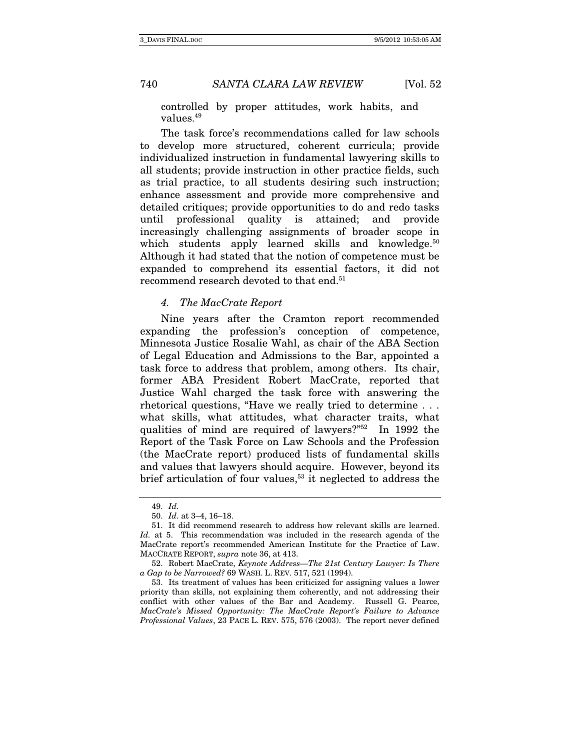controlled by proper attitudes, work habits, and values.[49]

The task force's recommendations called for law schools to develop more structured, coherent curricula; provide individualized instruction in fundamental lawyering skills to all students; provide instruction in other practice fields, such as trial practice, to all students desiring such instruction; enhance assessment and provide more comprehensive and detailed critiques; provide opportunities to do and redo tasks until professional quality is attained; and provide increasingly challenging assignments of broader scope in which students apply learned skills and knowledge.[50] Although it had stated that the notion of competence must be expanded to comprehend its essential factors, it did not recommend research devoted to that end.[51]

### *4. The MacCrate Report*

Nine years after the Cramton report recommended expanding the profession's conception of competence, Minnesota Justice Rosalie Wahl, as chair of the ABA Section of Legal Education and Admissions to the Bar, appointed a task force to address that problem, among others. Its chair, former ABA President Robert MacCrate, reported that Justice Wahl charged the task force with answering the rhetorical questions, "Have we really tried to determine . . . what skills, what attitudes, what character traits, what qualities of mind are required of lawyers?"[52] In 1992 the Report of the Task Force on Law Schools and the Profession (the MacCrate report) produced lists of fundamental skills and values that lawyers should acquire. However, beyond its brief articulation of four values,[53] it neglected to address the

---

49. *Id.*

50. *Id.* at 3–4, 16–18.

51. It did recommend research to address how relevant skills are learned. *Id.* at 5. This recommendation was included in the research agenda of the MacCrate report's recommended American Institute for the Practice of Law. MACCRATE REPORT, *supra* note 36, at 413.

52. Robert MacCrate, *Keynote Address—The 21st Century Lawyer: Is There a Gap to be Narrowed?* 69 WASH. L. REV. 517, 521 (1994).

53. Its treatment of values has been criticized for assigning values a lower priority than skills, not explaining them coherently, and not addressing their conflict with other values of the Bar and Academy. Russell G. Pearce, *MacCrate's Missed Opportunity: The MacCrate Report's Failure to Advance Professional Values*, 23 PACE L. REV. 575, 576 (2003). The report never defined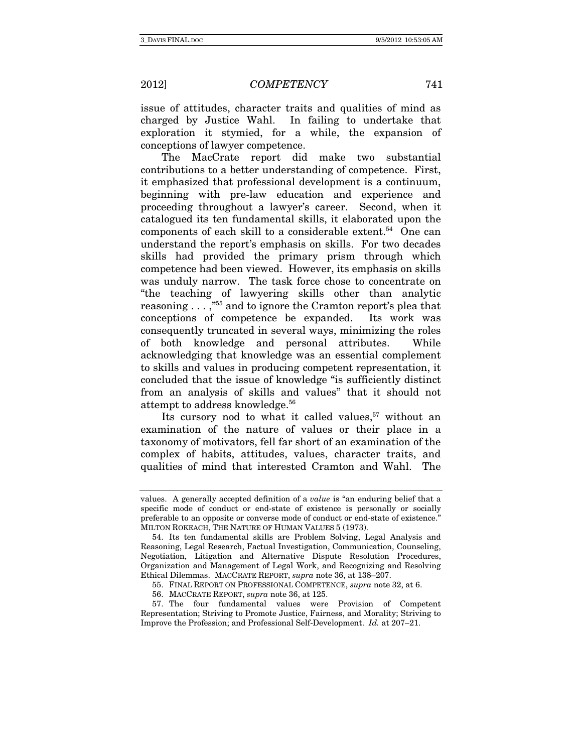issue of attitudes, character traits and qualities of mind as charged by Justice Wahl. In failing to undertake that exploration it stymied, for a while, the expansion of conceptions of lawyer competence.

The MacCrate report did make two substantial contributions to a better understanding of competence. First, it emphasized that professional development is a continuum, beginning with pre-law education and experience and proceeding throughout a lawyer's career. Second, when it catalogued its ten fundamental skills, it elaborated upon the components of each skill to a considerable extent.[54] One can understand the report's emphasis on skills. For two decades skills had provided the primary prism through which competence had been viewed. However, its emphasis on skills was unduly narrow. The task force chose to concentrate on "the teaching of lawyering skills other than analytic reasoning . . . ,"[55] and to ignore the Cramton report's plea that conceptions of competence be expanded. Its work was consequently truncated in several ways, minimizing the roles of both knowledge and personal attributes. While acknowledging that knowledge was an essential complement to skills and values in producing competent representation, it concluded that the issue of knowledge "is sufficiently distinct from an analysis of skills and values" that it should not attempt to address knowledge.[56]

Its cursory nod to what it called values,[57] without an examination of the nature of values or their place in a taxonomy of motivators, fell far short of an examination of the complex of habits, attitudes, values, character traits, and qualities of mind that interested Cramton and Wahl. The

---

values. A generally accepted definition of a *value* is "an enduring belief that a specific mode of conduct or end-state of existence is personally or socially preferable to an opposite or converse mode of conduct or end-state of existence." MILTON ROKEACH, THE NATURE OF HUMAN VALUES 5 (1973).

54. Its ten fundamental skills are Problem Solving, Legal Analysis and Reasoning, Legal Research, Factual Investigation, Communication, Counseling, Negotiation, Litigation and Alternative Dispute Resolution Procedures, Organization and Management of Legal Work, and Recognizing and Resolving Ethical Dilemmas. MACCRATE REPORT, *supra* note 36, at 138–207.

55. FINAL REPORT ON PROFESSIONAL COMPETENCE, *supra* note 32, at 6.

56. MACCRATE REPORT, *supra* note 36, at 125.

57. The four fundamental values were Provision of Competent Representation; Striving to Promote Justice, Fairness, and Morality; Striving to Improve the Profession; and Professional Self-Development. *Id.* at 207–21.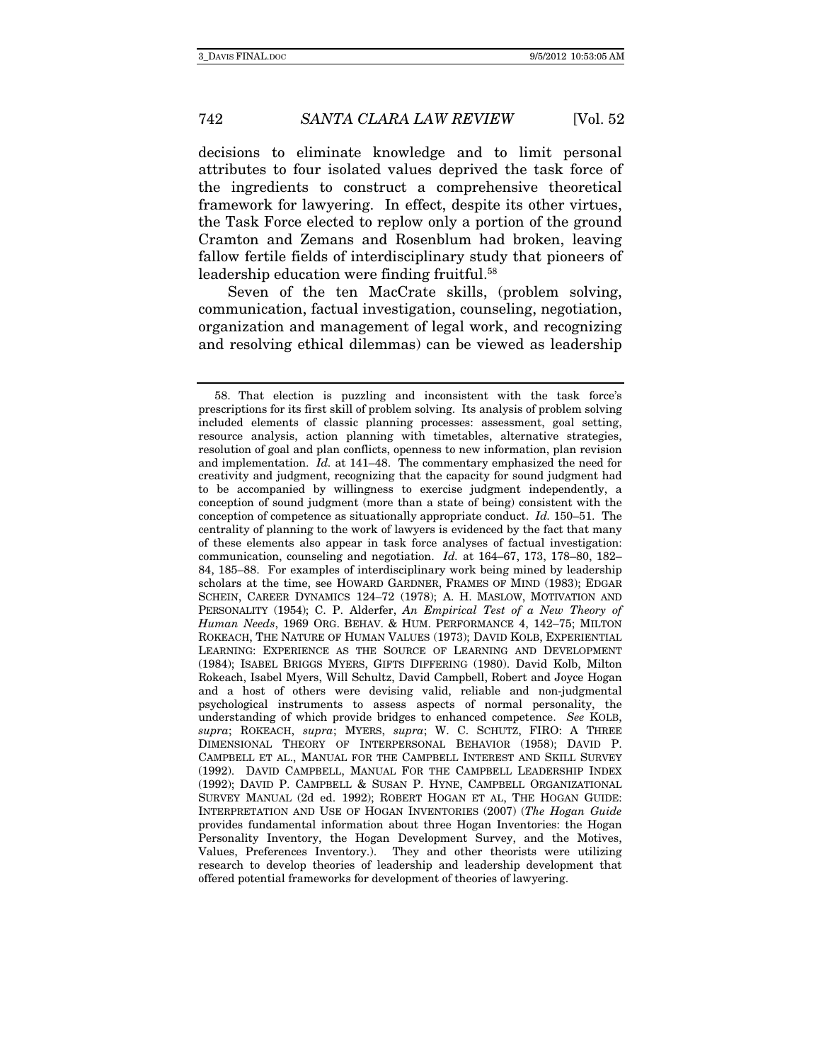decisions to eliminate knowledge and to limit personal attributes to four isolated values deprived the task force of the ingredients to construct a comprehensive theoretical framework for lawyering. In effect, despite its other virtues, the Task Force elected to replow only a portion of the ground Cramton and Zemans and Rosenblum had broken, leaving fallow fertile fields of interdisciplinary study that pioneers of leadership education were finding fruitful.[58]

Seven of the ten MacCrate skills, (problem solving, communication, factual investigation, counseling, negotiation, organization and management of legal work, and recognizing and resolving ethical dilemmas) can be viewed as leadership

---

58. That election is puzzling and inconsistent with the task force's prescriptions for its first skill of problem solving. Its analysis of problem solving included elements of classic planning processes: assessment, goal setting, resource analysis, action planning with timetables, alternative strategies, resolution of goal and plan conflicts, openness to new information, plan revision and implementation. *Id.* at 141–48. The commentary emphasized the need for creativity and judgment, recognizing that the capacity for sound judgment had to be accompanied by willingness to exercise judgment independently, a conception of sound judgment (more than a state of being) consistent with the conception of competence as situationally appropriate conduct. *Id.* 150–51. The centrality of planning to the work of lawyers is evidenced by the fact that many of these elements also appear in task force analyses of factual investigation: communication, counseling and negotiation. *Id.* at 164–67, 173, 178–80, 182–84, 185–88. For examples of interdisciplinary work being mined by leadership scholars at the time, see HOWARD GARDNER, FRAMES OF MIND (1983); EDGAR SCHEIN, CAREER DYNAMICS 124–72 (1978); A. H. MASLOW, MOTIVATION AND PERSONALITY (1954); C. P. Alderfer, *An Empirical Test of a New Theory of Human Needs*, 1969 ORG. BEHAV. & HUM. PERFORMANCE 4, 142–75; MILTON ROKEACH, THE NATURE OF HUMAN VALUES (1973); DAVID KOLB, EXPERIENTIAL LEARNING: EXPERIENCE AS THE SOURCE OF LEARNING AND DEVELOPMENT (1984); ISABEL BRIGGS MYERS, GIFTS DIFFERING (1980). David Kolb, Milton Rokeach, Isabel Myers, Will Schultz, David Campbell, Robert and Joyce Hogan and a host of others were devising valid, reliable and non-judgmental psychological instruments to assess aspects of normal personality, the understanding of which provide bridges to enhanced competence. *See* KOLB, *supra*; ROKEACH, *supra*; MYERS, *supra*; W. C. SCHUTZ, FIRO: A THREE DIMENSIONAL THEORY OF INTERPERSONAL BEHAVIOR (1958); DAVID P. CAMPBELL ET AL., MANUAL FOR THE CAMPBELL INTEREST AND SKILL SURVEY (1992). DAVID CAMPBELL, MANUAL FOR THE CAMPBELL LEADERSHIP INDEX (1992); DAVID P. CAMPBELL & SUSAN P. HYNE, CAMPBELL ORGANIZATIONAL SURVEY MANUAL (2d ed. 1992); ROBERT HOGAN ET AL, THE HOGAN GUIDE: INTERPRETATION AND USE OF HOGAN INVENTORIES (2007) (*The Hogan Guide* provides fundamental information about three Hogan Inventories: the Hogan Personality Inventory, the Hogan Development Survey, and the Motives, Values, Preferences Inventory.). They and other theorists were utilizing research to develop theories of leadership and leadership development that offered potential frameworks for development of theories of lawyering.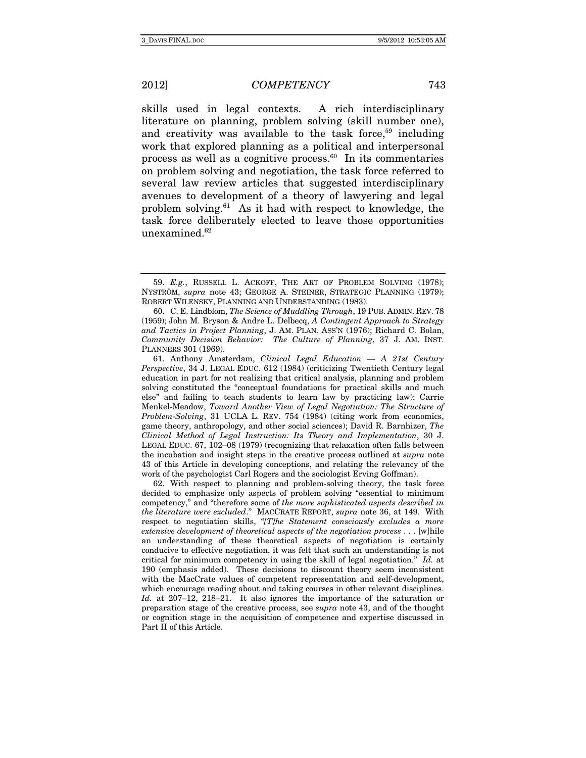skills used in legal contexts. A rich interdisciplinary literature on planning, problem solving (skill number one), and creativity was available to the task force,[59] including work that explored planning as a political and interpersonal process as well as a cognitive process.[60] In its commentaries on problem solving and negotiation, the task force referred to several law review articles that suggested interdisciplinary avenues to development of a theory of lawyering and legal problem solving.[61] As it had with respect to knowledge, the task force deliberately elected to leave those opportunities unexamined.[62]

---

59. *E.g.*, RUSSELL L. ACKOFF, THE ART OF PROBLEM SOLVING (1978); NYSTRÖM, *supra* note 43; GEORGE A. STEINER, STRATEGIC PLANNING (1979); ROBERT WILENSKY, PLANNING AND UNDERSTANDING (1983).

60. C. E. Lindblom, *The Science of Muddling Through*, 19 PUB. ADMIN. REV. 78 (1959); John M. Bryson & Andre L. Delbecq, *A Contingent Approach to Strategy and Tactics in Project Planning*, J. AM. PLAN. ASS'N (1976); Richard C. Bolan, *Community Decision Behavior: The Culture of Planning*, 37 J. AM. INST. PLANNERS 301 (1969).

61. Anthony Amsterdam, *Clinical Legal Education — A 21st Century Perspective*, 34 J. LEGAL EDUC. 612 (1984) (criticizing Twentieth Century legal education in part for not realizing that critical analysis, planning and problem solving constituted the "conceptual foundations for practical skills and much else" and failing to teach students to learn law by practicing law); Carrie Menkel-Meadow, *Toward Another View of Legal Negotiation: The Structure of Problem-Solving*, 31 UCLA L. REV. 754 (1984) (citing work from economics, game theory, anthropology, and other social sciences); David R. Barnhizer, *The Clinical Method of Legal Instruction: Its Theory and Implementation*, 30 J. LEGAL EDUC. 67, 102–08 (1979) (recognizing that relaxation often falls between the incubation and insight steps in the creative process outlined at *supra* note 43 of this Article in developing conceptions, and relating the relevancy of the work of the psychologist Carl Rogers and the sociologist Erving Goffman).

62. With respect to planning and problem-solving theory, the task force decided to emphasize only aspects of problem solving "essential to minimum competency," and "therefore some of *the more sophisticated aspects described in the literature were excluded*." MACCRATE REPORT, *supra* note 36, at 149. With respect to negotiation skills, "*[T]he Statement consciously excludes a more extensive development of theoretical aspects of the negotiation process* . . . [w]hile an understanding of these theoretical aspects of negotiation is certainly conducive to effective negotiation, it was felt that such an understanding is not critical for minimum competency in using the skill of legal negotiation." *Id.* at 190 (emphasis added). These decisions to discount theory seem inconsistent with the MacCrate values of competent representation and self-development, which encourage reading about and taking courses in other relevant disciplines. *Id.* at 207–12, 218–21. It also ignores the importance of the saturation or preparation stage of the creative process, see *supra* note 43, and of the thought or cognition stage in the acquisition of competence and expertise discussed in Part II of this Article.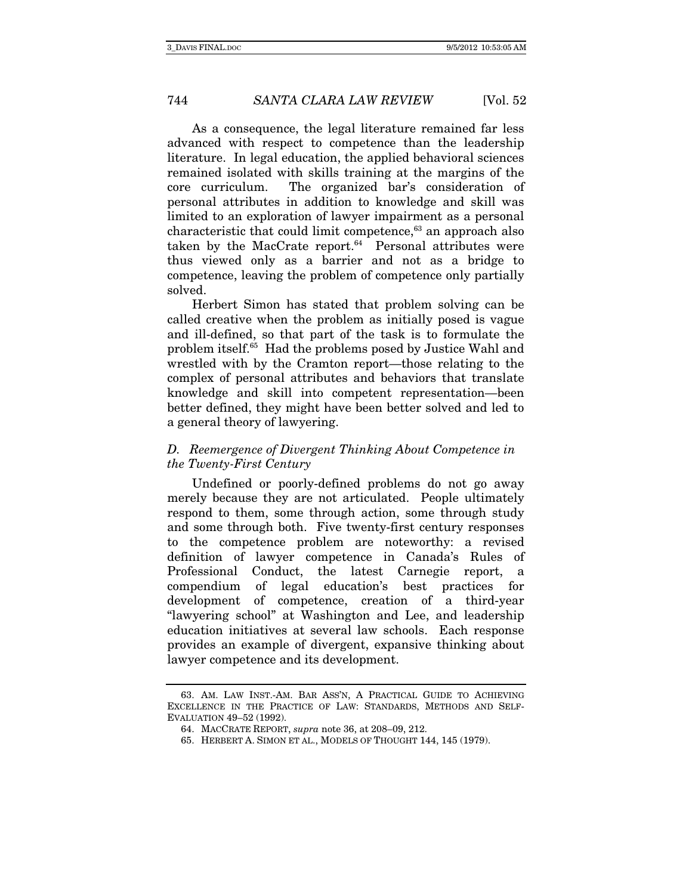As a consequence, the legal literature remained far less advanced with respect to competence than the leadership literature. In legal education, the applied behavioral sciences remained isolated with skills training at the margins of the core curriculum. The organized bar's consideration of personal attributes in addition to knowledge and skill was limited to an exploration of lawyer impairment as a personal characteristic that could limit competence,[63] an approach also taken by the MacCrate report.[64] Personal attributes were thus viewed only as a barrier and not as a bridge to competence, leaving the problem of competence only partially solved.

Herbert Simon has stated that problem solving can be called creative when the problem as initially posed is vague and ill-defined, so that part of the task is to formulate the problem itself.[65] Had the problems posed by Justice Wahl and wrestled with by the Cramton report—those relating to the complex of personal attributes and behaviors that translate knowledge and skill into competent representation—been better defined, they might have been better solved and led to a general theory of lawyering.

### *D. Reemergence of Divergent Thinking About Competence in the Twenty-First Century*

Undefined or poorly-defined problems do not go away merely because they are not articulated. People ultimately respond to them, some through action, some through study and some through both. Five twenty-first century responses to the competence problem are noteworthy: a revised definition of lawyer competence in Canada's Rules of Professional Conduct, the latest Carnegie report, a compendium of legal education's best practices for development of competence, creation of a third-year "lawyering school" at Washington and Lee, and leadership education initiatives at several law schools. Each response provides an example of divergent, expansive thinking about lawyer competence and its development.

---

63. AM. LAW INST.-AM. BAR ASS'N, A PRACTICAL GUIDE TO ACHIEVING EXCELLENCE IN THE PRACTICE OF LAW: STANDARDS, METHODS AND SELF-EVALUATION 49–52 (1992).

64. MACCRATE REPORT, *supra* note 36, at 208–09, 212.

65. HERBERT A. SIMON ET AL., MODELS OF THOUGHT 144, 145 (1979).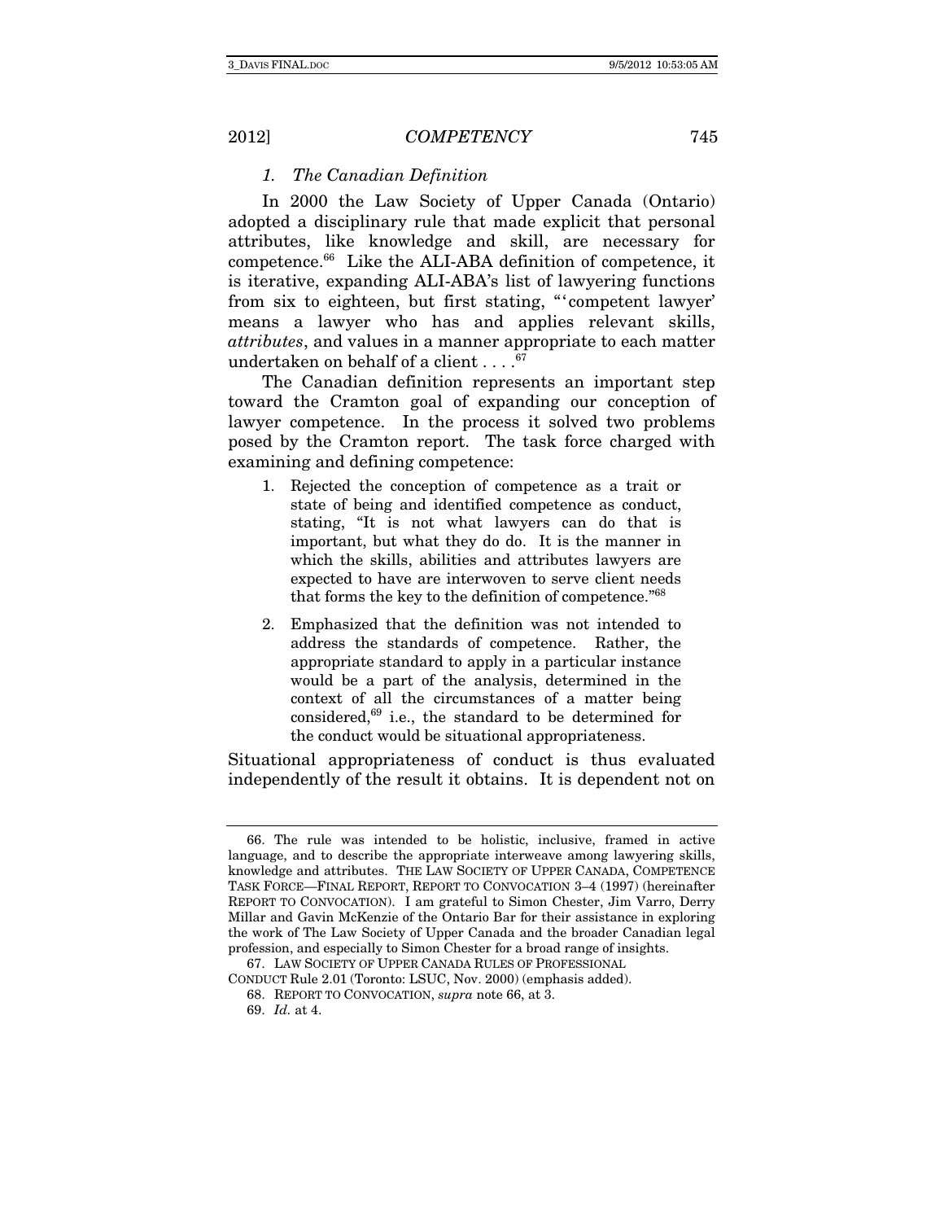### *1. The Canadian Definition*

In 2000 the Law Society of Upper Canada (Ontario) adopted a disciplinary rule that made explicit that personal attributes, like knowledge and skill, are necessary for competence.[66] Like the ALI-ABA definition of competence, it is iterative, expanding ALI-ABA's list of lawyering functions from six to eighteen, but first stating, "'competent lawyer' means a lawyer who has and applies relevant skills, *attributes*, and values in a manner appropriate to each matter undertaken on behalf of a client . . . .[67]

The Canadian definition represents an important step toward the Cramton goal of expanding our conception of lawyer competence. In the process it solved two problems posed by the Cramton report. The task force charged with examining and defining competence:

1. Rejected the conception of competence as a trait or state of being and identified competence as conduct, stating, "It is not what lawyers can do that is important, but what they do do. It is the manner in which the skills, abilities and attributes lawyers are expected to have are interwoven to serve client needs that forms the key to the definition of competence."[68]
2. Emphasized that the definition was not intended to address the standards of competence. Rather, the appropriate standard to apply in a particular instance would be a part of the analysis, determined in the context of all the circumstances of a matter being considered,[69] i.e., the standard to be determined for the conduct would be situational appropriateness.

Situational appropriateness of conduct is thus evaluated independently of the result it obtains. It is dependent not on

---

66. The rule was intended to be holistic, inclusive, framed in active language, and to describe the appropriate interweave among lawyering skills, knowledge and attributes. THE LAW SOCIETY OF UPPER CANADA, COMPETENCE TASK FORCE—FINAL REPORT, REPORT TO CONVOCATION 3–4 (1997) (hereinafter REPORT TO CONVOCATION). I am grateful to Simon Chester, Jim Varro, Derry Millar and Gavin McKenzie of the Ontario Bar for their assistance in exploring the work of The Law Society of Upper Canada and the broader Canadian legal profession, and especially to Simon Chester for a broad range of insights.

67. LAW SOCIETY OF UPPER CANADA RULES OF PROFESSIONAL CONDUCT Rule 2.01 (Toronto: LSUC, Nov. 2000) (emphasis added).

68. REPORT TO CONVOCATION, *supra* note 66, at 3.

69. *Id.* at 4.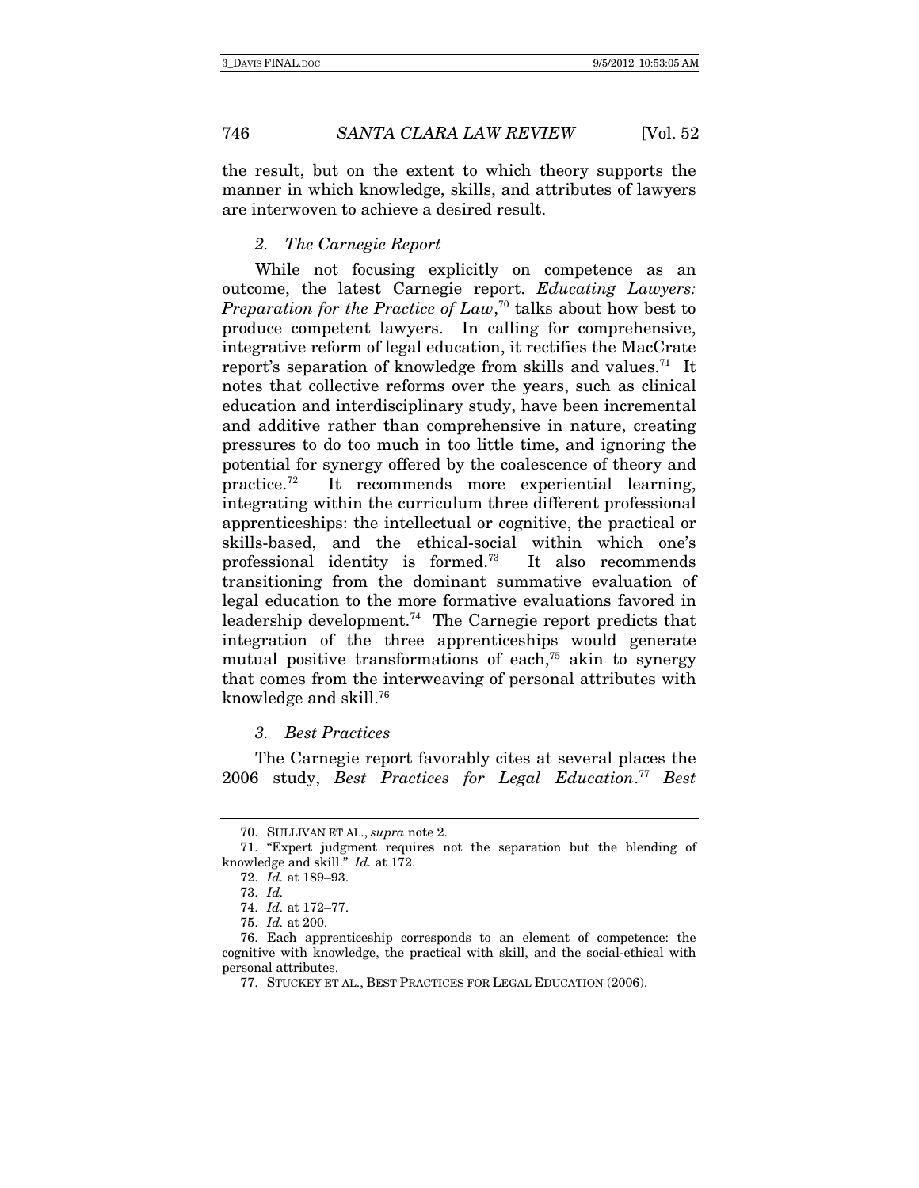the result, but on the extent to which theory supports the manner in which knowledge, skills, and attributes of lawyers are interwoven to achieve a desired result.

### *2. The Carnegie Report*

While not focusing explicitly on competence as an outcome, the latest Carnegie report. *Educating Lawyers: Preparation for the Practice of Law*,[70] talks about how best to produce competent lawyers. In calling for comprehensive, integrative reform of legal education, it rectifies the MacCrate report's separation of knowledge from skills and values.[71] It notes that collective reforms over the years, such as clinical education and interdisciplinary study, have been incremental and additive rather than comprehensive in nature, creating pressures to do too much in too little time, and ignoring the potential for synergy offered by the coalescence of theory and practice.[72] It recommends more experiential learning, integrating within the curriculum three different professional apprenticeships: the intellectual or cognitive, the practical or skills-based, and the ethical-social within which one's professional identity is formed.[73] It also recommends transitioning from the dominant summative evaluation of legal education to the more formative evaluations favored in leadership development.[74] The Carnegie report predicts that integration of the three apprenticeships would generate mutual positive transformations of each,[75] akin to synergy that comes from the interweaving of personal attributes with knowledge and skill.[76]

### *3. Best Practices*

The Carnegie report favorably cites at several places the 2006 study, *Best Practices for Legal Education*.[77] *Best*

---

70. SULLIVAN ET AL., *supra* note 2.

71. "Expert judgment requires not the separation but the blending of knowledge and skill." *Id.* at 172.

72. *Id.* at 189–93.

73. *Id.*

74. *Id.* at 172–77.

75. *Id.* at 200.

76. Each apprenticeship corresponds to an element of competence: the cognitive with knowledge, the practical with skill, and the social-ethical with personal attributes.

77. STUCKEY ET AL., BEST PRACTICES FOR LEGAL EDUCATION (2006).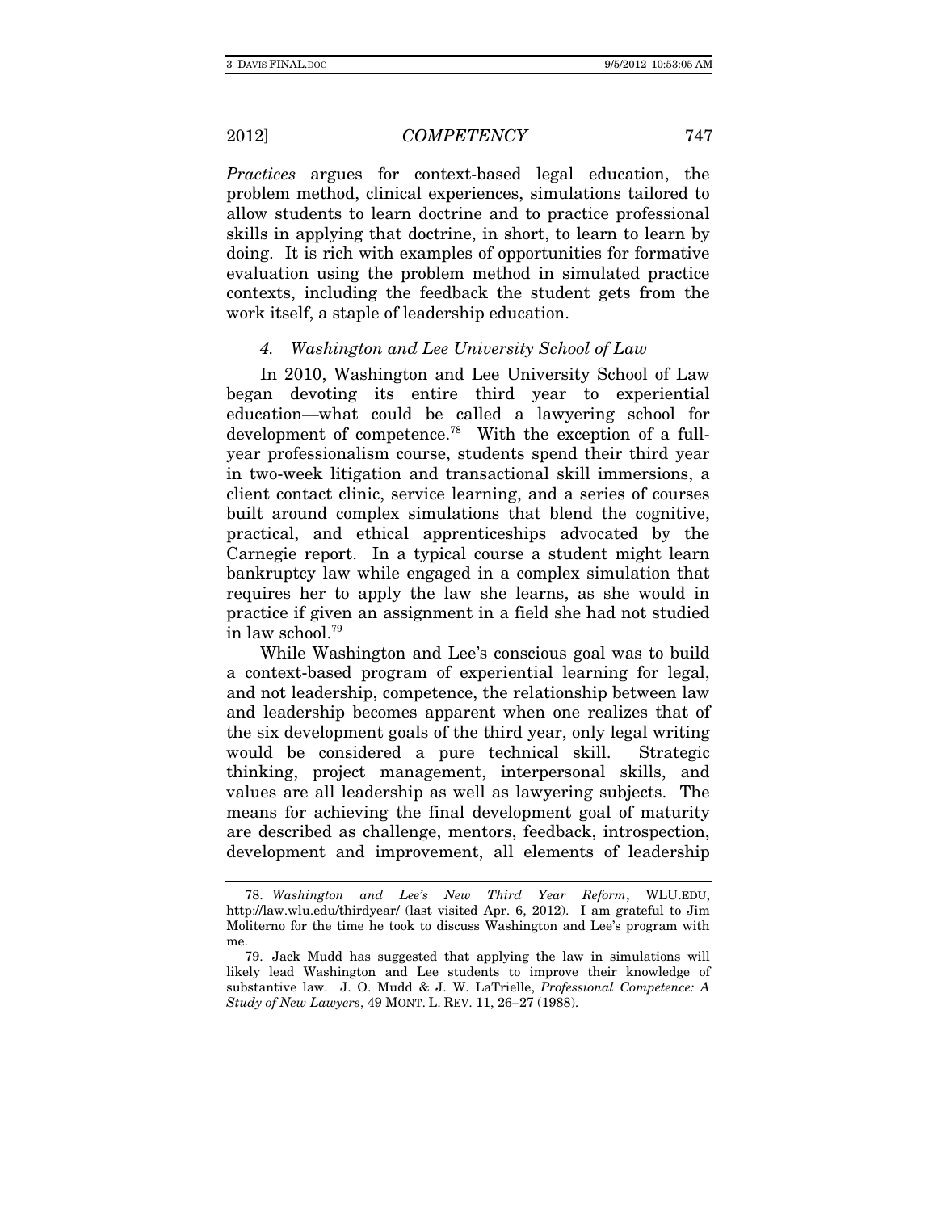*Practices* argues for context-based legal education, the problem method, clinical experiences, simulations tailored to allow students to learn doctrine and to practice professional skills in applying that doctrine, in short, to learn to learn by doing. It is rich with examples of opportunities for formative evaluation using the problem method in simulated practice contexts, including the feedback the student gets from the work itself, a staple of leadership education.

#### *4. Washington and Lee University School of Law*

In 2010, Washington and Lee University School of Law began devoting its entire third year to experiential education—what could be called a lawyering school for development of competence.[78] With the exception of a full-year professionalism course, students spend their third year in two-week litigation and transactional skill immersions, a client contact clinic, service learning, and a series of courses built around complex simulations that blend the cognitive, practical, and ethical apprenticeships advocated by the Carnegie report. In a typical course a student might learn bankruptcy law while engaged in a complex simulation that requires her to apply the law she learns, as she would in practice if given an assignment in a field she had not studied in law school.[79]

While Washington and Lee's conscious goal was to build a context-based program of experiential learning for legal, and not leadership, competence, the relationship between law and leadership becomes apparent when one realizes that of the six development goals of the third year, only legal writing would be considered a pure technical skill. Strategic thinking, project management, interpersonal skills, and values are all leadership as well as lawyering subjects. The means for achieving the final development goal of maturity are described as challenge, mentors, feedback, introspection, development and improvement, all elements of leadership

---

78. *Washington and Lee's New Third Year Reform*, WLU.EDU, http://law.wlu.edu/thirdyear/ (last visited Apr. 6, 2012). I am grateful to Jim Moliterno for the time he took to discuss Washington and Lee's program with me.

79. Jack Mudd has suggested that applying the law in simulations will likely lead Washington and Lee students to improve their knowledge of substantive law. J. O. Mudd & J. W. LaTrielle, *Professional Competence: A Study of New Lawyers*, 49 MONT. L. REV. 11, 26–27 (1988).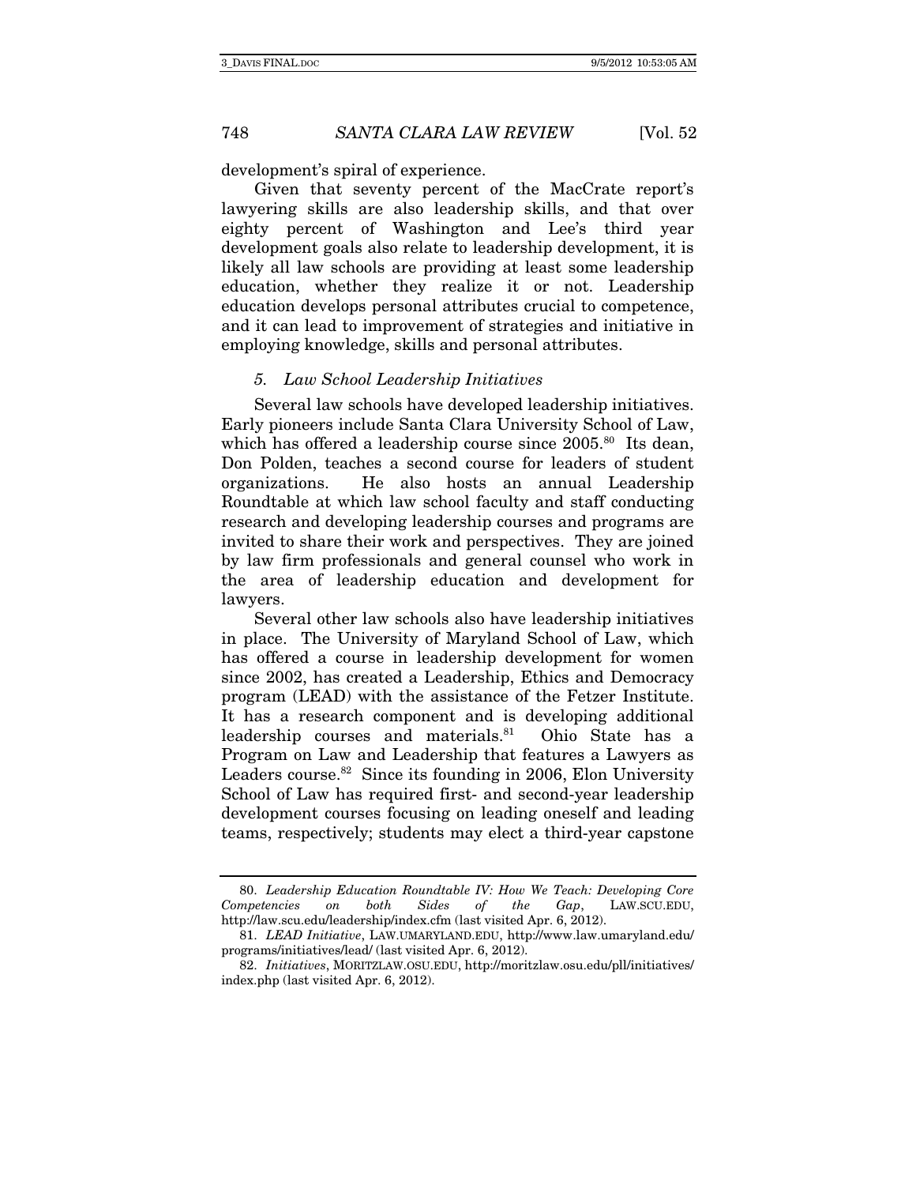development's spiral of experience.

Given that seventy percent of the MacCrate report's lawyering skills are also leadership skills, and that over eighty percent of Washington and Lee's third year development goals also relate to leadership development, it is likely all law schools are providing at least some leadership education, whether they realize it or not. Leadership education develops personal attributes crucial to competence, and it can lead to improvement of strategies and initiative in employing knowledge, skills and personal attributes.

### *5. Law School Leadership Initiatives*

Several law schools have developed leadership initiatives. Early pioneers include Santa Clara University School of Law, which has offered a leadership course since 2005.[80] Its dean, Don Polden, teaches a second course for leaders of student organizations. He also hosts an annual Leadership Roundtable at which law school faculty and staff conducting research and developing leadership courses and programs are invited to share their work and perspectives. They are joined by law firm professionals and general counsel who work in the area of leadership education and development for lawyers.

Several other law schools also have leadership initiatives in place. The University of Maryland School of Law, which has offered a course in leadership development for women since 2002, has created a Leadership, Ethics and Democracy program (LEAD) with the assistance of the Fetzer Institute. It has a research component and is developing additional leadership courses and materials.[81] Ohio State has a Program on Law and Leadership that features a Lawyers as Leaders course.[82] Since its founding in 2006, Elon University School of Law has required first- and second-year leadership development courses focusing on leading oneself and leading teams, respectively; students may elect a third-year capstone

---

80. *Leadership Education Roundtable IV: How We Teach: Developing Core Competencies on both Sides of the Gap*, LAW.SCU.EDU, http://law.scu.edu/leadership/index.cfm (last visited Apr. 6, 2012).

81. *LEAD Initiative*, LAW.UMARYLAND.EDU, http://www.law.umaryland.edu/programs/initiatives/lead/ (last visited Apr. 6, 2012).

82. *Initiatives*, MORITZLAW.OSU.EDU, http://moritzlaw.osu.edu/pll/initiatives/index.php (last visited Apr. 6, 2012).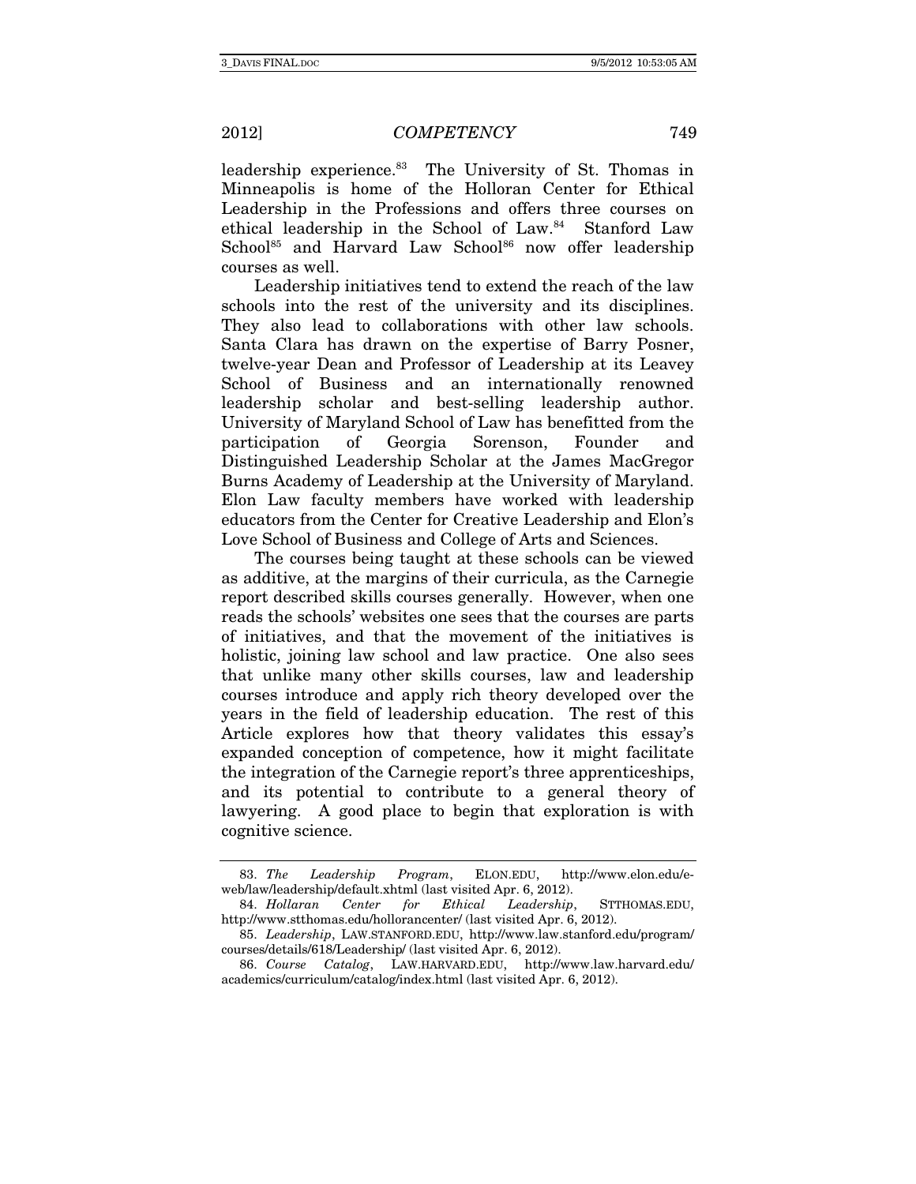leadership experience.[83] The University of St. Thomas in Minneapolis is home of the Holloran Center for Ethical Leadership in the Professions and offers three courses on ethical leadership in the School of Law.[84] Stanford Law School[85] and Harvard Law School[86] now offer leadership courses as well.

Leadership initiatives tend to extend the reach of the law schools into the rest of the university and its disciplines. They also lead to collaborations with other law schools. Santa Clara has drawn on the expertise of Barry Posner, twelve-year Dean and Professor of Leadership at its Leavey School of Business and an internationally renowned leadership scholar and best-selling leadership author. University of Maryland School of Law has benefitted from the participation of Georgia Sorenson, Founder and Distinguished Leadership Scholar at the James MacGregor Burns Academy of Leadership at the University of Maryland. Elon Law faculty members have worked with leadership educators from the Center for Creative Leadership and Elon's Love School of Business and College of Arts and Sciences.

The courses being taught at these schools can be viewed as additive, at the margins of their curricula, as the Carnegie report described skills courses generally. However, when one reads the schools' websites one sees that the courses are parts of initiatives, and that the movement of the initiatives is holistic, joining law school and law practice. One also sees that unlike many other skills courses, law and leadership courses introduce and apply rich theory developed over the years in the field of leadership education. The rest of this Article explores how that theory validates this essay's expanded conception of competence, how it might facilitate the integration of the Carnegie report's three apprenticeships, and its potential to contribute to a general theory of lawyering. A good place to begin that exploration is with cognitive science.

---

83. *The Leadership Program*, ELON.EDU, http://www.elon.edu/e-web/law/leadership/default.xhtml (last visited Apr. 6, 2012).

84. *Hollaran Center for Ethical Leadership*, STTHOMAS.EDU, http://www.stthomas.edu/hollorancenter/ (last visited Apr. 6, 2012).

85. *Leadership*, LAW.STANFORD.EDU, http://www.law.stanford.edu/program/courses/details/618/Leadership/ (last visited Apr. 6, 2012).

86. *Course Catalog*, LAW.HARVARD.EDU, http://www.law.harvard.edu/academics/curriculum/catalog/index.html (last visited Apr. 6, 2012).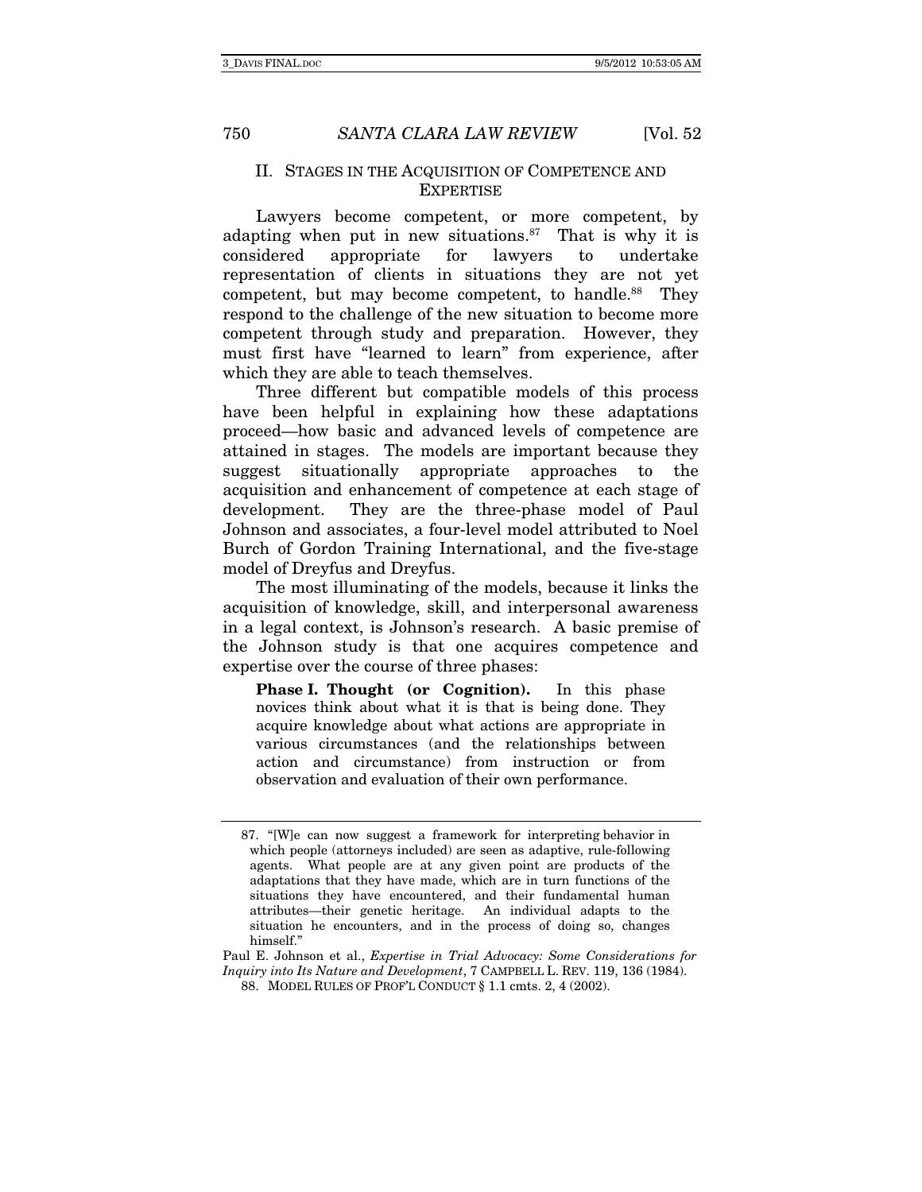## II. STAGES IN THE ACQUISITION OF COMPETENCE AND EXPERTISE

Lawyers become competent, or more competent, by adapting when put in new situations.[87] That is why it is considered appropriate for lawyers to undertake representation of clients in situations they are not yet competent, but may become competent, to handle.[88] They respond to the challenge of the new situation to become more competent through study and preparation. However, they must first have "learned to learn" from experience, after which they are able to teach themselves.

Three different but compatible models of this process have been helpful in explaining how these adaptations proceed—how basic and advanced levels of competence are attained in stages. The models are important because they suggest situationally appropriate approaches to the acquisition and enhancement of competence at each stage of development. They are the three-phase model of Paul Johnson and associates, a four-level model attributed to Noel Burch of Gordon Training International, and the five-stage model of Dreyfus and Dreyfus.

The most illuminating of the models, because it links the acquisition of knowledge, skill, and interpersonal awareness in a legal context, is Johnson's research. A basic premise of the Johnson study is that one acquires competence and expertise over the course of three phases:

> **Phase I. Thought (or Cognition).** In this phase novices think about what it is that is being done. They acquire knowledge about what actions are appropriate in various circumstances (and the relationships between action and circumstance) from instruction or from observation and evaluation of their own performance.

---

87. "[W]e can now suggest a framework for interpreting behavior in which people (attorneys included) are seen as adaptive, rule-following agents. What people are at any given point are products of the adaptations that they have made, which are in turn functions of the situations they have encountered, and their fundamental human attributes—their genetic heritage. An individual adapts to the situation he encounters, and in the process of doing so, changes himself."

Paul E. Johnson et al., *Expertise in Trial Advocacy: Some Considerations for Inquiry into Its Nature and Development*, 7 CAMPBELL L. REV. 119, 136 (1984).

88. MODEL RULES OF PROF'L CONDUCT § 1.1 cmts. 2, 4 (2002).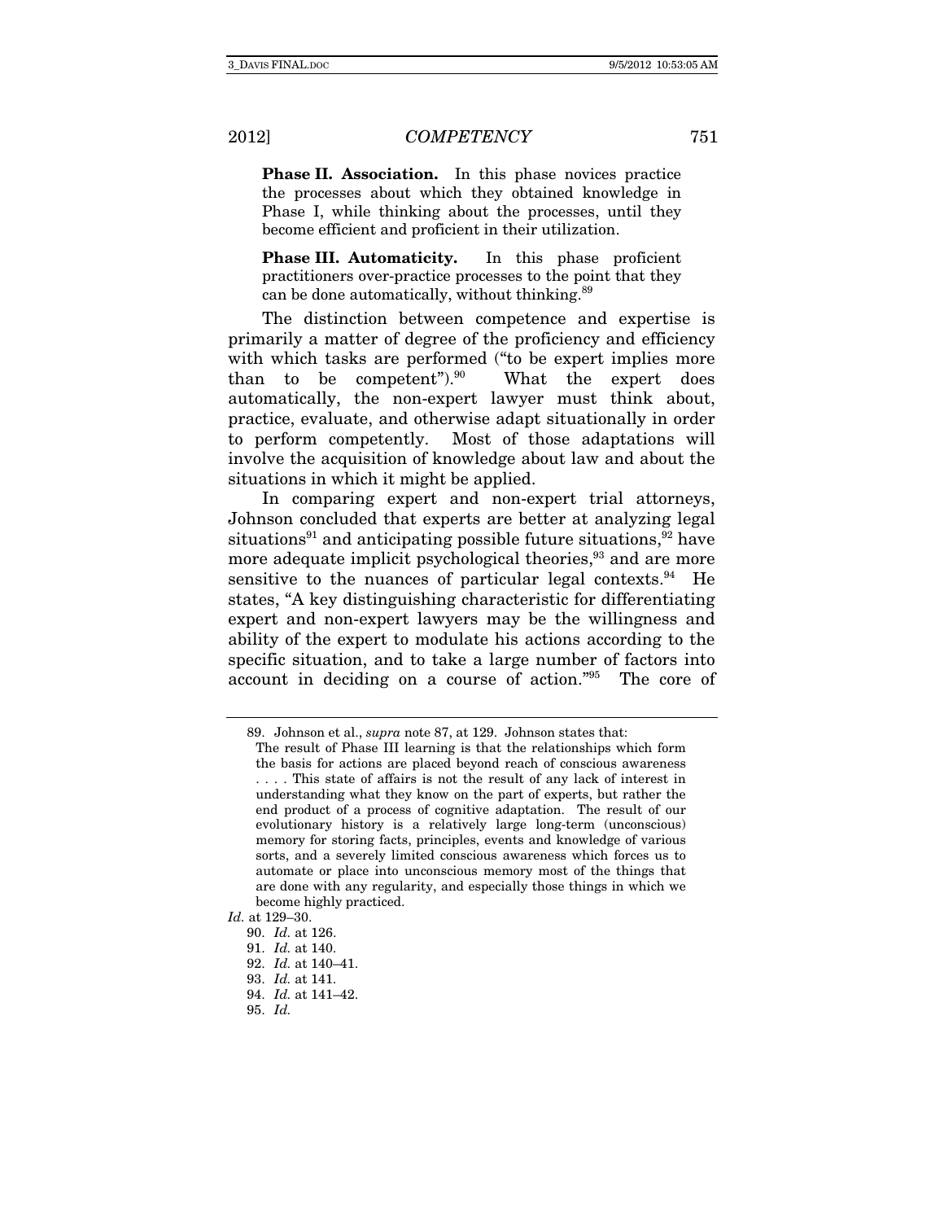**Phase II. Association.** In this phase novices practice the processes about which they obtained knowledge in Phase I, while thinking about the processes, until they become efficient and proficient in their utilization.

**Phase III. Automaticity.** In this phase proficient practitioners over-practice processes to the point that they can be done automatically, without thinking.[89]

The distinction between competence and expertise is primarily a matter of degree of the proficiency and efficiency with which tasks are performed ("to be expert implies more than to be competent").[90] What the expert does automatically, the non-expert lawyer must think about, practice, evaluate, and otherwise adapt situationally in order to perform competently. Most of those adaptations will involve the acquisition of knowledge about law and about the situations in which it might be applied.

In comparing expert and non-expert trial attorneys, Johnson concluded that experts are better at analyzing legal situations[91] and anticipating possible future situations,[92] have more adequate implicit psychological theories,[93] and are more sensitive to the nuances of particular legal contexts.[94] He states, "A key distinguishing characteristic for differentiating expert and non-expert lawyers may be the willingness and ability of the expert to modulate his actions according to the specific situation, and to take a large number of factors into account in deciding on a course of action."[95] The core of

---

89. Johnson et al., *supra* note 87, at 129. Johnson states that:

> The result of Phase III learning is that the relationships which form the basis for actions are placed beyond reach of conscious awareness . . . . This state of affairs is not the result of any lack of interest in understanding what they know on the part of experts, but rather the end product of a process of cognitive adaptation. The result of our evolutionary history is a relatively large long-term (unconscious) memory for storing facts, principles, events and knowledge of various sorts, and a severely limited conscious awareness which forces us to automate or place into unconscious memory most of the things that are done with any regularity, and especially those things in which we become highly practiced.

*Id.* at 129–30.

90. *Id.* at 126.

91. *Id.* at 140.

92. *Id.* at 140–41.

93. *Id.* at 141.

94. *Id.* at 141–42.

95. *Id.*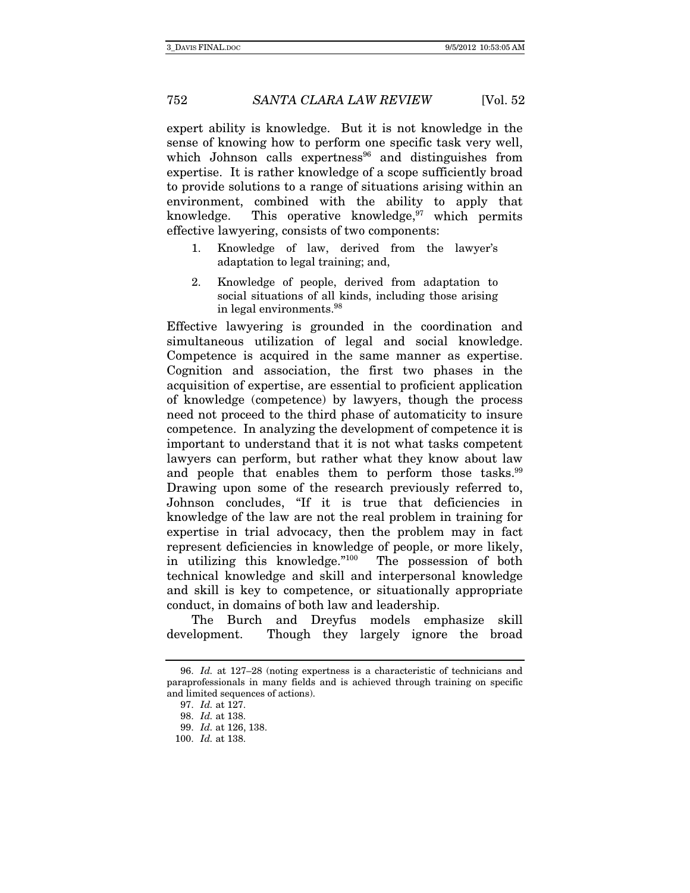expert ability is knowledge. But it is not knowledge in the sense of knowing how to perform one specific task very well, which Johnson calls expertness[96] and distinguishes from expertise. It is rather knowledge of a scope sufficiently broad to provide solutions to a range of situations arising within an environment, combined with the ability to apply that knowledge. This operative knowledge,[97] which permits effective lawyering, consists of two components:

1. Knowledge of law, derived from the lawyer's adaptation to legal training; and,
2. Knowledge of people, derived from adaptation to social situations of all kinds, including those arising in legal environments.[98]

Effective lawyering is grounded in the coordination and simultaneous utilization of legal and social knowledge. Competence is acquired in the same manner as expertise. Cognition and association, the first two phases in the acquisition of expertise, are essential to proficient application of knowledge (competence) by lawyers, though the process need not proceed to the third phase of automaticity to insure competence. In analyzing the development of competence it is important to understand that it is not what tasks competent lawyers can perform, but rather what they know about law and people that enables them to perform those tasks.[99] Drawing upon some of the research previously referred to, Johnson concludes, "If it is true that deficiencies in knowledge of the law are not the real problem in training for expertise in trial advocacy, then the problem may in fact represent deficiencies in knowledge of people, or more likely, in utilizing this knowledge."[100] The possession of both technical knowledge and skill and interpersonal knowledge and skill is key to competence, or situationally appropriate conduct, in domains of both law and leadership.

The Burch and Dreyfus models emphasize skill development. Though they largely ignore the broad

---

96. *Id.* at 127–28 (noting expertness is a characteristic of technicians and paraprofessionals in many fields and is achieved through training on specific and limited sequences of actions).

97. *Id.* at 127.

98. *Id.* at 138.

99. *Id.* at 126, 138.

100. *Id.* at 138.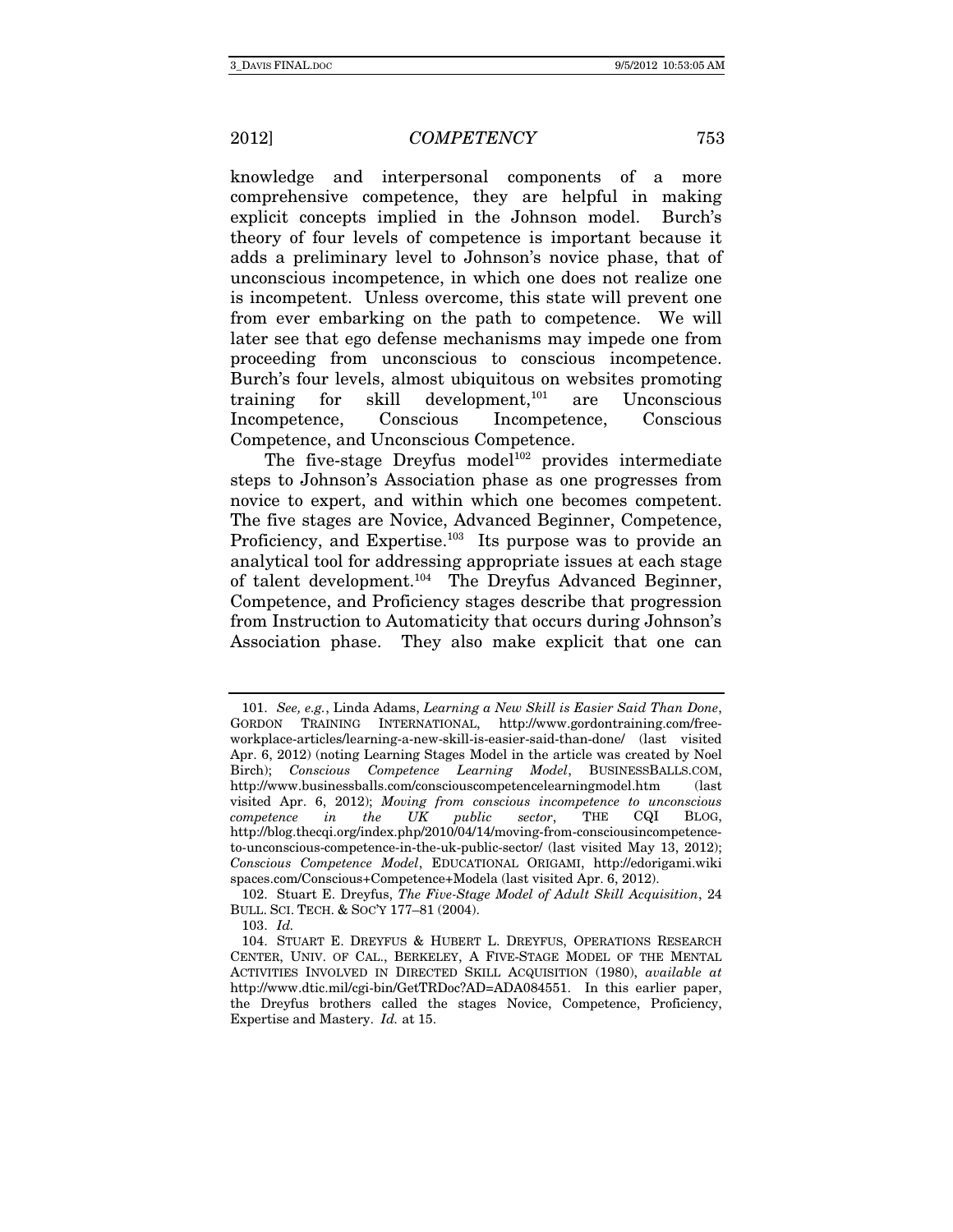knowledge and interpersonal components of a more comprehensive competence, they are helpful in making explicit concepts implied in the Johnson model. Burch's theory of four levels of competence is important because it adds a preliminary level to Johnson's novice phase, that of unconscious incompetence, in which one does not realize one is incompetent. Unless overcome, this state will prevent one from ever embarking on the path to competence. We will later see that ego defense mechanisms may impede one from proceeding from unconscious to conscious incompetence. Burch's four levels, almost ubiquitous on websites promoting training for skill development,[101] are Unconscious Incompetence, Conscious Incompetence, Conscious Competence, and Unconscious Competence.

The five-stage Dreyfus model[102] provides intermediate steps to Johnson's Association phase as one progresses from novice to expert, and within which one becomes competent. The five stages are Novice, Advanced Beginner, Competence, Proficiency, and Expertise.[103] Its purpose was to provide an analytical tool for addressing appropriate issues at each stage of talent development.[104] The Dreyfus Advanced Beginner, Competence, and Proficiency stages describe that progression from Instruction to Automaticity that occurs during Johnson's Association phase. They also make explicit that one can

---

101. *See, e.g.*, Linda Adams, *Learning a New Skill is Easier Said Than Done*, GORDON TRAINING INTERNATIONAL, http://www.gordontraining.com/free-workplace-articles/learning-a-new-skill-is-easier-said-than-done/ (last visited Apr. 6, 2012) (noting Learning Stages Model in the article was created by Noel Birch); *Conscious Competence Learning Model*, BUSINESSBALLS.COM, http://www.businessballs.com/consciouscompetencelearningmodel.htm (last visited Apr. 6, 2012); *Moving from conscious incompetence to unconscious competence in the UK public sector*, THE CQI BLOG, http://blog.thecqi.org/index.php/2010/04/14/moving-from-consciousincompetence-to-unconscious-competence-in-the-uk-public-sector/ (last visited May 13, 2012); *Conscious Competence Model*, EDUCATIONAL ORIGAMI, http://edorigami.wikispaces.com/Conscious+Competence+Modela (last visited Apr. 6, 2012).

102. Stuart E. Dreyfus, *The Five-Stage Model of Adult Skill Acquisition*, 24 BULL. SCI. TECH. & SOC'Y 177–81 (2004).

103. *Id.*

104. STUART E. DREYFUS & HUBERT L. DREYFUS, OPERATIONS RESEARCH CENTER, UNIV. OF CAL., BERKELEY, A FIVE-STAGE MODEL OF THE MENTAL ACTIVITIES INVOLVED IN DIRECTED SKILL ACQUISITION (1980), *available at* http://www.dtic.mil/cgi-bin/GetTRDoc?AD=ADA084551. In this earlier paper, the Dreyfus brothers called the stages Novice, Competence, Proficiency, Expertise and Mastery. *Id.* at 15.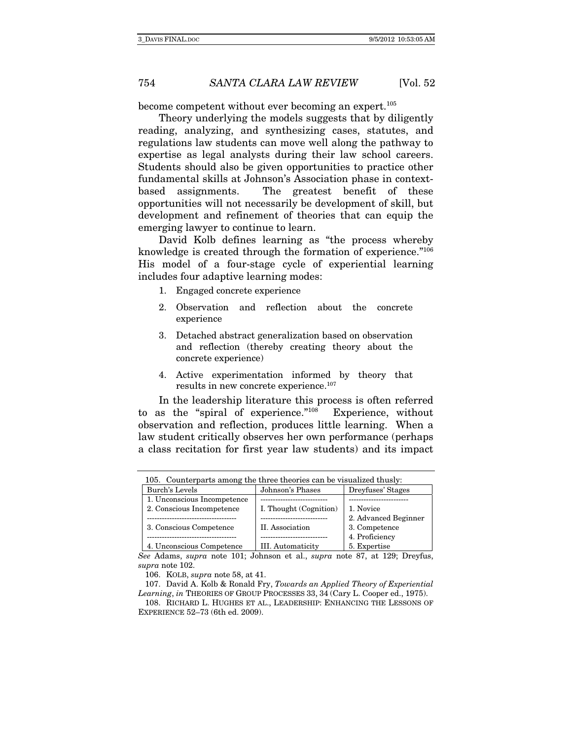become competent without ever becoming an expert.[105]

Theory underlying the models suggests that by diligently reading, analyzing, and synthesizing cases, statutes, and regulations law students can move well along the pathway to expertise as legal analysts during their law school careers. Students should also be given opportunities to practice other fundamental skills at Johnson's Association phase in context-based assignments. The greatest benefit of these opportunities will not necessarily be development of skill, but development and refinement of theories that can equip the emerging lawyer to continue to learn.

David Kolb defines learning as "the process whereby knowledge is created through the formation of experience."[106] His model of a four-stage cycle of experiential learning includes four adaptive learning modes:

1. Engaged concrete experience
2. Observation and reflection about the concrete experience
3. Detached abstract generalization based on observation and reflection (thereby creating theory about the concrete experience)
4. Active experimentation informed by theory that results in new concrete experience.[107]

In the leadership literature this process is often referred to as the "spiral of experience."[108] Experience, without observation and reflection, produces little learning. When a law student critically observes her own performance (perhaps a class recitation for first year law students) and its impact

---

105. Counterparts among the three theories can be visualized thusly:

| Burch's Levels | Johnson's Phases | Dreyfuses' Stages |
|---|---|---|
| 1. Unconscious Incompetence | --------------------------- | ------------------------- |
| 2. Conscious Incompetence | I. Thought (Cognition) | 1. Novice |
| ----------------------------------- | --------------------------- | 2. Advanced Beginner |
| 3. Conscious Competence | II. Association | 3. Competence |
| ----------------------------------- | --------------------------- | 4. Proficiency |
| 4. Unconscious Competence | III. Automaticity | 5. Expertise |

*See* Adams, *supra* note 101; Johnson et al., *supra* note 87, at 129; Dreyfus, *supra* note 102.

106. KOLB, *supra* note 58, at 41.

107. David A. Kolb & Ronald Fry, *Towards an Applied Theory of Experiential Learning*, *in* THEORIES OF GROUP PROCESSES 33, 34 (Cary L. Cooper ed., 1975).

108. RICHARD L. HUGHES ET AL., LEADERSHIP: ENHANCING THE LESSONS OF EXPERIENCE 52–73 (6th ed. 2009).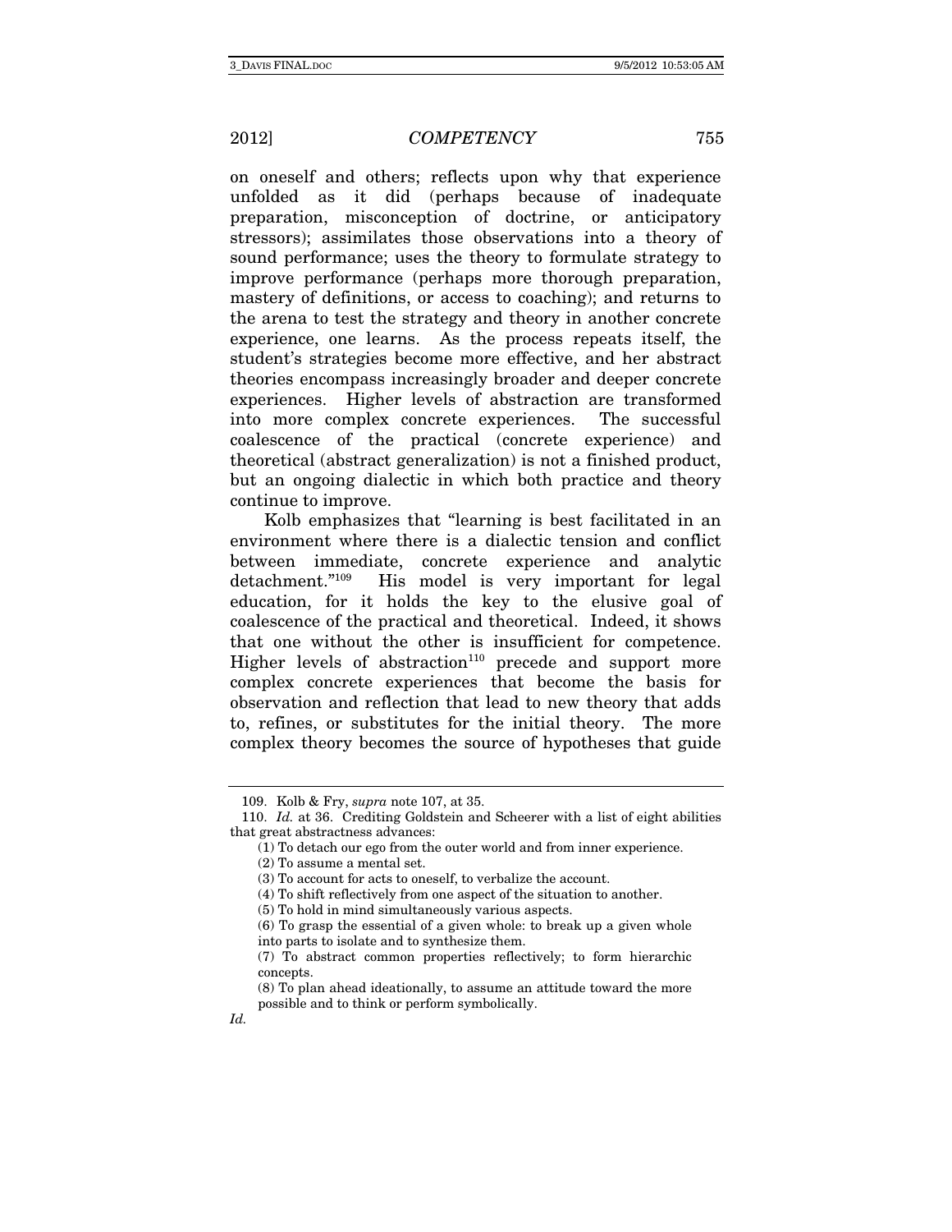on oneself and others; reflects upon why that experience unfolded as it did (perhaps because of inadequate preparation, misconception of doctrine, or anticipatory stressors); assimilates those observations into a theory of sound performance; uses the theory to formulate strategy to improve performance (perhaps more thorough preparation, mastery of definitions, or access to coaching); and returns to the arena to test the strategy and theory in another concrete experience, one learns. As the process repeats itself, the student's strategies become more effective, and her abstract theories encompass increasingly broader and deeper concrete experiences. Higher levels of abstraction are transformed into more complex concrete experiences. The successful coalescence of the practical (concrete experience) and theoretical (abstract generalization) is not a finished product, but an ongoing dialectic in which both practice and theory continue to improve.

Kolb emphasizes that "learning is best facilitated in an environment where there is a dialectic tension and conflict between immediate, concrete experience and analytic detachment."[109] His model is very important for legal education, for it holds the key to the elusive goal of coalescence of the practical and theoretical. Indeed, it shows that one without the other is insufficient for competence. Higher levels of abstraction[110] precede and support more complex concrete experiences that become the basis for observation and reflection that lead to new theory that adds to, refines, or substitutes for the initial theory. The more complex theory becomes the source of hypotheses that guide

---

109. Kolb & Fry, *supra* note 107, at 35.

110. *Id.* at 36. Crediting Goldstein and Scheerer with a list of eight abilities that great abstractness advances:

> (1) To detach our ego from the outer world and from inner experience.
> (2) To assume a mental set.
> (3) To account for acts to oneself, to verbalize the account.
> (4) To shift reflectively from one aspect of the situation to another.
> (5) To hold in mind simultaneously various aspects.
> (6) To grasp the essential of a given whole: to break up a given whole into parts to isolate and to synthesize them.
> (7) To abstract common properties reflectively; to form hierarchic concepts.
> (8) To plan ahead ideationally, to assume an attitude toward the more possible and to think or perform symbolically.

*Id.*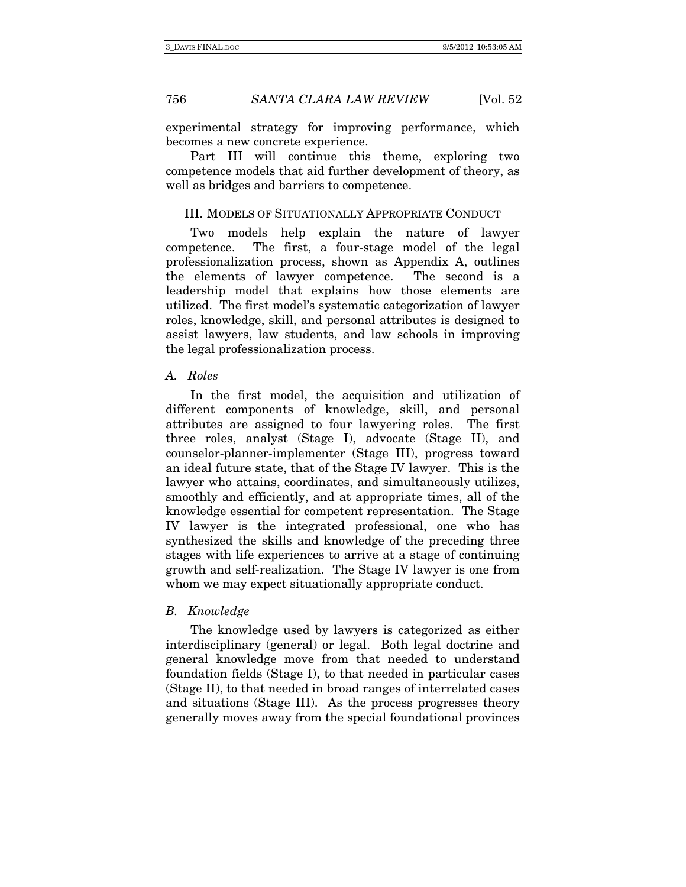experimental strategy for improving performance, which becomes a new concrete experience.

Part III will continue this theme, exploring two competence models that aid further development of theory, as well as bridges and barriers to competence.

## III. MODELS OF SITUATIONALLY APPROPRIATE CONDUCT

Two models help explain the nature of lawyer competence. The first, a four-stage model of the legal professionalization process, shown as Appendix A, outlines the elements of lawyer competence. The second is a leadership model that explains how those elements are utilized. The first model's systematic categorization of lawyer roles, knowledge, skill, and personal attributes is designed to assist lawyers, law students, and law schools in improving the legal professionalization process.

### *A. Roles*

In the first model, the acquisition and utilization of different components of knowledge, skill, and personal attributes are assigned to four lawyering roles. The first three roles, analyst (Stage I), advocate (Stage II), and counselor-planner-implementer (Stage III), progress toward an ideal future state, that of the Stage IV lawyer. This is the lawyer who attains, coordinates, and simultaneously utilizes, smoothly and efficiently, and at appropriate times, all of the knowledge essential for competent representation. The Stage IV lawyer is the integrated professional, one who has synthesized the skills and knowledge of the preceding three stages with life experiences to arrive at a stage of continuing growth and self-realization. The Stage IV lawyer is one from whom we may expect situationally appropriate conduct.

### *B. Knowledge*

The knowledge used by lawyers is categorized as either interdisciplinary (general) or legal. Both legal doctrine and general knowledge move from that needed to understand foundation fields (Stage I), to that needed in particular cases (Stage II), to that needed in broad ranges of interrelated cases and situations (Stage III). As the process progresses theory generally moves away from the special foundational provinces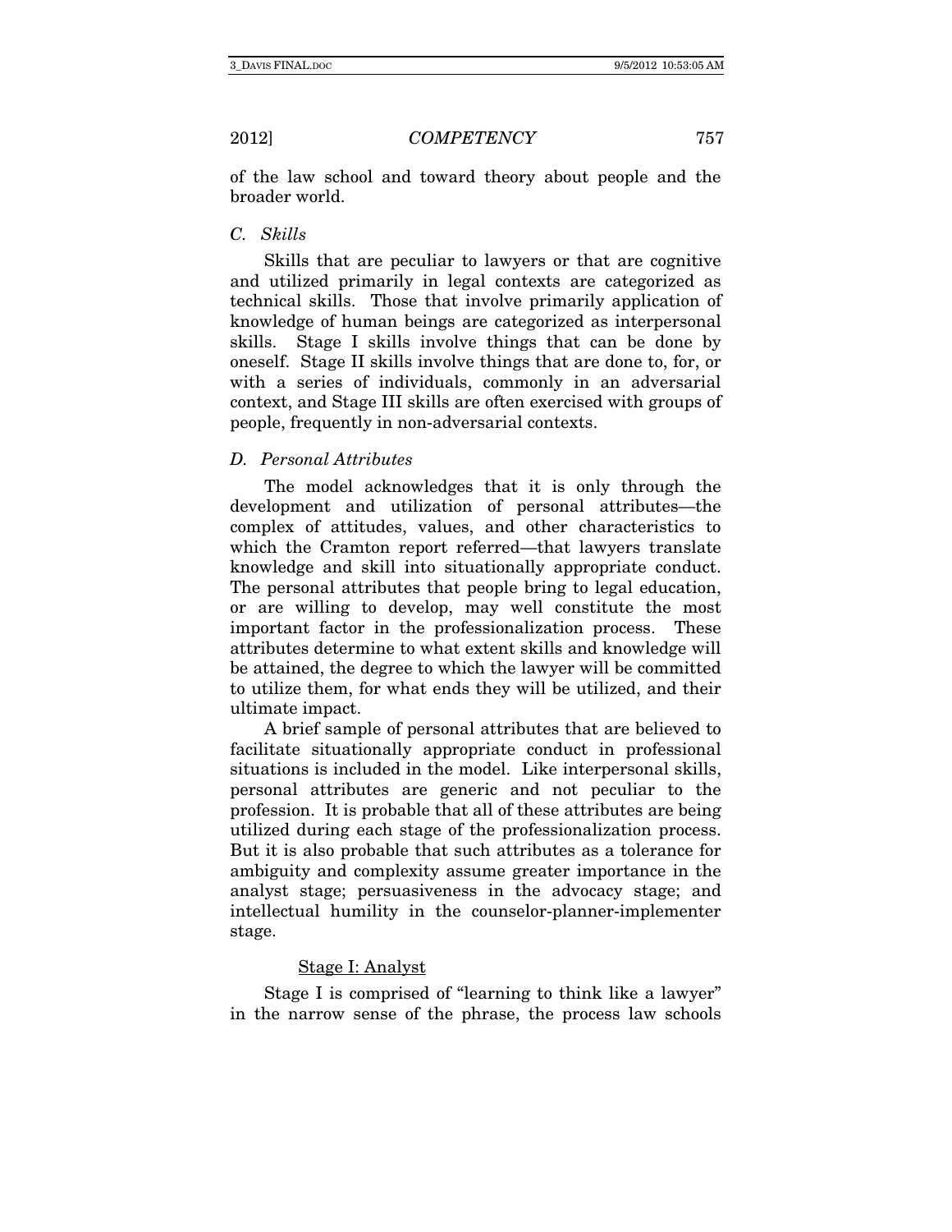of the law school and toward theory about people and the broader world.

### *C. Skills*

Skills that are peculiar to lawyers or that are cognitive and utilized primarily in legal contexts are categorized as technical skills. Those that involve primarily application of knowledge of human beings are categorized as interpersonal skills. Stage I skills involve things that can be done by oneself. Stage II skills involve things that are done to, for, or with a series of individuals, commonly in an adversarial context, and Stage III skills are often exercised with groups of people, frequently in non-adversarial contexts.

### *D. Personal Attributes*

The model acknowledges that it is only through the development and utilization of personal attributes—the complex of attitudes, values, and other characteristics to which the Cramton report referred—that lawyers translate knowledge and skill into situationally appropriate conduct. The personal attributes that people bring to legal education, or are willing to develop, may well constitute the most important factor in the professionalization process. These attributes determine to what extent skills and knowledge will be attained, the degree to which the lawyer will be committed to utilize them, for what ends they will be utilized, and their ultimate impact.

A brief sample of personal attributes that are believed to facilitate situationally appropriate conduct in professional situations is included in the model. Like interpersonal skills, personal attributes are generic and not peculiar to the profession. It is probable that all of these attributes are being utilized during each stage of the professionalization process. But it is also probable that such attributes as a tolerance for ambiguity and complexity assume greater importance in the analyst stage; persuasiveness in the advocacy stage; and intellectual humility in the counselor-planner-implementer stage.

<u>Stage I: Analyst</u>

Stage I is comprised of "learning to think like a lawyer" in the narrow sense of the phrase, the process law schools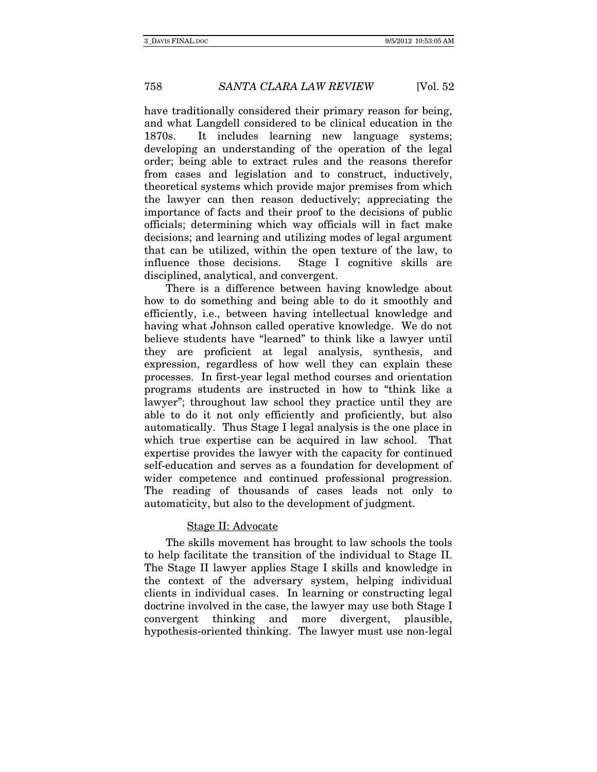have traditionally considered their primary reason for being, and what Langdell considered to be clinical education in the 1870s. It includes learning new language systems; developing an understanding of the operation of the legal order; being able to extract rules and the reasons therefor from cases and legislation and to construct, inductively, theoretical systems which provide major premises from which the lawyer can then reason deductively; appreciating the importance of facts and their proof to the decisions of public officials; determining which way officials will in fact make decisions; and learning and utilizing modes of legal argument that can be utilized, within the open texture of the law, to influence those decisions. Stage I cognitive skills are disciplined, analytical, and convergent.

There is a difference between having knowledge about how to do something and being able to do it smoothly and efficiently, i.e., between having intellectual knowledge and having what Johnson called operative knowledge. We do not believe students have "learned" to think like a lawyer until they are proficient at legal analysis, synthesis, and expression, regardless of how well they can explain these processes. In first-year legal method courses and orientation programs students are instructed in how to "think like a lawyer"; throughout law school they practice until they are able to do it not only efficiently and proficiently, but also automatically. Thus Stage I legal analysis is the one place in which true expertise can be acquired in law school. That expertise provides the lawyer with the capacity for continued self-education and serves as a foundation for development of wider competence and continued professional progression. The reading of thousands of cases leads not only to automaticity, but also to the development of judgment.

Stage II: Advocate

The skills movement has brought to law schools the tools to help facilitate the transition of the individual to Stage II. The Stage II lawyer applies Stage I skills and knowledge in the context of the adversary system, helping individual clients in individual cases. In learning or constructing legal doctrine involved in the case, the lawyer may use both Stage I convergent thinking and more divergent, plausible, hypothesis-oriented thinking. The lawyer must use non-legal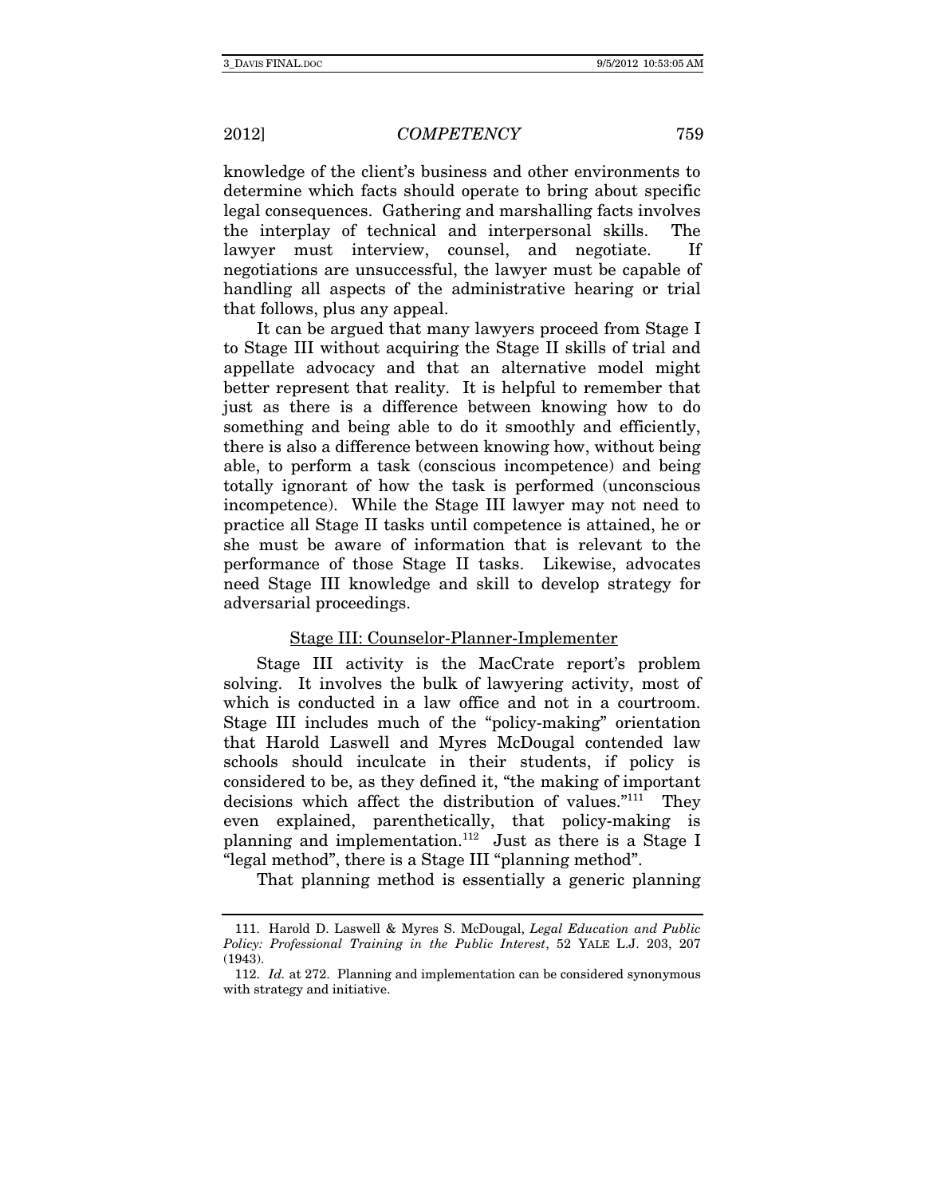knowledge of the client's business and other environments to determine which facts should operate to bring about specific legal consequences. Gathering and marshalling facts involves the interplay of technical and interpersonal skills. The lawyer must interview, counsel, and negotiate. If negotiations are unsuccessful, the lawyer must be capable of handling all aspects of the administrative hearing or trial that follows, plus any appeal.

It can be argued that many lawyers proceed from Stage I to Stage III without acquiring the Stage II skills of trial and appellate advocacy and that an alternative model might better represent that reality. It is helpful to remember that just as there is a difference between knowing how to do something and being able to do it smoothly and efficiently, there is also a difference between knowing how, without being able, to perform a task (conscious incompetence) and being totally ignorant of how the task is performed (unconscious incompetence). While the Stage III lawyer may not need to practice all Stage II tasks until competence is attained, he or she must be aware of information that is relevant to the performance of those Stage II tasks. Likewise, advocates need Stage III knowledge and skill to develop strategy for adversarial proceedings.

### Stage III: Counselor-Planner-Implementer

Stage III activity is the MacCrate report's problem solving. It involves the bulk of lawyering activity, most of which is conducted in a law office and not in a courtroom. Stage III includes much of the "policy-making" orientation that Harold Laswell and Myres McDougal contended law schools should inculcate in their students, if policy is considered to be, as they defined it, "the making of important decisions which affect the distribution of values."[111] They even explained, parenthetically, that policy-making is planning and implementation.[112] Just as there is a Stage I "legal method", there is a Stage III "planning method".

That planning method is essentially a generic planning

---

111. Harold D. Laswell & Myres S. McDougal, *Legal Education and Public Policy: Professional Training in the Public Interest*, 52 YALE L.J. 203, 207 (1943).

112. *Id.* at 272. Planning and implementation can be considered synonymous with strategy and initiative.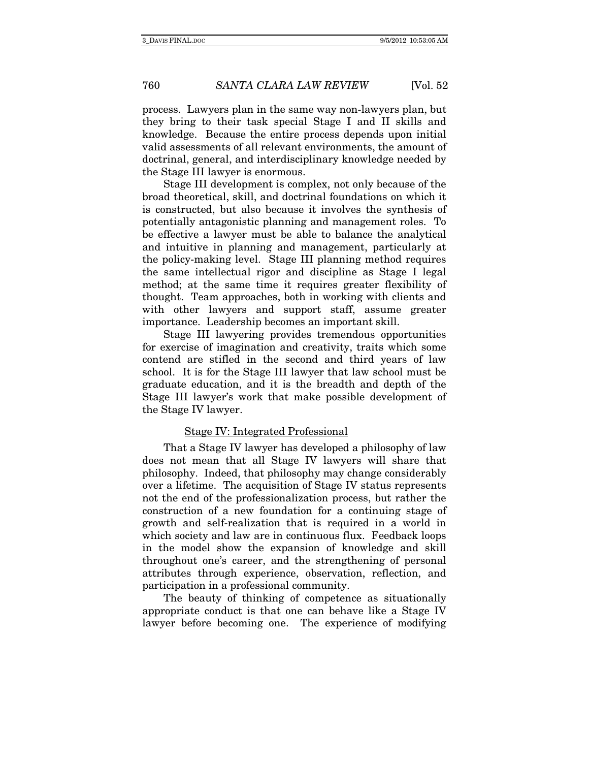process. Lawyers plan in the same way non-lawyers plan, but they bring to their task special Stage I and II skills and knowledge. Because the entire process depends upon initial valid assessments of all relevant environments, the amount of doctrinal, general, and interdisciplinary knowledge needed by the Stage III lawyer is enormous.

Stage III development is complex, not only because of the broad theoretical, skill, and doctrinal foundations on which it is constructed, but also because it involves the synthesis of potentially antagonistic planning and management roles. To be effective a lawyer must be able to balance the analytical and intuitive in planning and management, particularly at the policy-making level. Stage III planning method requires the same intellectual rigor and discipline as Stage I legal method; at the same time it requires greater flexibility of thought. Team approaches, both in working with clients and with other lawyers and support staff, assume greater importance. Leadership becomes an important skill.

Stage III lawyering provides tremendous opportunities for exercise of imagination and creativity, traits which some contend are stifled in the second and third years of law school. It is for the Stage III lawyer that law school must be graduate education, and it is the breadth and depth of the Stage III lawyer's work that make possible development of the Stage IV lawyer.

### Stage IV: Integrated Professional

That a Stage IV lawyer has developed a philosophy of law does not mean that all Stage IV lawyers will share that philosophy. Indeed, that philosophy may change considerably over a lifetime. The acquisition of Stage IV status represents not the end of the professionalization process, but rather the construction of a new foundation for a continuing stage of growth and self-realization that is required in a world in which society and law are in continuous flux. Feedback loops in the model show the expansion of knowledge and skill throughout one's career, and the strengthening of personal attributes through experience, observation, reflection, and participation in a professional community.

The beauty of thinking of competence as situationally appropriate conduct is that one can behave like a Stage IV lawyer before becoming one. The experience of modifying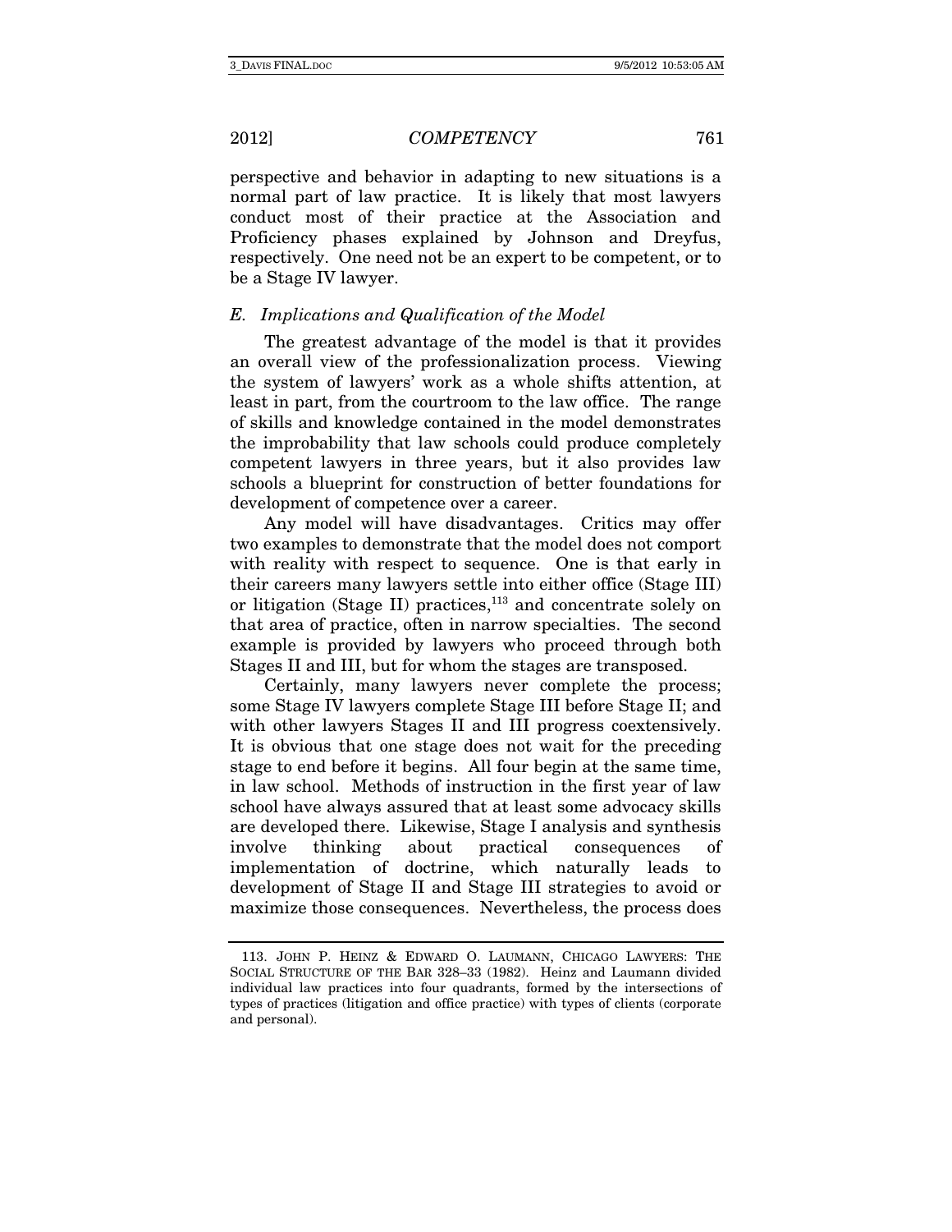perspective and behavior in adapting to new situations is a normal part of law practice. It is likely that most lawyers conduct most of their practice at the Association and Proficiency phases explained by Johnson and Dreyfus, respectively. One need not be an expert to be competent, or to be a Stage IV lawyer.

### *E. Implications and Qualification of the Model*

The greatest advantage of the model is that it provides an overall view of the professionalization process. Viewing the system of lawyers' work as a whole shifts attention, at least in part, from the courtroom to the law office. The range of skills and knowledge contained in the model demonstrates the improbability that law schools could produce completely competent lawyers in three years, but it also provides law schools a blueprint for construction of better foundations for development of competence over a career.

Any model will have disadvantages. Critics may offer two examples to demonstrate that the model does not comport with reality with respect to sequence. One is that early in their careers many lawyers settle into either office (Stage III) or litigation (Stage II) practices,[113] and concentrate solely on that area of practice, often in narrow specialties. The second example is provided by lawyers who proceed through both Stages II and III, but for whom the stages are transposed.

Certainly, many lawyers never complete the process; some Stage IV lawyers complete Stage III before Stage II; and with other lawyers Stages II and III progress coextensively. It is obvious that one stage does not wait for the preceding stage to end before it begins. All four begin at the same time, in law school. Methods of instruction in the first year of law school have always assured that at least some advocacy skills are developed there. Likewise, Stage I analysis and synthesis involve thinking about practical consequences of implementation of doctrine, which naturally leads to development of Stage II and Stage III strategies to avoid or maximize those consequences. Nevertheless, the process does

---

113. JOHN P. HEINZ & EDWARD O. LAUMANN, CHICAGO LAWYERS: THE SOCIAL STRUCTURE OF THE BAR 328–33 (1982). Heinz and Laumann divided individual law practices into four quadrants, formed by the intersections of types of practices (litigation and office practice) with types of clients (corporate and personal).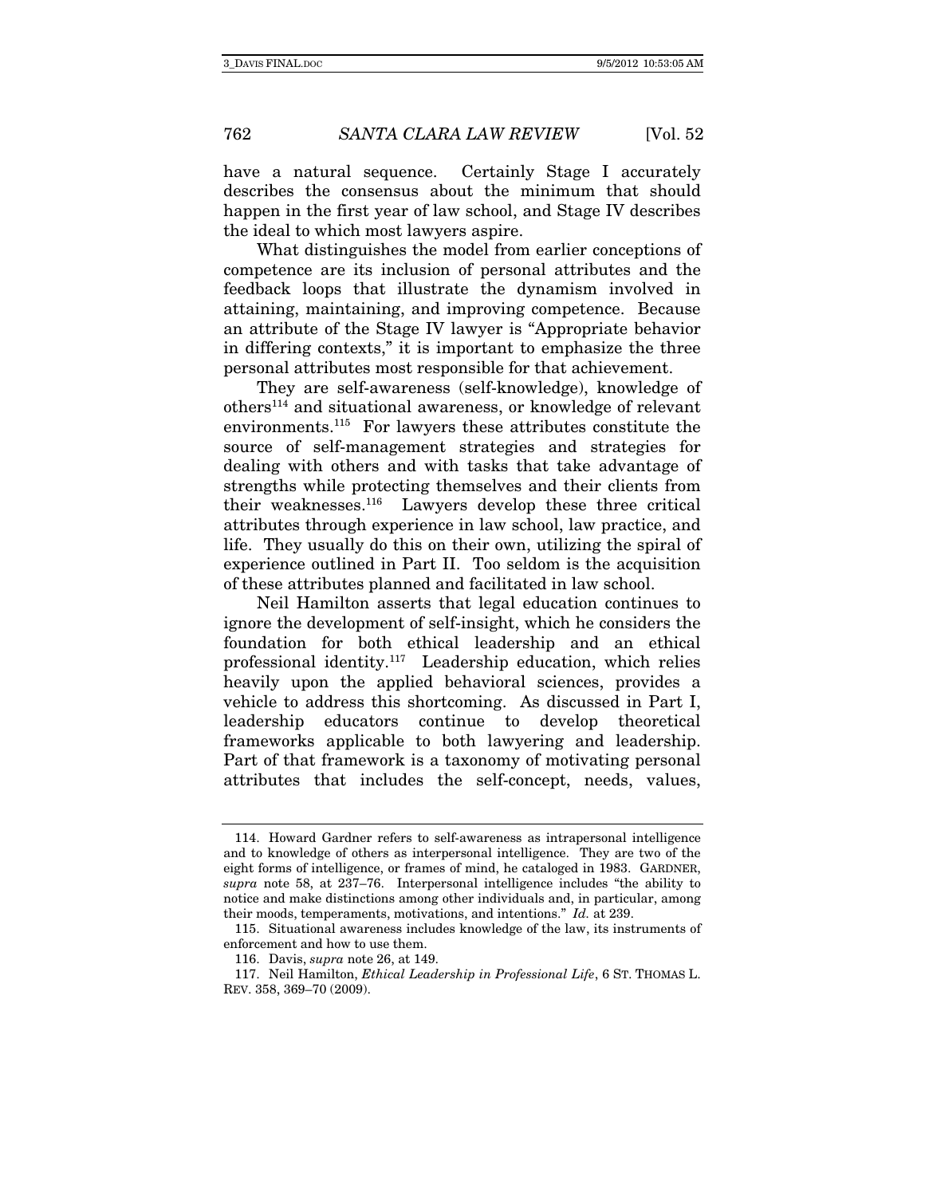have a natural sequence. Certainly Stage I accurately describes the consensus about the minimum that should happen in the first year of law school, and Stage IV describes the ideal to which most lawyers aspire.

What distinguishes the model from earlier conceptions of competence are its inclusion of personal attributes and the feedback loops that illustrate the dynamism involved in attaining, maintaining, and improving competence. Because an attribute of the Stage IV lawyer is "Appropriate behavior in differing contexts," it is important to emphasize the three personal attributes most responsible for that achievement.

They are self-awareness (self-knowledge), knowledge of others[114] and situational awareness, or knowledge of relevant environments.[115] For lawyers these attributes constitute the source of self-management strategies and strategies for dealing with others and with tasks that take advantage of strengths while protecting themselves and their clients from their weaknesses.[116] Lawyers develop these three critical attributes through experience in law school, law practice, and life. They usually do this on their own, utilizing the spiral of experience outlined in Part II. Too seldom is the acquisition of these attributes planned and facilitated in law school.

Neil Hamilton asserts that legal education continues to ignore the development of self-insight, which he considers the foundation for both ethical leadership and an ethical professional identity.[117] Leadership education, which relies heavily upon the applied behavioral sciences, provides a vehicle to address this shortcoming. As discussed in Part I, leadership educators continue to develop theoretical frameworks applicable to both lawyering and leadership. Part of that framework is a taxonomy of motivating personal attributes that includes the self-concept, needs, values,

---

114. Howard Gardner refers to self-awareness as intrapersonal intelligence and to knowledge of others as interpersonal intelligence. They are two of the eight forms of intelligence, or frames of mind, he cataloged in 1983. GARDNER, *supra* note 58, at 237–76. Interpersonal intelligence includes "the ability to notice and make distinctions among other individuals and, in particular, among their moods, temperaments, motivations, and intentions." *Id.* at 239.

115. Situational awareness includes knowledge of the law, its instruments of enforcement and how to use them.

116. Davis, *supra* note 26, at 149.

117. Neil Hamilton, *Ethical Leadership in Professional Life*, 6 ST. THOMAS L. REV. 358, 369–70 (2009).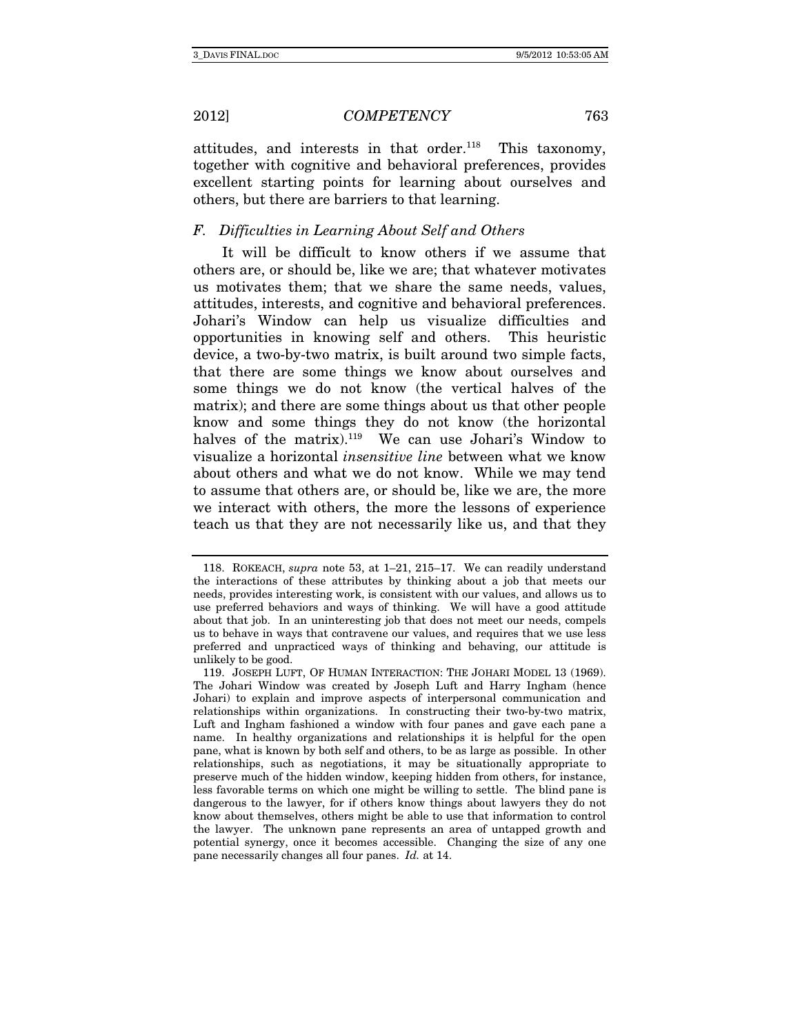attitudes, and interests in that order.[118] This taxonomy, together with cognitive and behavioral preferences, provides excellent starting points for learning about ourselves and others, but there are barriers to that learning.

### *F. Difficulties in Learning About Self and Others*

It will be difficult to know others if we assume that others are, or should be, like we are; that whatever motivates us motivates them; that we share the same needs, values, attitudes, interests, and cognitive and behavioral preferences. Johari's Window can help us visualize difficulties and opportunities in knowing self and others. This heuristic device, a two-by-two matrix, is built around two simple facts, that there are some things we know about ourselves and some things we do not know (the vertical halves of the matrix); and there are some things about us that other people know and some things they do not know (the horizontal halves of the matrix).[119] We can use Johari's Window to visualize a horizontal *insensitive line* between what we know about others and what we do not know. While we may tend to assume that others are, or should be, like we are, the more we interact with others, the more the lessons of experience teach us that they are not necessarily like us, and that they

---

118. ROKEACH, *supra* note 53, at 1–21, 215–17. We can readily understand the interactions of these attributes by thinking about a job that meets our needs, provides interesting work, is consistent with our values, and allows us to use preferred behaviors and ways of thinking. We will have a good attitude about that job. In an uninteresting job that does not meet our needs, compels us to behave in ways that contravene our values, and requires that we use less preferred and unpracticed ways of thinking and behaving, our attitude is unlikely to be good.

119. JOSEPH LUFT, OF HUMAN INTERACTION: THE JOHARI MODEL 13 (1969). The Johari Window was created by Joseph Luft and Harry Ingham (hence Johari) to explain and improve aspects of interpersonal communication and relationships within organizations. In constructing their two-by-two matrix, Luft and Ingham fashioned a window with four panes and gave each pane a name. In healthy organizations and relationships it is helpful for the open pane, what is known by both self and others, to be as large as possible. In other relationships, such as negotiations, it may be situationally appropriate to preserve much of the hidden window, keeping hidden from others, for instance, less favorable terms on which one might be willing to settle. The blind pane is dangerous to the lawyer, for if others know things about lawyers they do not know about themselves, others might be able to use that information to control the lawyer. The unknown pane represents an area of untapped growth and potential synergy, once it becomes accessible. Changing the size of any one pane necessarily changes all four panes. *Id.* at 14.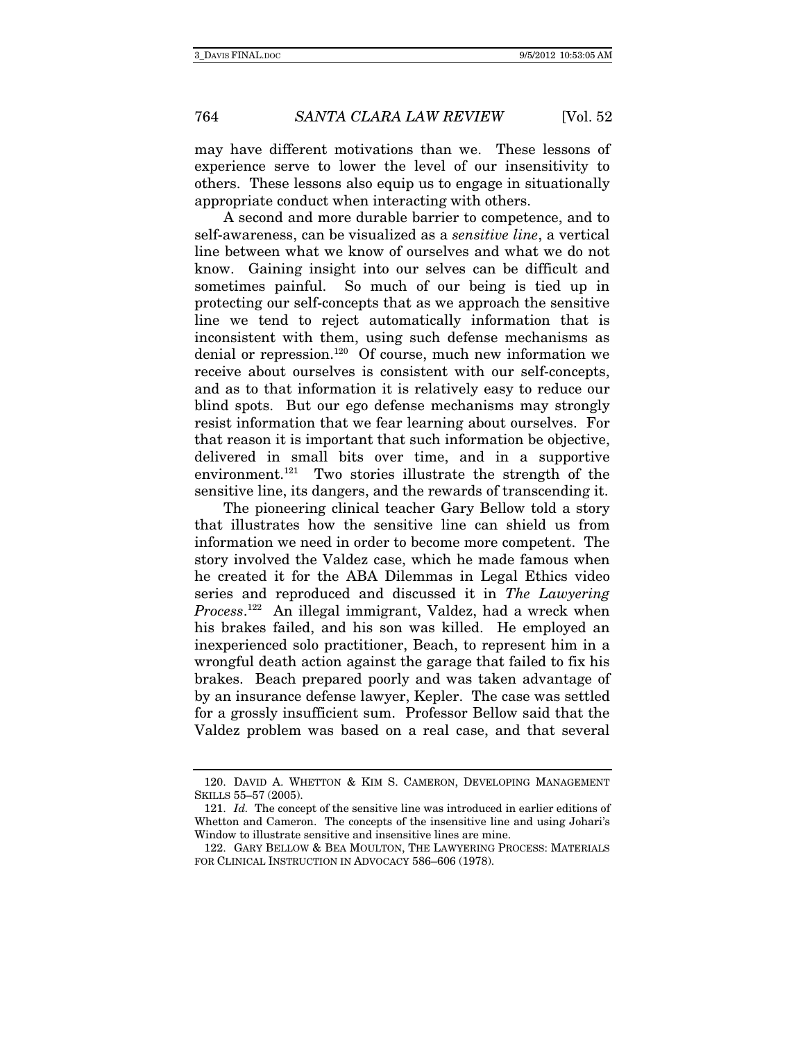may have different motivations than we. These lessons of experience serve to lower the level of our insensitivity to others. These lessons also equip us to engage in situationally appropriate conduct when interacting with others.

A second and more durable barrier to competence, and to self-awareness, can be visualized as a *sensitive line*, a vertical line between what we know of ourselves and what we do not know. Gaining insight into our selves can be difficult and sometimes painful. So much of our being is tied up in protecting our self-concepts that as we approach the sensitive line we tend to reject automatically information that is inconsistent with them, using such defense mechanisms as denial or repression.[120] Of course, much new information we receive about ourselves is consistent with our self-concepts, and as to that information it is relatively easy to reduce our blind spots. But our ego defense mechanisms may strongly resist information that we fear learning about ourselves. For that reason it is important that such information be objective, delivered in small bits over time, and in a supportive environment.[121] Two stories illustrate the strength of the sensitive line, its dangers, and the rewards of transcending it.

The pioneering clinical teacher Gary Bellow told a story that illustrates how the sensitive line can shield us from information we need in order to become more competent. The story involved the Valdez case, which he made famous when he created it for the ABA Dilemmas in Legal Ethics video series and reproduced and discussed it in *The Lawyering Process*.[122] An illegal immigrant, Valdez, had a wreck when his brakes failed, and his son was killed. He employed an inexperienced solo practitioner, Beach, to represent him in a wrongful death action against the garage that failed to fix his brakes. Beach prepared poorly and was taken advantage of by an insurance defense lawyer, Kepler. The case was settled for a grossly insufficient sum. Professor Bellow said that the Valdez problem was based on a real case, and that several

---

120. DAVID A. WHETTON & KIM S. CAMERON, DEVELOPING MANAGEMENT SKILLS 55–57 (2005).

121. *Id.* The concept of the sensitive line was introduced in earlier editions of Whetton and Cameron. The concepts of the insensitive line and using Johari's Window to illustrate sensitive and insensitive lines are mine.

122. GARY BELLOW & BEA MOULTON, THE LAWYERING PROCESS: MATERIALS FOR CLINICAL INSTRUCTION IN ADVOCACY 586–606 (1978).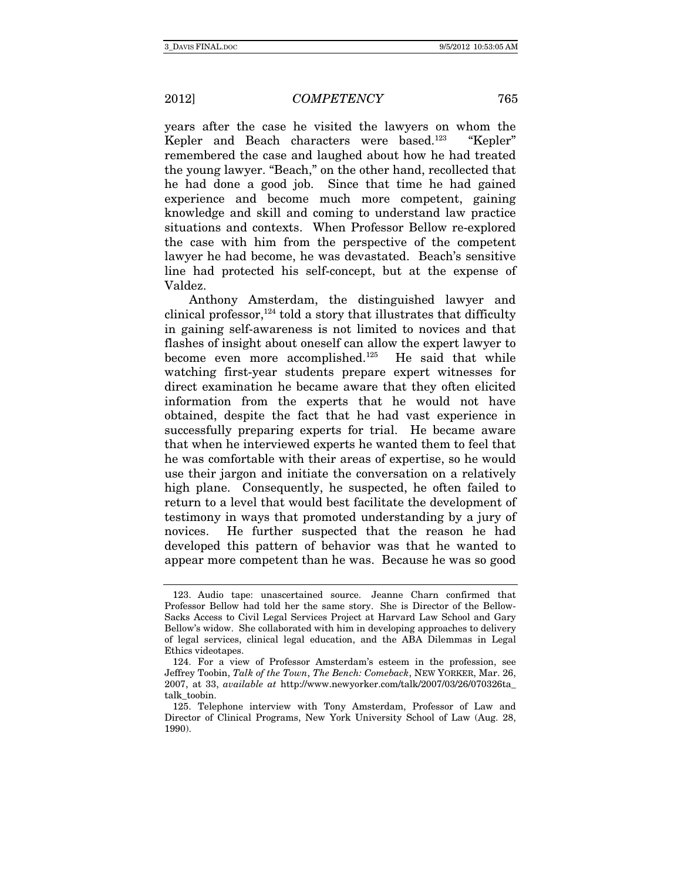years after the case he visited the lawyers on whom the Kepler and Beach characters were based.[123] "Kepler" remembered the case and laughed about how he had treated the young lawyer. "Beach," on the other hand, recollected that he had done a good job. Since that time he had gained experience and become much more competent, gaining knowledge and skill and coming to understand law practice situations and contexts. When Professor Bellow re-explored the case with him from the perspective of the competent lawyer he had become, he was devastated. Beach's sensitive line had protected his self-concept, but at the expense of Valdez.

Anthony Amsterdam, the distinguished lawyer and clinical professor,[124] told a story that illustrates that difficulty in gaining self-awareness is not limited to novices and that flashes of insight about oneself can allow the expert lawyer to become even more accomplished.[125] He said that while watching first-year students prepare expert witnesses for direct examination he became aware that they often elicited information from the experts that he would not have obtained, despite the fact that he had vast experience in successfully preparing experts for trial. He became aware that when he interviewed experts he wanted them to feel that he was comfortable with their areas of expertise, so he would use their jargon and initiate the conversation on a relatively high plane. Consequently, he suspected, he often failed to return to a level that would best facilitate the development of testimony in ways that promoted understanding by a jury of novices. He further suspected that the reason he had developed this pattern of behavior was that he wanted to appear more competent than he was. Because he was so good

---

123. Audio tape: unascertained source. Jeanne Charn confirmed that Professor Bellow had told her the same story. She is Director of the Bellow-Sacks Access to Civil Legal Services Project at Harvard Law School and Gary Bellow's widow. She collaborated with him in developing approaches to delivery of legal services, clinical legal education, and the ABA Dilemmas in Legal Ethics videotapes.

124. For a view of Professor Amsterdam's esteem in the profession, see Jeffrey Toobin, *Talk of the Town*, *The Bench: Comeback*, NEW YORKER, Mar. 26, 2007, at 33, *available at* http://www.newyorker.com/talk/2007/03/26/070326ta_talk_toobin.

125. Telephone interview with Tony Amsterdam, Professor of Law and Director of Clinical Programs, New York University School of Law (Aug. 28, 1990).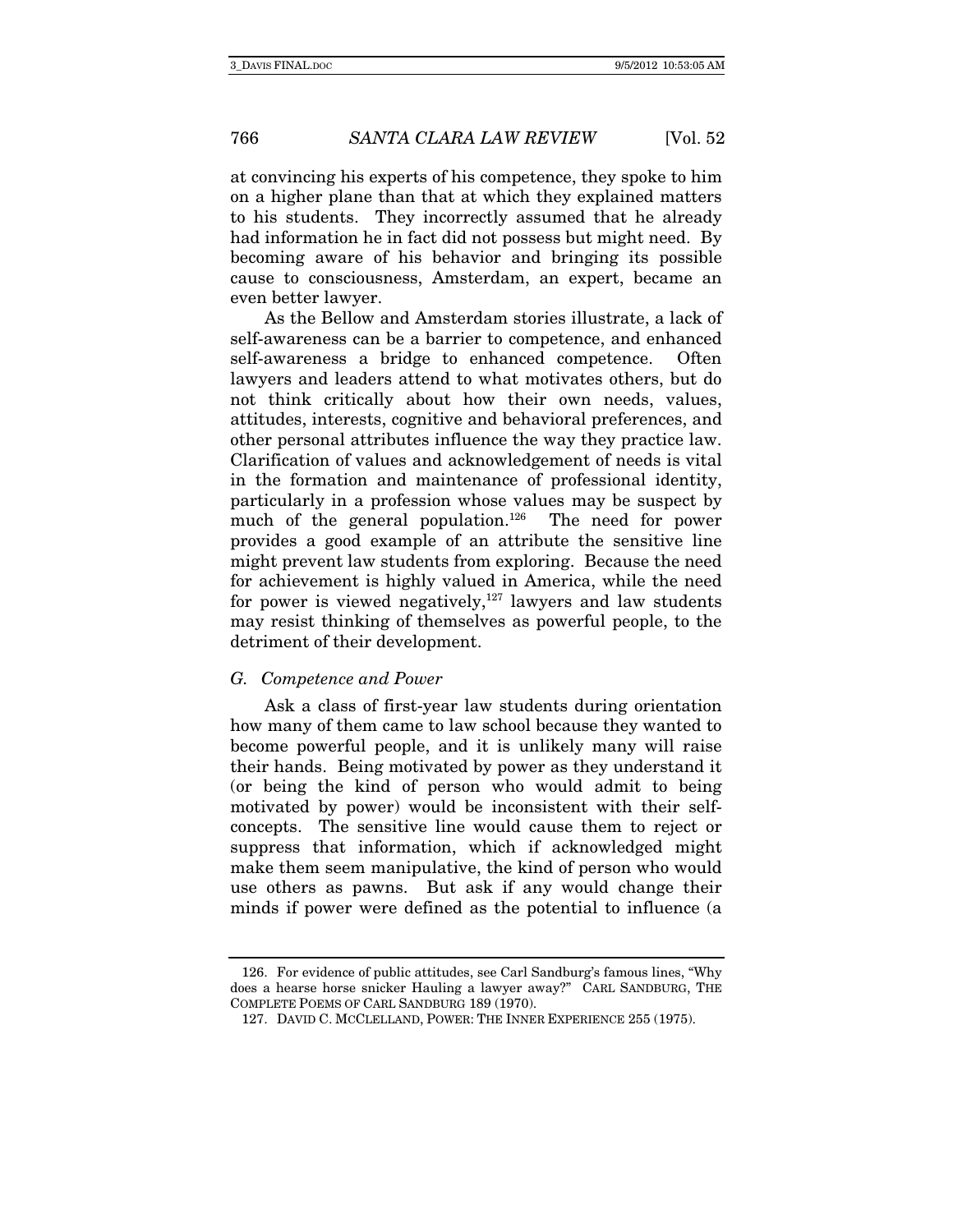at convincing his experts of his competence, they spoke to him on a higher plane than that at which they explained matters to his students. They incorrectly assumed that he already had information he in fact did not possess but might need. By becoming aware of his behavior and bringing its possible cause to consciousness, Amsterdam, an expert, became an even better lawyer.

As the Bellow and Amsterdam stories illustrate, a lack of self-awareness can be a barrier to competence, and enhanced self-awareness a bridge to enhanced competence. Often lawyers and leaders attend to what motivates others, but do not think critically about how their own needs, values, attitudes, interests, cognitive and behavioral preferences, and other personal attributes influence the way they practice law. Clarification of values and acknowledgement of needs is vital in the formation and maintenance of professional identity, particularly in a profession whose values may be suspect by much of the general population.[126] The need for power provides a good example of an attribute the sensitive line might prevent law students from exploring. Because the need for achievement is highly valued in America, while the need for power is viewed negatively,[127] lawyers and law students may resist thinking of themselves as powerful people, to the detriment of their development.

### *G. Competence and Power*

Ask a class of first-year law students during orientation how many of them came to law school because they wanted to become powerful people, and it is unlikely many will raise their hands. Being motivated by power as they understand it (or being the kind of person who would admit to being motivated by power) would be inconsistent with their self-concepts. The sensitive line would cause them to reject or suppress that information, which if acknowledged might make them seem manipulative, the kind of person who would use others as pawns. But ask if any would change their minds if power were defined as the potential to influence (a

---

126. For evidence of public attitudes, see Carl Sandburg's famous lines, "Why does a hearse horse snicker Hauling a lawyer away?" CARL SANDBURG, THE COMPLETE POEMS OF CARL SANDBURG 189 (1970).

127. DAVID C. MCCLELLAND, POWER: THE INNER EXPERIENCE 255 (1975).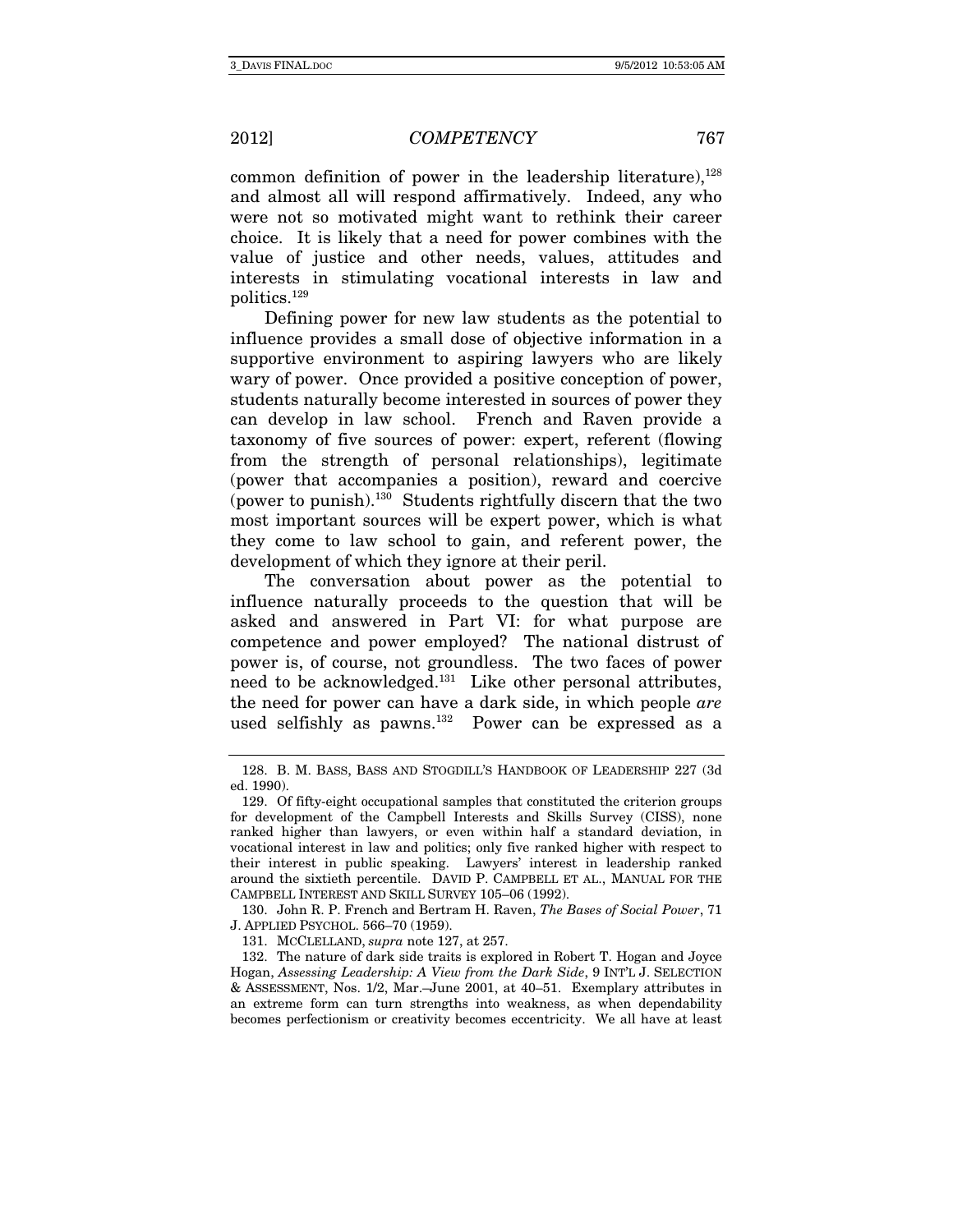common definition of power in the leadership literature),[128] and almost all will respond affirmatively. Indeed, any who were not so motivated might want to rethink their career choice. It is likely that a need for power combines with the value of justice and other needs, values, attitudes and interests in stimulating vocational interests in law and politics.[129]

Defining power for new law students as the potential to influence provides a small dose of objective information in a supportive environment to aspiring lawyers who are likely wary of power. Once provided a positive conception of power, students naturally become interested in sources of power they can develop in law school. French and Raven provide a taxonomy of five sources of power: expert, referent (flowing from the strength of personal relationships), legitimate (power that accompanies a position), reward and coercive (power to punish).[130] Students rightfully discern that the two most important sources will be expert power, which is what they come to law school to gain, and referent power, the development of which they ignore at their peril.

The conversation about power as the potential to influence naturally proceeds to the question that will be asked and answered in Part VI: for what purpose are competence and power employed? The national distrust of power is, of course, not groundless. The two faces of power need to be acknowledged.[131] Like other personal attributes, the need for power can have a dark side, in which people *are* used selfishly as pawns.[132] Power can be expressed as a

128. B. M. BASS, BASS AND STOGDILL'S HANDBOOK OF LEADERSHIP 227 (3d ed. 1990).

129. Of fifty-eight occupational samples that constituted the criterion groups for development of the Campbell Interests and Skills Survey (CISS), none ranked higher than lawyers, or even within half a standard deviation, in vocational interest in law and politics; only five ranked higher with respect to their interest in public speaking. Lawyers' interest in leadership ranked around the sixtieth percentile. DAVID P. CAMPBELL ET AL., MANUAL FOR THE CAMPBELL INTEREST AND SKILL SURVEY 105–06 (1992).

130. John R. P. French and Bertram H. Raven, *The Bases of Social Power*, 71 J. APPLIED PSYCHOL. 566–70 (1959).

131. MCCLELLAND, *supra* note 127, at 257.

132. The nature of dark side traits is explored in Robert T. Hogan and Joyce Hogan, *Assessing Leadership: A View from the Dark Side*, 9 INT'L J. SELECTION & ASSESSMENT, Nos. 1/2, Mar.–June 2001, at 40–51. Exemplary attributes in an extreme form can turn strengths into weakness, as when dependability becomes perfectionism or creativity becomes eccentricity. We all have at least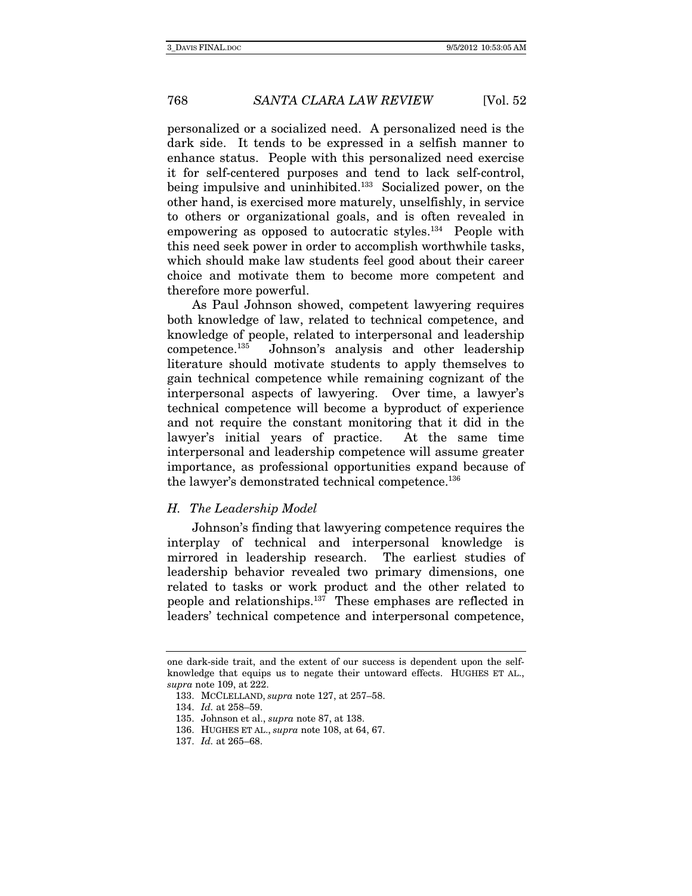personalized or a socialized need. A personalized need is the dark side. It tends to be expressed in a selfish manner to enhance status. People with this personalized need exercise it for self-centered purposes and tend to lack self-control, being impulsive and uninhibited.[133] Socialized power, on the other hand, is exercised more maturely, unselfishly, in service to others or organizational goals, and is often revealed in empowering as opposed to autocratic styles.[134] People with this need seek power in order to accomplish worthwhile tasks, which should make law students feel good about their career choice and motivate them to become more competent and therefore more powerful.

As Paul Johnson showed, competent lawyering requires both knowledge of law, related to technical competence, and knowledge of people, related to interpersonal and leadership competence.[135] Johnson's analysis and other leadership literature should motivate students to apply themselves to gain technical competence while remaining cognizant of the interpersonal aspects of lawyering. Over time, a lawyer's technical competence will become a byproduct of experience and not require the constant monitoring that it did in the lawyer's initial years of practice. At the same time interpersonal and leadership competence will assume greater importance, as professional opportunities expand because of the lawyer's demonstrated technical competence.[136]

### *H. The Leadership Model*

Johnson's finding that lawyering competence requires the interplay of technical and interpersonal knowledge is mirrored in leadership research. The earliest studies of leadership behavior revealed two primary dimensions, one related to tasks or work product and the other related to people and relationships.[137] These emphases are reflected in leaders' technical competence and interpersonal competence,

---

one dark-side trait, and the extent of our success is dependent upon the self-knowledge that equips us to negate their untoward effects. HUGHES ET AL., *supra* note 109, at 222.

133. MCCLELLAND, *supra* note 127, at 257–58.

134. *Id.* at 258–59.

135. Johnson et al., *supra* note 87, at 138.

136. HUGHES ET AL., *supra* note 108, at 64, 67.

137. *Id.* at 265–68.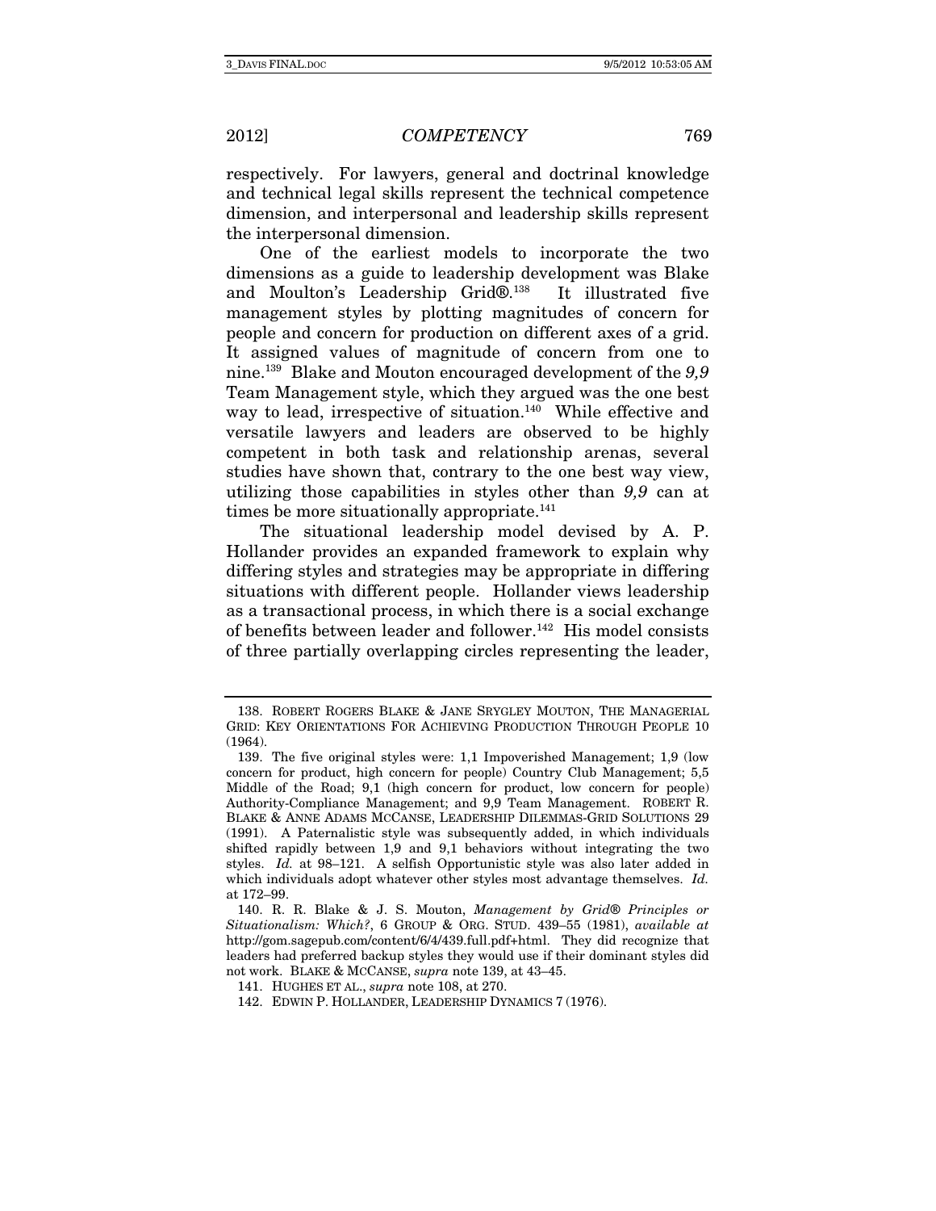respectively. For lawyers, general and doctrinal knowledge and technical legal skills represent the technical competence dimension, and interpersonal and leadership skills represent the interpersonal dimension.

One of the earliest models to incorporate the two dimensions as a guide to leadership development was Blake and Moulton's Leadership Grid®.[138] It illustrated five management styles by plotting magnitudes of concern for people and concern for production on different axes of a grid. It assigned values of magnitude of concern from one to nine.[139] Blake and Mouton encouraged development of the *9,9* Team Management style, which they argued was the one best way to lead, irrespective of situation.[140] While effective and versatile lawyers and leaders are observed to be highly competent in both task and relationship arenas, several studies have shown that, contrary to the one best way view, utilizing those capabilities in styles other than *9,9* can at times be more situationally appropriate.[141]

The situational leadership model devised by A. P. Hollander provides an expanded framework to explain why differing styles and strategies may be appropriate in differing situations with different people. Hollander views leadership as a transactional process, in which there is a social exchange of benefits between leader and follower.[142] His model consists of three partially overlapping circles representing the leader,

---

138. ROBERT ROGERS BLAKE & JANE SRYGLEY MOUTON, THE MANAGERIAL GRID: KEY ORIENTATIONS FOR ACHIEVING PRODUCTION THROUGH PEOPLE 10 (1964).

139. The five original styles were: 1,1 Impoverished Management; 1,9 (low concern for product, high concern for people) Country Club Management; 5,5 Middle of the Road; 9,1 (high concern for product, low concern for people) Authority-Compliance Management; and 9,9 Team Management. ROBERT R. BLAKE & ANNE ADAMS MCCANSE, LEADERSHIP DILEMMAS-GRID SOLUTIONS 29 (1991). A Paternalistic style was subsequently added, in which individuals shifted rapidly between 1,9 and 9,1 behaviors without integrating the two styles. *Id.* at 98–121. A selfish Opportunistic style was also later added in which individuals adopt whatever other styles most advantage themselves. *Id.* at 172–99.

140. R. R. Blake & J. S. Mouton, *Management by Grid® Principles or Situationalism: Which?*, 6 GROUP & ORG. STUD. 439–55 (1981), *available at* http://gom.sagepub.com/content/6/4/439.full.pdf+html. They did recognize that leaders had preferred backup styles they would use if their dominant styles did not work. BLAKE & MCCANSE, *supra* note 139, at 43–45.

141. HUGHES ET AL., *supra* note 108, at 270.

142. EDWIN P. HOLLANDER, LEADERSHIP DYNAMICS 7 (1976).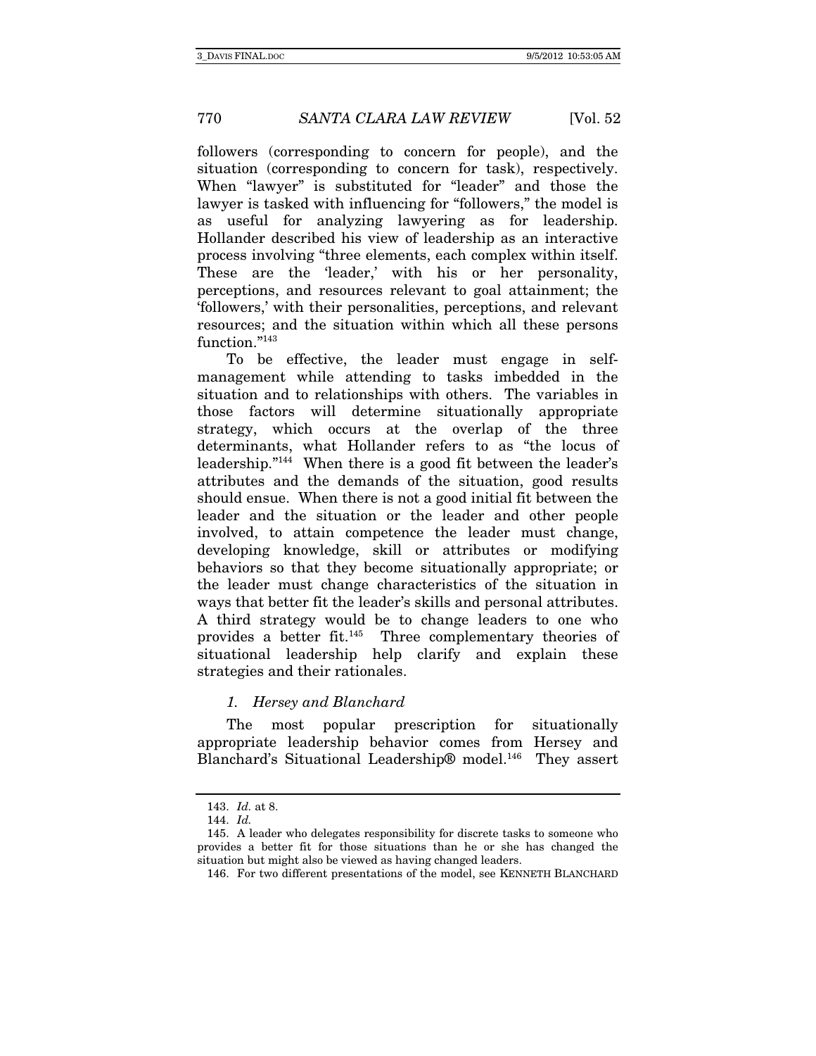followers (corresponding to concern for people), and the situation (corresponding to concern for task), respectively. When "lawyer" is substituted for "leader" and those the lawyer is tasked with influencing for "followers," the model is as useful for analyzing lawyering as for leadership. Hollander described his view of leadership as an interactive process involving "three elements, each complex within itself. These are the 'leader,' with his or her personality, perceptions, and resources relevant to goal attainment; the 'followers,' with their personalities, perceptions, and relevant resources; and the situation within which all these persons function."[143]

To be effective, the leader must engage in self-management while attending to tasks imbedded in the situation and to relationships with others. The variables in those factors will determine situationally appropriate strategy, which occurs at the overlap of the three determinants, what Hollander refers to as "the locus of leadership."[144] When there is a good fit between the leader's attributes and the demands of the situation, good results should ensue. When there is not a good initial fit between the leader and the situation or the leader and other people involved, to attain competence the leader must change, developing knowledge, skill or attributes or modifying behaviors so that they become situationally appropriate; or the leader must change characteristics of the situation in ways that better fit the leader's skills and personal attributes. A third strategy would be to change leaders to one who provides a better fit.[145] Three complementary theories of situational leadership help clarify and explain these strategies and their rationales.

### *1. Hersey and Blanchard*

The most popular prescription for situationally appropriate leadership behavior comes from Hersey and Blanchard's Situational Leadership® model.[146] They assert

---

143. *Id.* at 8.

144. *Id.*

145. A leader who delegates responsibility for discrete tasks to someone who provides a better fit for those situations than he or she has changed the situation but might also be viewed as having changed leaders.

146. For two different presentations of the model, see KENNETH BLANCHARD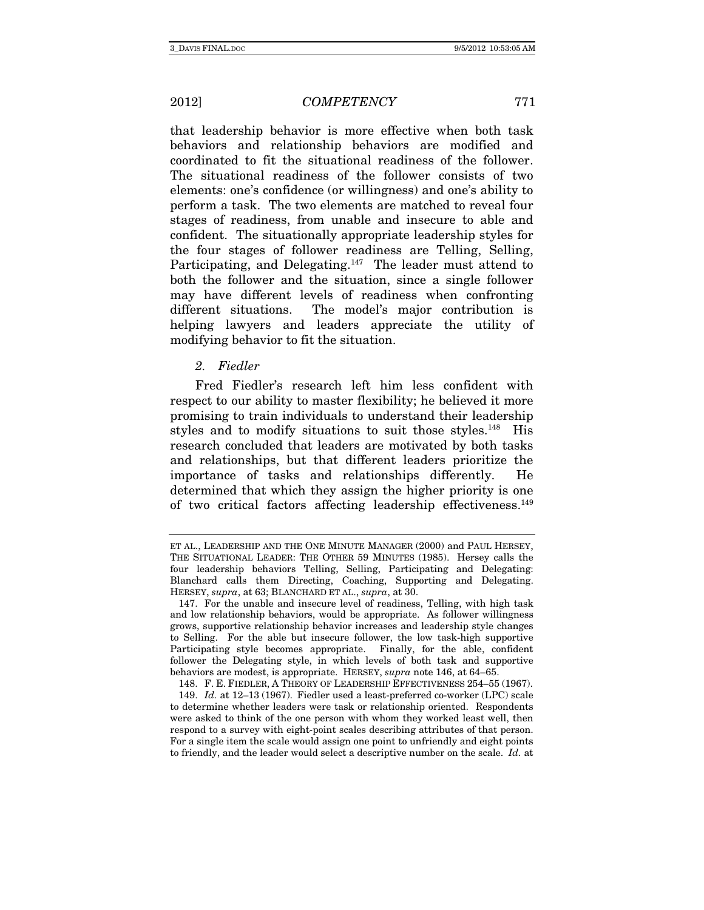that leadership behavior is more effective when both task behaviors and relationship behaviors are modified and coordinated to fit the situational readiness of the follower. The situational readiness of the follower consists of two elements: one's confidence (or willingness) and one's ability to perform a task. The two elements are matched to reveal four stages of readiness, from unable and insecure to able and confident. The situationally appropriate leadership styles for the four stages of follower readiness are Telling, Selling, Participating, and Delegating.[147] The leader must attend to both the follower and the situation, since a single follower may have different levels of readiness when confronting different situations. The model's major contribution is helping lawyers and leaders appreciate the utility of modifying behavior to fit the situation.

### *2. Fiedler*

Fred Fiedler's research left him less confident with respect to our ability to master flexibility; he believed it more promising to train individuals to understand their leadership styles and to modify situations to suit those styles.[148] His research concluded that leaders are motivated by both tasks and relationships, but that different leaders prioritize the importance of tasks and relationships differently. He determined that which they assign the higher priority is one of two critical factors affecting leadership effectiveness.[149]

---

ET AL., LEADERSHIP AND THE ONE MINUTE MANAGER (2000) and PAUL HERSEY, THE SITUATIONAL LEADER: THE OTHER 59 MINUTES (1985). Hersey calls the four leadership behaviors Telling, Selling, Participating and Delegating: Blanchard calls them Directing, Coaching, Supporting and Delegating. HERSEY, *supra*, at 63; BLANCHARD ET AL., *supra*, at 30.

147. For the unable and insecure level of readiness, Telling, with high task and low relationship behaviors, would be appropriate. As follower willingness grows, supportive relationship behavior increases and leadership style changes to Selling. For the able but insecure follower, the low task-high supportive Participating style becomes appropriate. Finally, for the able, confident follower the Delegating style, in which levels of both task and supportive behaviors are modest, is appropriate. HERSEY, *supra* note 146, at 64–65.

148. F. E. FIEDLER, A THEORY OF LEADERSHIP EFFECTIVENESS 254–55 (1967).

149. *Id.* at 12–13 (1967). Fiedler used a least-preferred co-worker (LPC) scale to determine whether leaders were task or relationship oriented. Respondents were asked to think of the one person with whom they worked least well, then respond to a survey with eight-point scales describing attributes of that person. For a single item the scale would assign one point to unfriendly and eight points to friendly, and the leader would select a descriptive number on the scale. *Id.* at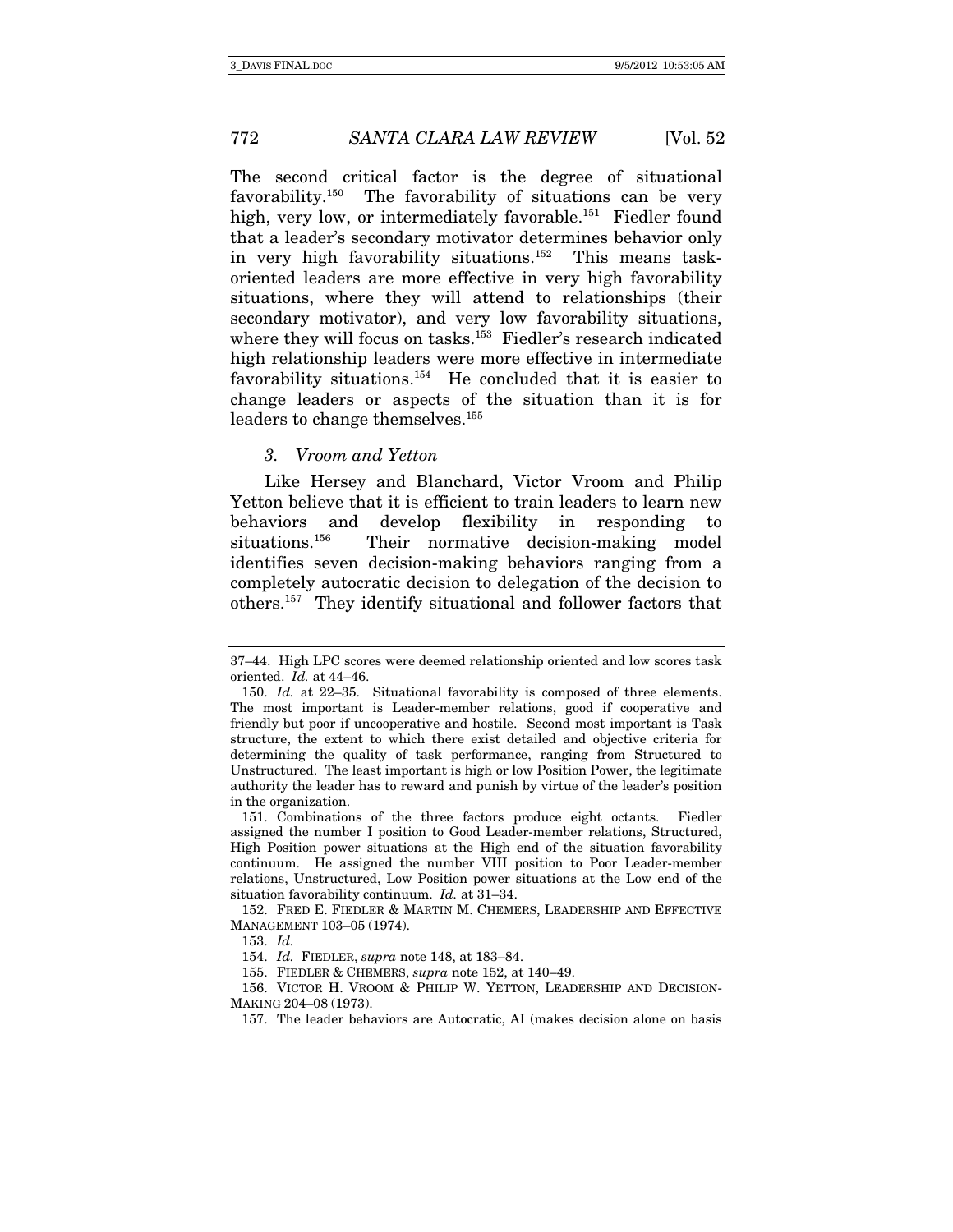The second critical factor is the degree of situational favorability.[150] The favorability of situations can be very high, very low, or intermediately favorable.[151] Fiedler found that a leader's secondary motivator determines behavior only in very high favorability situations.[152] This means task-oriented leaders are more effective in very high favorability situations, where they will attend to relationships (their secondary motivator), and very low favorability situations, where they will focus on tasks.[153] Fiedler's research indicated high relationship leaders were more effective in intermediate favorability situations.[154] He concluded that it is easier to change leaders or aspects of the situation than it is for leaders to change themselves.[155]

### *3. Vroom and Yetton*

Like Hersey and Blanchard, Victor Vroom and Philip Yetton believe that it is efficient to train leaders to learn new behaviors and develop flexibility in responding to situations.[156] Their normative decision-making model identifies seven decision-making behaviors ranging from a completely autocratic decision to delegation of the decision to others.[157] They identify situational and follower factors that

---

37–44. High LPC scores were deemed relationship oriented and low scores task oriented. *Id.* at 44–46.

150. *Id.* at 22–35. Situational favorability is composed of three elements. The most important is Leader-member relations, good if cooperative and friendly but poor if uncooperative and hostile. Second most important is Task structure, the extent to which there exist detailed and objective criteria for determining the quality of task performance, ranging from Structured to Unstructured. The least important is high or low Position Power, the legitimate authority the leader has to reward and punish by virtue of the leader's position in the organization.

151. Combinations of the three factors produce eight octants. Fiedler assigned the number I position to Good Leader-member relations, Structured, High Position power situations at the High end of the situation favorability continuum. He assigned the number VIII position to Poor Leader-member relations, Unstructured, Low Position power situations at the Low end of the situation favorability continuum. *Id.* at 31–34.

152. FRED E. FIEDLER & MARTIN M. CHEMERS, LEADERSHIP AND EFFECTIVE MANAGEMENT 103–05 (1974).

153. *Id.*

154. *Id.* FIEDLER, *supra* note 148, at 183–84.

155. FIEDLER & CHEMERS, *supra* note 152, at 140–49.

156. VICTOR H. VROOM & PHILIP W. YETTON, LEADERSHIP AND DECISION-MAKING 204–08 (1973).

157. The leader behaviors are Autocratic, AI (makes decision alone on basis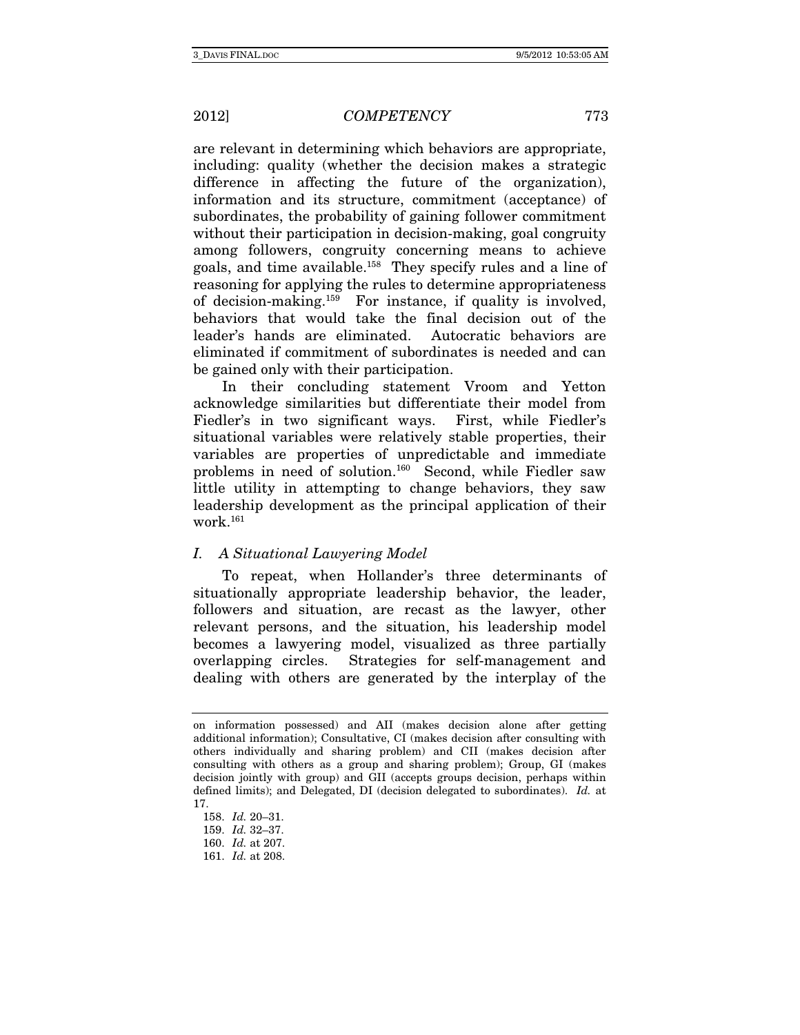are relevant in determining which behaviors are appropriate, including: quality (whether the decision makes a strategic difference in affecting the future of the organization), information and its structure, commitment (acceptance) of subordinates, the probability of gaining follower commitment without their participation in decision-making, goal congruity among followers, congruity concerning means to achieve goals, and time available.[158] They specify rules and a line of reasoning for applying the rules to determine appropriateness of decision-making.[159] For instance, if quality is involved, behaviors that would take the final decision out of the leader's hands are eliminated. Autocratic behaviors are eliminated if commitment of subordinates is needed and can be gained only with their participation.

In their concluding statement Vroom and Yetton acknowledge similarities but differentiate their model from Fiedler's in two significant ways. First, while Fiedler's situational variables were relatively stable properties, their variables are properties of unpredictable and immediate problems in need of solution.[160] Second, while Fiedler saw little utility in attempting to change behaviors, they saw leadership development as the principal application of their work.[161]

### *I. A Situational Lawyering Model*

To repeat, when Hollander's three determinants of situationally appropriate leadership behavior, the leader, followers and situation, are recast as the lawyer, other relevant persons, and the situation, his leadership model becomes a lawyering model, visualized as three partially overlapping circles. Strategies for self-management and dealing with others are generated by the interplay of the

---

on information possessed) and AII (makes decision alone after getting additional information); Consultative, CI (makes decision after consulting with others individually and sharing problem) and CII (makes decision after consulting with others as a group and sharing problem); Group, GI (makes decision jointly with group) and GII (accepts groups decision, perhaps within defined limits); and Delegated, DI (decision delegated to subordinates). *Id.* at 17.

158. *Id.* 20–31.

159. *Id.* 32–37.

160. *Id.* at 207.

161. *Id.* at 208.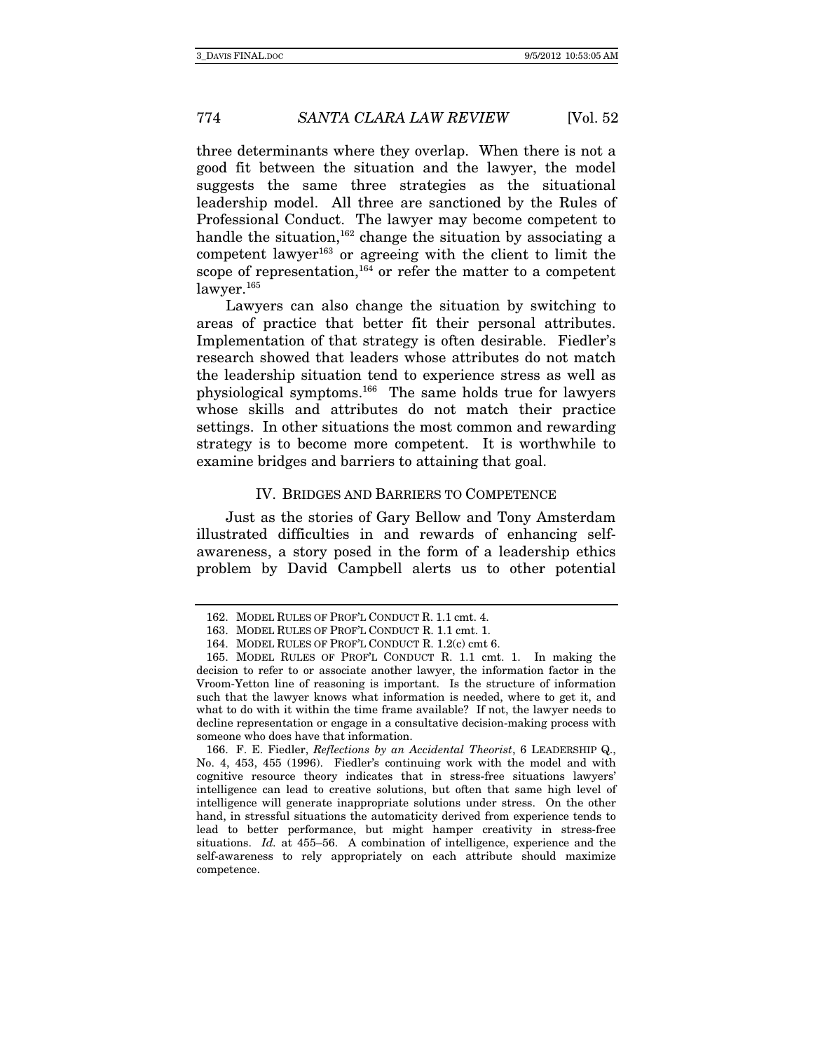three determinants where they overlap. When there is not a good fit between the situation and the lawyer, the model suggests the same three strategies as the situational leadership model. All three are sanctioned by the Rules of Professional Conduct. The lawyer may become competent to handle the situation,[162] change the situation by associating a competent lawyer[163] or agreeing with the client to limit the scope of representation,[164] or refer the matter to a competent lawyer.[165]

Lawyers can also change the situation by switching to areas of practice that better fit their personal attributes. Implementation of that strategy is often desirable. Fiedler's research showed that leaders whose attributes do not match the leadership situation tend to experience stress as well as physiological symptoms.[166] The same holds true for lawyers whose skills and attributes do not match their practice settings. In other situations the most common and rewarding strategy is to become more competent. It is worthwhile to examine bridges and barriers to attaining that goal.

## IV. BRIDGES AND BARRIERS TO COMPETENCE

Just as the stories of Gary Bellow and Tony Amsterdam illustrated difficulties in and rewards of enhancing self-awareness, a story posed in the form of a leadership ethics problem by David Campbell alerts us to other potential

---

162. MODEL RULES OF PROF'L CONDUCT R. 1.1 cmt. 4.

163. MODEL RULES OF PROF'L CONDUCT R. 1.1 cmt. 1.

164. MODEL RULES OF PROF'L CONDUCT R. 1.2(c) cmt 6.

165. MODEL RULES OF PROF'L CONDUCT R. 1.1 cmt. 1. In making the decision to refer to or associate another lawyer, the information factor in the Vroom-Yetton line of reasoning is important. Is the structure of information such that the lawyer knows what information is needed, where to get it, and what to do with it within the time frame available? If not, the lawyer needs to decline representation or engage in a consultative decision-making process with someone who does have that information.

166. F. E. Fiedler, *Reflections by an Accidental Theorist*, 6 LEADERSHIP Q., No. 4, 453, 455 (1996). Fiedler's continuing work with the model and with cognitive resource theory indicates that in stress-free situations lawyers' intelligence can lead to creative solutions, but often that same high level of intelligence will generate inappropriate solutions under stress. On the other hand, in stressful situations the automaticity derived from experience tends to lead to better performance, but might hamper creativity in stress-free situations. *Id.* at 455–56. A combination of intelligence, experience and the self-awareness to rely appropriately on each attribute should maximize competence.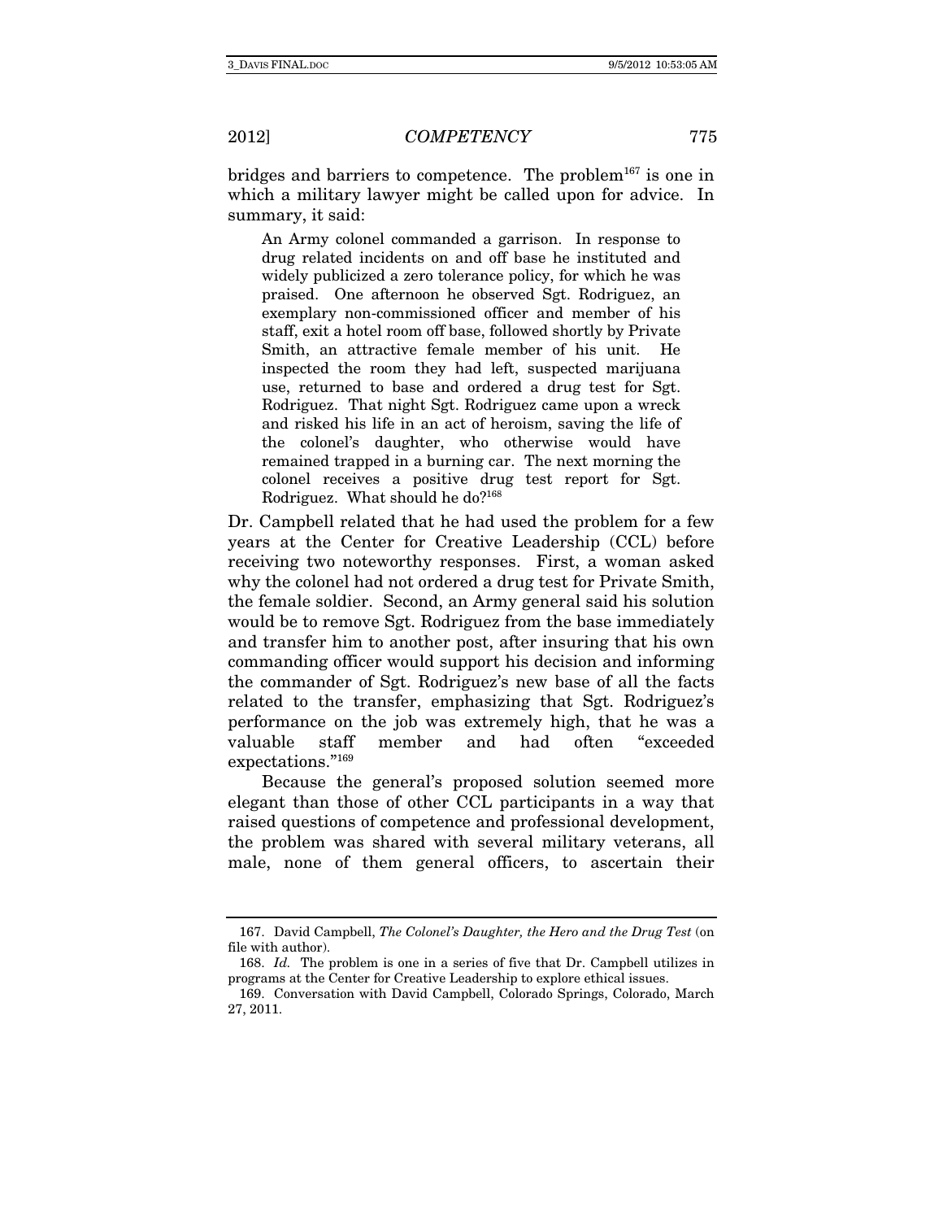bridges and barriers to competence. The problem[167] is one in which a military lawyer might be called upon for advice. In summary, it said:

> An Army colonel commanded a garrison. In response to drug related incidents on and off base he instituted and widely publicized a zero tolerance policy, for which he was praised. One afternoon he observed Sgt. Rodriguez, an exemplary non-commissioned officer and member of his staff, exit a hotel room off base, followed shortly by Private Smith, an attractive female member of his unit. He inspected the room they had left, suspected marijuana use, returned to base and ordered a drug test for Sgt. Rodriguez. That night Sgt. Rodriguez came upon a wreck and risked his life in an act of heroism, saving the life of the colonel's daughter, who otherwise would have remained trapped in a burning car. The next morning the colonel receives a positive drug test report for Sgt. Rodriguez. What should he do?[168]

Dr. Campbell related that he had used the problem for a few years at the Center for Creative Leadership (CCL) before receiving two noteworthy responses. First, a woman asked why the colonel had not ordered a drug test for Private Smith, the female soldier. Second, an Army general said his solution would be to remove Sgt. Rodriguez from the base immediately and transfer him to another post, after insuring that his own commanding officer would support his decision and informing the commander of Sgt. Rodriguez's new base of all the facts related to the transfer, emphasizing that Sgt. Rodriguez's performance on the job was extremely high, that he was a valuable staff member and had often "exceeded expectations."[169]

Because the general's proposed solution seemed more elegant than those of other CCL participants in a way that raised questions of competence and professional development, the problem was shared with several military veterans, all male, none of them general officers, to ascertain their

---

167. David Campbell, *The Colonel's Daughter, the Hero and the Drug Test* (on file with author).

168. *Id.* The problem is one in a series of five that Dr. Campbell utilizes in programs at the Center for Creative Leadership to explore ethical issues.

169. Conversation with David Campbell, Colorado Springs, Colorado, March 27, 2011.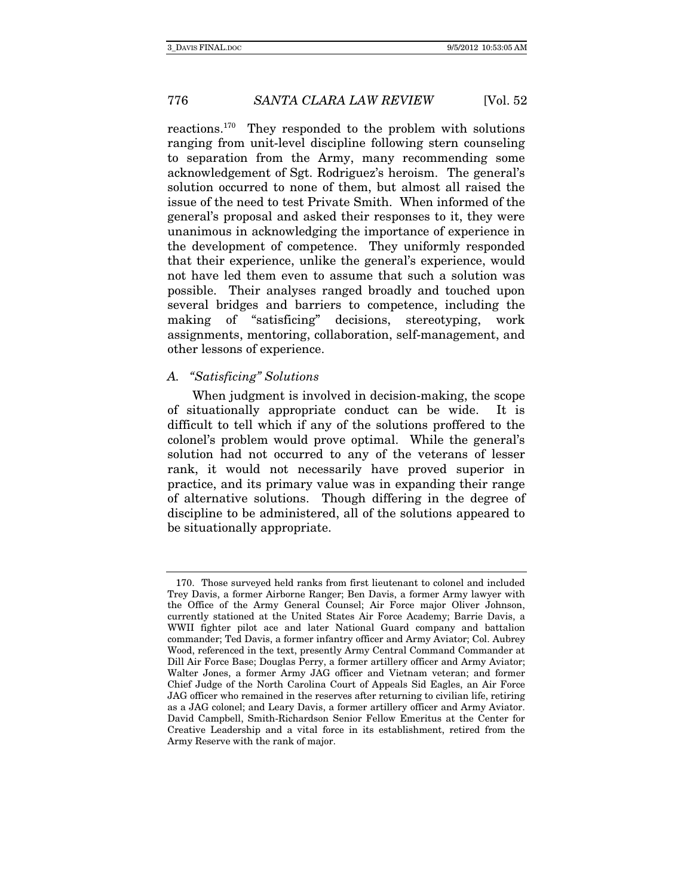reactions.[170] They responded to the problem with solutions ranging from unit-level discipline following stern counseling to separation from the Army, many recommending some acknowledgement of Sgt. Rodriguez's heroism. The general's solution occurred to none of them, but almost all raised the issue of the need to test Private Smith. When informed of the general's proposal and asked their responses to it, they were unanimous in acknowledging the importance of experience in the development of competence. They uniformly responded that their experience, unlike the general's experience, would not have led them even to assume that such a solution was possible. Their analyses ranged broadly and touched upon several bridges and barriers to competence, including the making of "satisficing" decisions, stereotyping, work assignments, mentoring, collaboration, self-management, and other lessons of experience.

### *A. "Satisficing" Solutions*

When judgment is involved in decision-making, the scope of situationally appropriate conduct can be wide. It is difficult to tell which if any of the solutions proffered to the colonel's problem would prove optimal. While the general's solution had not occurred to any of the veterans of lesser rank, it would not necessarily have proved superior in practice, and its primary value was in expanding their range of alternative solutions. Though differing in the degree of discipline to be administered, all of the solutions appeared to be situationally appropriate.

---

170. Those surveyed held ranks from first lieutenant to colonel and included Trey Davis, a former Airborne Ranger; Ben Davis, a former Army lawyer with the Office of the Army General Counsel; Air Force major Oliver Johnson, currently stationed at the United States Air Force Academy; Barrie Davis, a WWII fighter pilot ace and later National Guard company and battalion commander; Ted Davis, a former infantry officer and Army Aviator; Col. Aubrey Wood, referenced in the text, presently Army Central Command Commander at Dill Air Force Base; Douglas Perry, a former artillery officer and Army Aviator; Walter Jones, a former Army JAG officer and Vietnam veteran; and former Chief Judge of the North Carolina Court of Appeals Sid Eagles, an Air Force JAG officer who remained in the reserves after returning to civilian life, retiring as a JAG colonel; and Leary Davis, a former artillery officer and Army Aviator. David Campbell, Smith-Richardson Senior Fellow Emeritus at the Center for Creative Leadership and a vital force in its establishment, retired from the Army Reserve with the rank of major.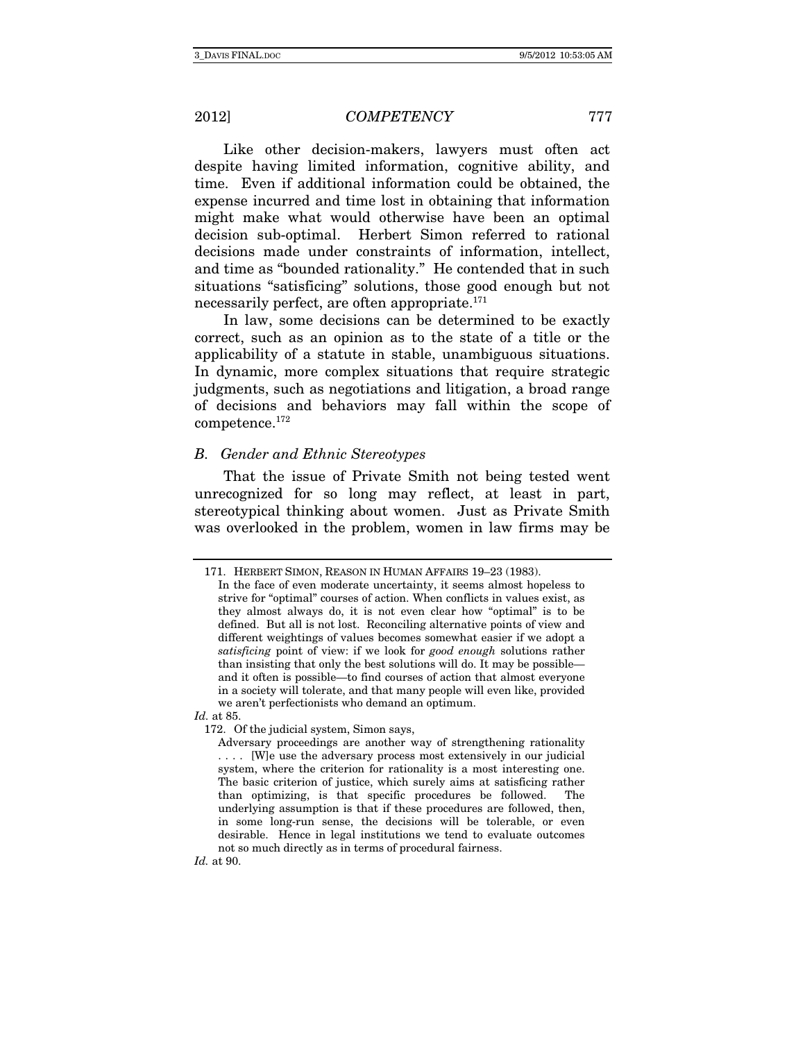Like other decision-makers, lawyers must often act despite having limited information, cognitive ability, and time. Even if additional information could be obtained, the expense incurred and time lost in obtaining that information might make what would otherwise have been an optimal decision sub-optimal. Herbert Simon referred to rational decisions made under constraints of information, intellect, and time as "bounded rationality." He contended that in such situations "satisficing" solutions, those good enough but not necessarily perfect, are often appropriate.[171]

In law, some decisions can be determined to be exactly correct, such as an opinion as to the state of a title or the applicability of a statute in stable, unambiguous situations. In dynamic, more complex situations that require strategic judgments, such as negotiations and litigation, a broad range of decisions and behaviors may fall within the scope of competence.[172]

### *B. Gender and Ethnic Stereotypes*

That the issue of Private Smith not being tested went unrecognized for so long may reflect, at least in part, stereotypical thinking about women. Just as Private Smith was overlooked in the problem, women in law firms may be

---

171. HERBERT SIMON, REASON IN HUMAN AFFAIRS 19–23 (1983).

> In the face of even moderate uncertainty, it seems almost hopeless to strive for "optimal" courses of action. When conflicts in values exist, as they almost always do, it is not even clear how "optimal" is to be defined. But all is not lost. Reconciling alternative points of view and different weightings of values becomes somewhat easier if we adopt a *satisficing* point of view: if we look for *good enough* solutions rather than insisting that only the best solutions will do. It may be possible—and it often is possible—to find courses of action that almost everyone in a society will tolerate, and that many people will even like, provided we aren't perfectionists who demand an optimum.

*Id.* at 85.

172. Of the judicial system, Simon says,

> Adversary proceedings are another way of strengthening rationality . . . . [W]e use the adversary process most extensively in our judicial system, where the criterion for rationality is a most interesting one. The basic criterion of justice, which surely aims at satisficing rather than optimizing, is that specific procedures be followed. The underlying assumption is that if these procedures are followed, then, in some long-run sense, the decisions will be tolerable, or even desirable. Hence in legal institutions we tend to evaluate outcomes not so much directly as in terms of procedural fairness.

*Id.* at 90.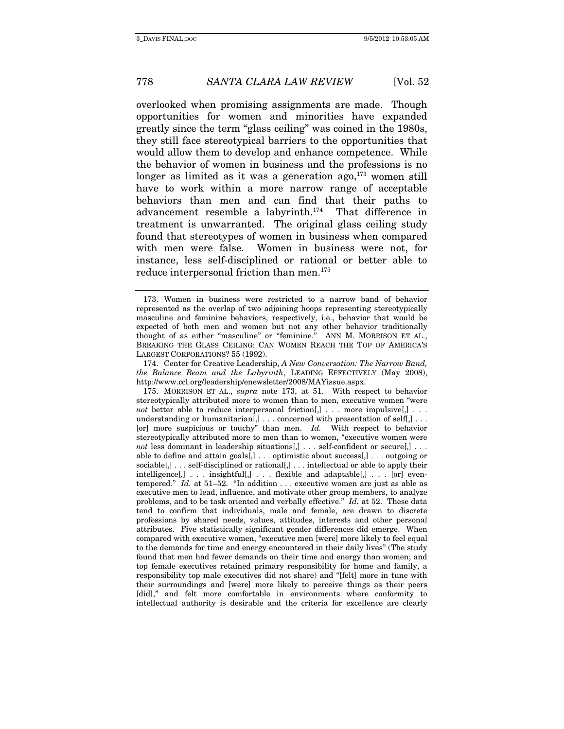overlooked when promising assignments are made. Though opportunities for women and minorities have expanded greatly since the term "glass ceiling" was coined in the 1980s, they still face stereotypical barriers to the opportunities that would allow them to develop and enhance competence. While the behavior of women in business and the professions is no longer as limited as it was a generation ago,[173] women still have to work within a more narrow range of acceptable behaviors than men and can find that their paths to advancement resemble a labyrinth.[174] That difference in treatment is unwarranted. The original glass ceiling study found that stereotypes of women in business when compared with men were false. Women in business were not, for instance, less self-disciplined or rational or better able to reduce interpersonal friction than men.[175]

---

173. Women in business were restricted to a narrow band of behavior represented as the overlap of two adjoining hoops representing stereotypically masculine and feminine behaviors, respectively, i.e., behavior that would be expected of both men and women but not any other behavior traditionally thought of as either "masculine" or "feminine." ANN M. MORRISON ET AL., BREAKING THE GLASS CEILING: CAN WOMEN REACH THE TOP OF AMERICA'S LARGEST CORPORATIONS? 55 (1992).

174. Center for Creative Leadership, *A New Conversation: The Narrow Band, the Balance Beam and the Labyrinth*, LEADING EFFECTIVELY (May 2008), http://www.ccl.org/leadership/enewsletter/2008/MAYissue.aspx.

175. MORRISON ET AL., *supra* note 173, at 51. With respect to behavior stereotypically attributed more to women than to men, executive women "were *not* better able to reduce interpersonal friction[,] . . . more impulsive[,] . . . understanding or humanitarian[,] . . . concerned with presentation of self[,] . . . [or] more suspicious or touchy" than men. *Id.* With respect to behavior stereotypically attributed more to men than to women, "executive women were *not* less dominant in leadership situations[,] . . . self-confident or secure[,] . . . able to define and attain goals[,] . . . optimistic about success[,] . . . outgoing or sociable[,] . . . self-disciplined or rational[,] . . . intellectual or able to apply their intelligence[,] . . . insightful[,] . . . flexible and adaptable[,] . . . [or] even-tempered." *Id.* at 51–52. "In addition . . . executive women are just as able as executive men to lead, influence, and motivate other group members, to analyze problems, and to be task oriented and verbally effective." *Id.* at 52. These data tend to confirm that individuals, male and female, are drawn to discrete professions by shared needs, values, attitudes, interests and other personal attributes. Five statistically significant gender differences did emerge. When compared with executive women, "executive men [were] more likely to feel equal to the demands for time and energy encountered in their daily lives" (The study found that men had fewer demands on their time and energy than women; and top female executives retained primary responsibility for home and family, a responsibility top male executives did not share) and "[felt] more in tune with their surroundings and [were] more likely to perceive things as their peers [did]," and felt more comfortable in environments where conformity to intellectual authority is desirable and the criteria for excellence are clearly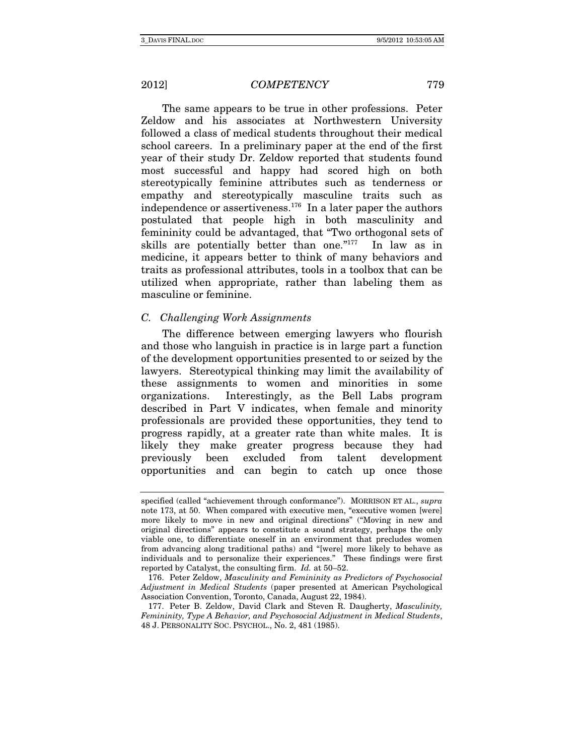The same appears to be true in other professions. Peter Zeldow and his associates at Northwestern University followed a class of medical students throughout their medical school careers. In a preliminary paper at the end of the first year of their study Dr. Zeldow reported that students found most successful and happy had scored high on both stereotypically feminine attributes such as tenderness or empathy and stereotypically masculine traits such as independence or assertiveness.[176] In a later paper the authors postulated that people high in both masculinity and femininity could be advantaged, that "Two orthogonal sets of skills are potentially better than one."[177] In law as in medicine, it appears better to think of many behaviors and traits as professional attributes, tools in a toolbox that can be utilized when appropriate, rather than labeling them as masculine or feminine.

### *C. Challenging Work Assignments*

The difference between emerging lawyers who flourish and those who languish in practice is in large part a function of the development opportunities presented to or seized by the lawyers. Stereotypical thinking may limit the availability of these assignments to women and minorities in some organizations. Interestingly, as the Bell Labs program described in Part V indicates, when female and minority professionals are provided these opportunities, they tend to progress rapidly, at a greater rate than white males. It is likely they make greater progress because they had previously been excluded from talent development opportunities and can begin to catch up once those

---

specified (called "achievement through conformance"). MORRISON ET AL., *supra* note 173, at 50. When compared with executive men, "executive women [were] more likely to move in new and original directions" ("Moving in new and original directions" appears to constitute a sound strategy, perhaps the only viable one, to differentiate oneself in an environment that precludes women from advancing along traditional paths) and "[were] more likely to behave as individuals and to personalize their experiences." These findings were first reported by Catalyst, the consulting firm. *Id.* at 50–52.

176. Peter Zeldow, *Masculinity and Femininity as Predictors of Psychosocial Adjustment in Medical Students* (paper presented at American Psychological Association Convention, Toronto, Canada, August 22, 1984).

177. Peter B. Zeldow, David Clark and Steven R. Daugherty, *Masculinity, Femininity, Type A Behavior, and Psychosocial Adjustment in Medical Students*, 48 J. PERSONALITY SOC. PSYCHOL., No. 2, 481 (1985).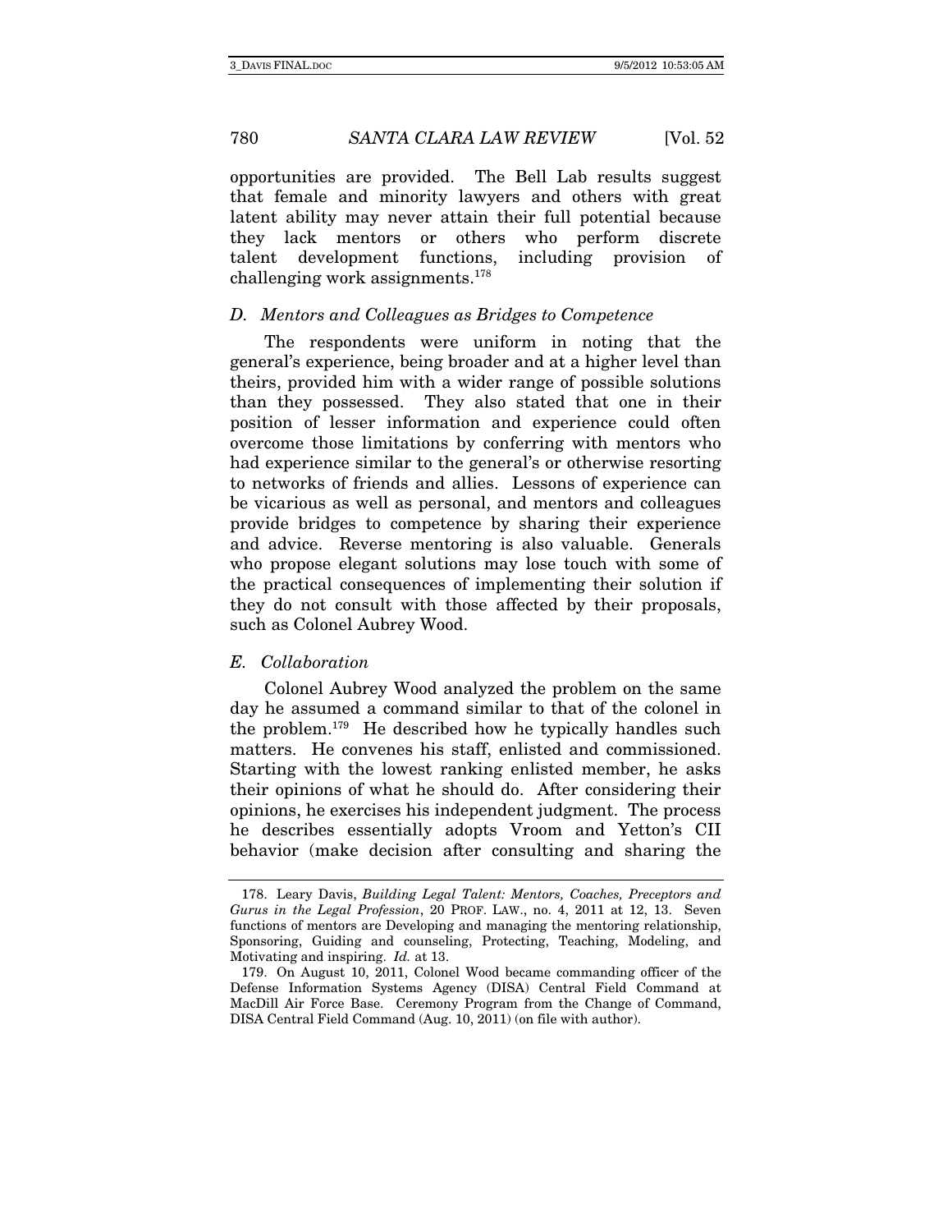opportunities are provided. The Bell Lab results suggest that female and minority lawyers and others with great latent ability may never attain their full potential because they lack mentors or others who perform discrete talent development functions, including provision of challenging work assignments.[178]

### *D. Mentors and Colleagues as Bridges to Competence*

The respondents were uniform in noting that the general's experience, being broader and at a higher level than theirs, provided him with a wider range of possible solutions than they possessed. They also stated that one in their position of lesser information and experience could often overcome those limitations by conferring with mentors who had experience similar to the general's or otherwise resorting to networks of friends and allies. Lessons of experience can be vicarious as well as personal, and mentors and colleagues provide bridges to competence by sharing their experience and advice. Reverse mentoring is also valuable. Generals who propose elegant solutions may lose touch with some of the practical consequences of implementing their solution if they do not consult with those affected by their proposals, such as Colonel Aubrey Wood.

### *E. Collaboration*

Colonel Aubrey Wood analyzed the problem on the same day he assumed a command similar to that of the colonel in the problem.[179] He described how he typically handles such matters. He convenes his staff, enlisted and commissioned. Starting with the lowest ranking enlisted member, he asks their opinions of what he should do. After considering their opinions, he exercises his independent judgment. The process he describes essentially adopts Vroom and Yetton's CII behavior (make decision after consulting and sharing the

---

178. Leary Davis, *Building Legal Talent: Mentors, Coaches, Preceptors and Gurus in the Legal Profession*, 20 PROF. LAW., no. 4, 2011 at 12, 13. Seven functions of mentors are Developing and managing the mentoring relationship, Sponsoring, Guiding and counseling, Protecting, Teaching, Modeling, and Motivating and inspiring. *Id.* at 13.

179. On August 10, 2011, Colonel Wood became commanding officer of the Defense Information Systems Agency (DISA) Central Field Command at MacDill Air Force Base. Ceremony Program from the Change of Command, DISA Central Field Command (Aug. 10, 2011) (on file with author).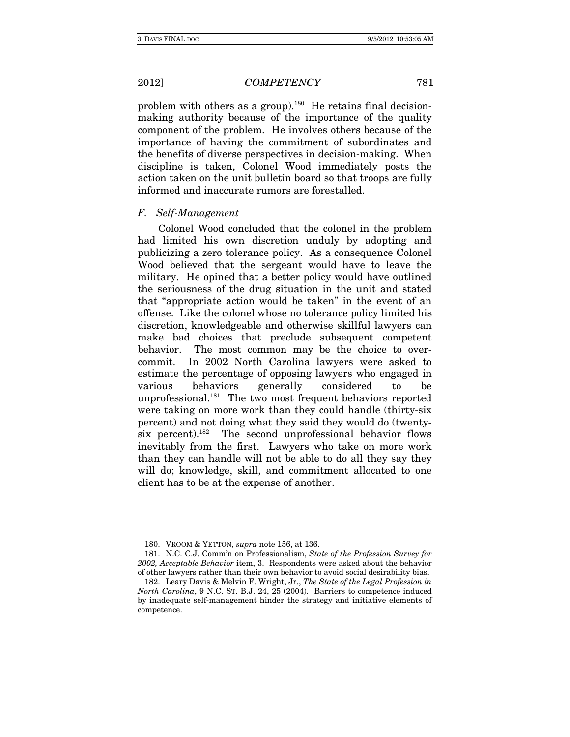problem with others as a group).[180] He retains final decision-making authority because of the importance of the quality component of the problem. He involves others because of the importance of having the commitment of subordinates and the benefits of diverse perspectives in decision-making. When discipline is taken, Colonel Wood immediately posts the action taken on the unit bulletin board so that troops are fully informed and inaccurate rumors are forestalled.

### *F. Self-Management*

Colonel Wood concluded that the colonel in the problem had limited his own discretion unduly by adopting and publicizing a zero tolerance policy. As a consequence Colonel Wood believed that the sergeant would have to leave the military. He opined that a better policy would have outlined the seriousness of the drug situation in the unit and stated that "appropriate action would be taken" in the event of an offense. Like the colonel whose no tolerance policy limited his discretion, knowledgeable and otherwise skillful lawyers can make bad choices that preclude subsequent competent behavior. The most common may be the choice to over-commit. In 2002 North Carolina lawyers were asked to estimate the percentage of opposing lawyers who engaged in various behaviors generally considered to be unprofessional.[181] The two most frequent behaviors reported were taking on more work than they could handle (thirty-six percent) and not doing what they said they would do (twenty-six percent).[182] The second unprofessional behavior flows inevitably from the first. Lawyers who take on more work than they can handle will not be able to do all they say they will do; knowledge, skill, and commitment allocated to one client has to be at the expense of another.

---

180. VROOM & YETTON, *supra* note 156, at 136.

181. N.C. C.J. Comm'n on Professionalism, *State of the Profession Survey for 2002, Acceptable Behavior* item, 3. Respondents were asked about the behavior of other lawyers rather than their own behavior to avoid social desirability bias.

182. Leary Davis & Melvin F. Wright, Jr., *The State of the Legal Profession in North Carolina*, 9 N.C. ST. B.J. 24, 25 (2004). Barriers to competence induced by inadequate self-management hinder the strategy and initiative elements of competence.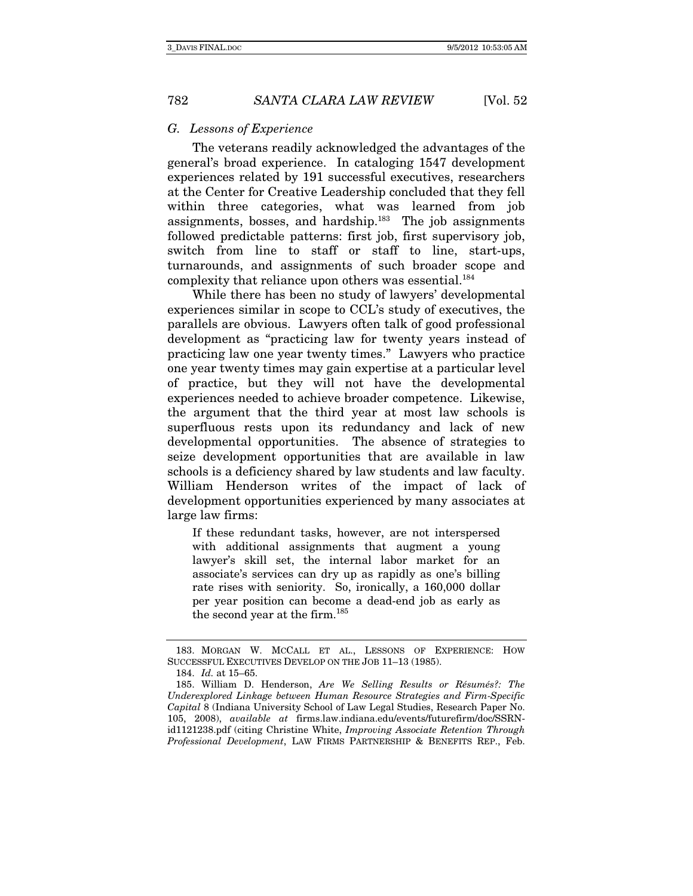### G. Lessons of Experience

The veterans readily acknowledged the advantages of the general's broad experience. In cataloging 1547 development experiences related by 191 successful executives, researchers at the Center for Creative Leadership concluded that they fell within three categories, what was learned from job assignments, bosses, and hardship.[183] The job assignments followed predictable patterns: first job, first supervisory job, switch from line to staff or staff to line, start-ups, turnarounds, and assignments of such broader scope and complexity that reliance upon others was essential.[184]

While there has been no study of lawyers' developmental experiences similar in scope to CCL's study of executives, the parallels are obvious. Lawyers often talk of good professional development as "practicing law for twenty years instead of practicing law one year twenty times." Lawyers who practice one year twenty times may gain expertise at a particular level of practice, but they will not have the developmental experiences needed to achieve broader competence. Likewise, the argument that the third year at most law schools is superfluous rests upon its redundancy and lack of new developmental opportunities. The absence of strategies to seize development opportunities that are available in law schools is a deficiency shared by law students and law faculty. William Henderson writes of the impact of lack of development opportunities experienced by many associates at large law firms:

> If these redundant tasks, however, are not interspersed with additional assignments that augment a young lawyer's skill set, the internal labor market for an associate's services can dry up as rapidly as one's billing rate rises with seniority. So, ironically, a 160,000 dollar per year position can become a dead-end job as early as the second year at the firm.[185]

---

183. MORGAN W. MCCALL ET AL., LESSONS OF EXPERIENCE: HOW SUCCESSFUL EXECUTIVES DEVELOP ON THE JOB 11–13 (1985).

184. *Id.* at 15–65.

185. William D. Henderson, *Are We Selling Results or Résumés?: The Underexplored Linkage between Human Resource Strategies and Firm-Specific Capital* 8 (Indiana University School of Law Legal Studies, Research Paper No. 105, 2008), *available at* firms.law.indiana.edu/events/futurefirm/doc/SSRN-id1121238.pdf (citing Christine White, *Improving Associate Retention Through Professional Development*, LAW FIRMS PARTNERSHIP & BENEFITS REP., Feb.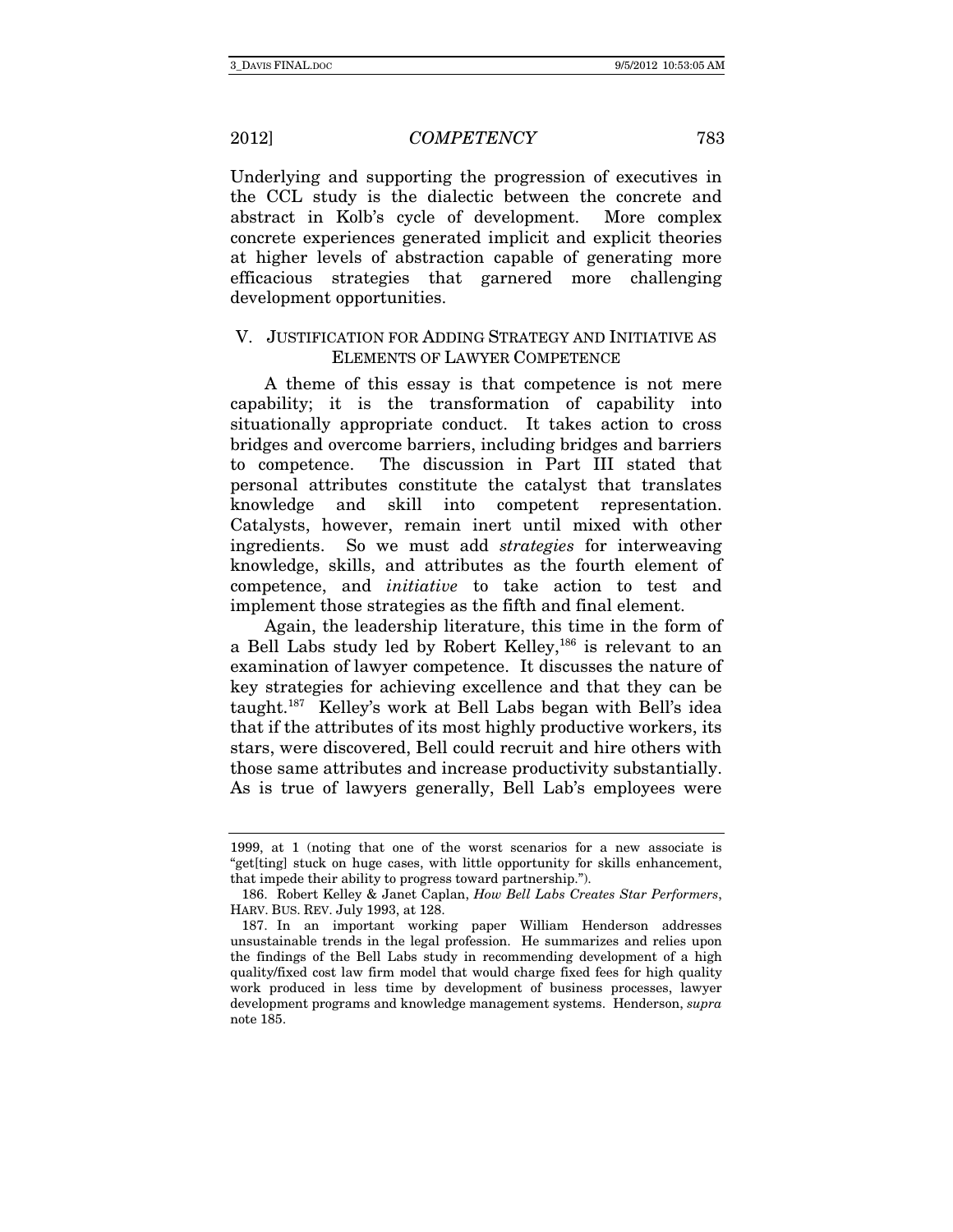Underlying and supporting the progression of executives in the CCL study is the dialectic between the concrete and abstract in Kolb's cycle of development. More complex concrete experiences generated implicit and explicit theories at higher levels of abstraction capable of generating more efficacious strategies that garnered more challenging development opportunities.

## V. JUSTIFICATION FOR ADDING STRATEGY AND INITIATIVE AS ELEMENTS OF LAWYER COMPETENCE

A theme of this essay is that competence is not mere capability; it is the transformation of capability into situationally appropriate conduct. It takes action to cross bridges and overcome barriers, including bridges and barriers to competence. The discussion in Part III stated that personal attributes constitute the catalyst that translates knowledge and skill into competent representation. Catalysts, however, remain inert until mixed with other ingredients. So we must add *strategies* for interweaving knowledge, skills, and attributes as the fourth element of competence, and *initiative* to take action to test and implement those strategies as the fifth and final element.

Again, the leadership literature, this time in the form of a Bell Labs study led by Robert Kelley,[186] is relevant to an examination of lawyer competence. It discusses the nature of key strategies for achieving excellence and that they can be taught.[187] Kelley's work at Bell Labs began with Bell's idea that if the attributes of its most highly productive workers, its stars, were discovered, Bell could recruit and hire others with those same attributes and increase productivity substantially. As is true of lawyers generally, Bell Lab's employees were

---

1999, at 1 (noting that one of the worst scenarios for a new associate is "get[ting] stuck on huge cases, with little opportunity for skills enhancement, that impede their ability to progress toward partnership.").

186. Robert Kelley & Janet Caplan, *How Bell Labs Creates Star Performers*, HARV. BUS. REV. July 1993, at 128.

187. In an important working paper William Henderson addresses unsustainable trends in the legal profession. He summarizes and relies upon the findings of the Bell Labs study in recommending development of a high quality/fixed cost law firm model that would charge fixed fees for high quality work produced in less time by development of business processes, lawyer development programs and knowledge management systems. Henderson, *supra* note 185.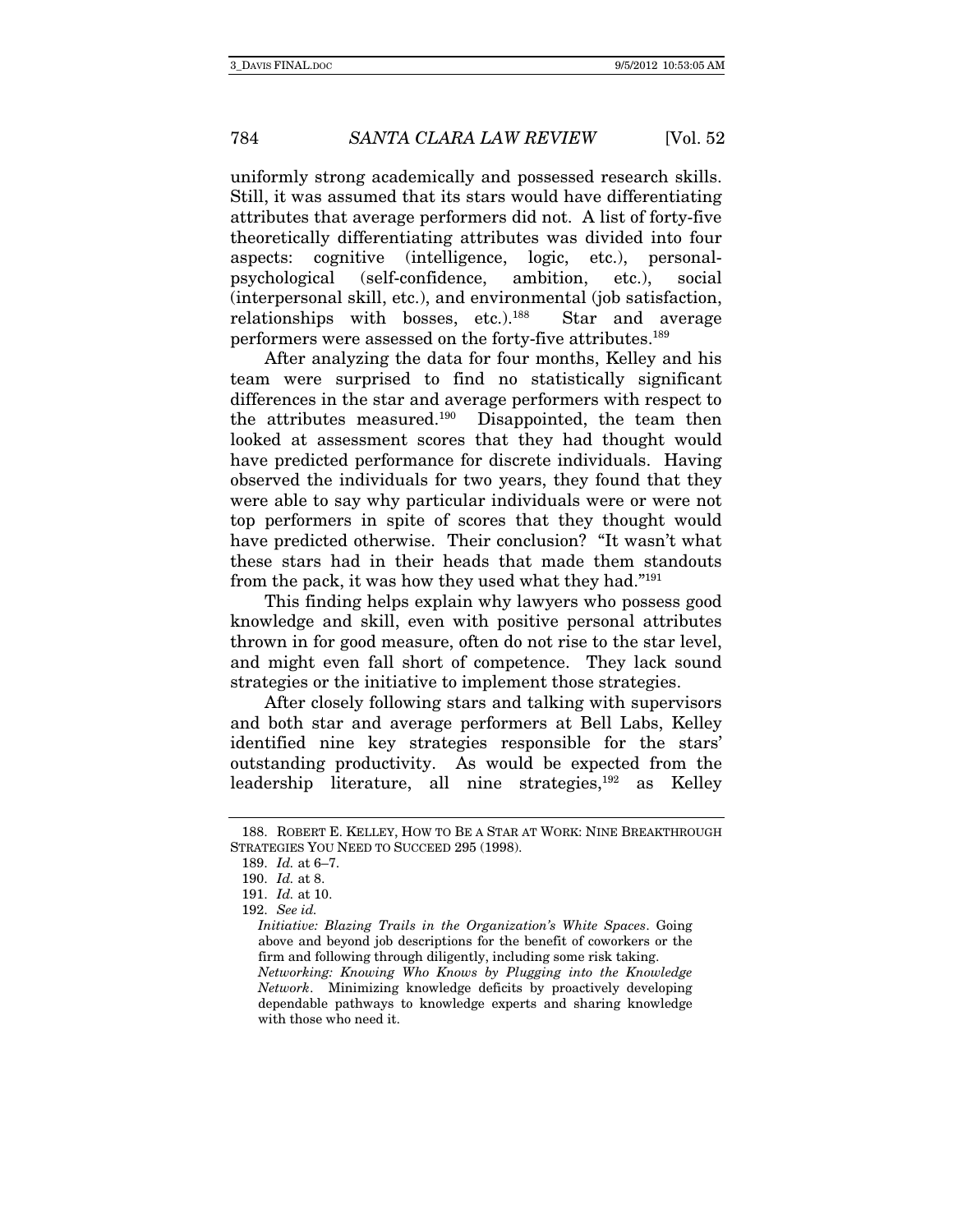uniformly strong academically and possessed research skills. Still, it was assumed that its stars would have differentiating attributes that average performers did not. A list of forty-five theoretically differentiating attributes was divided into four aspects: cognitive (intelligence, logic, etc.), personal-psychological (self-confidence, ambition, etc.), social (interpersonal skill, etc.), and environmental (job satisfaction, relationships with bosses, etc.).[188] Star and average performers were assessed on the forty-five attributes.[189]

After analyzing the data for four months, Kelley and his team were surprised to find no statistically significant differences in the star and average performers with respect to the attributes measured.[190] Disappointed, the team then looked at assessment scores that they had thought would have predicted performance for discrete individuals. Having observed the individuals for two years, they found that they were able to say why particular individuals were or were not top performers in spite of scores that they thought would have predicted otherwise. Their conclusion? "It wasn't what these stars had in their heads that made them standouts from the pack, it was how they used what they had."[191]

This finding helps explain why lawyers who possess good knowledge and skill, even with positive personal attributes thrown in for good measure, often do not rise to the star level, and might even fall short of competence. They lack sound strategies or the initiative to implement those strategies.

After closely following stars and talking with supervisors and both star and average performers at Bell Labs, Kelley identified nine key strategies responsible for the stars' outstanding productivity. As would be expected from the leadership literature, all nine strategies,[192] as Kelley

---

188. ROBERT E. KELLEY, HOW TO BE A STAR AT WORK: NINE BREAKTHROUGH STRATEGIES YOU NEED TO SUCCEED 295 (1998).

189. *Id.* at 6–7.

190. *Id.* at 8.

191. *Id.* at 10.

192. *See id.*

*Initiative: Blazing Trails in the Organization's White Spaces*. Going above and beyond job descriptions for the benefit of coworkers or the firm and following through diligently, including some risk taking.

*Networking: Knowing Who Knows by Plugging into the Knowledge Network*. Minimizing knowledge deficits by proactively developing dependable pathways to knowledge experts and sharing knowledge with those who need it.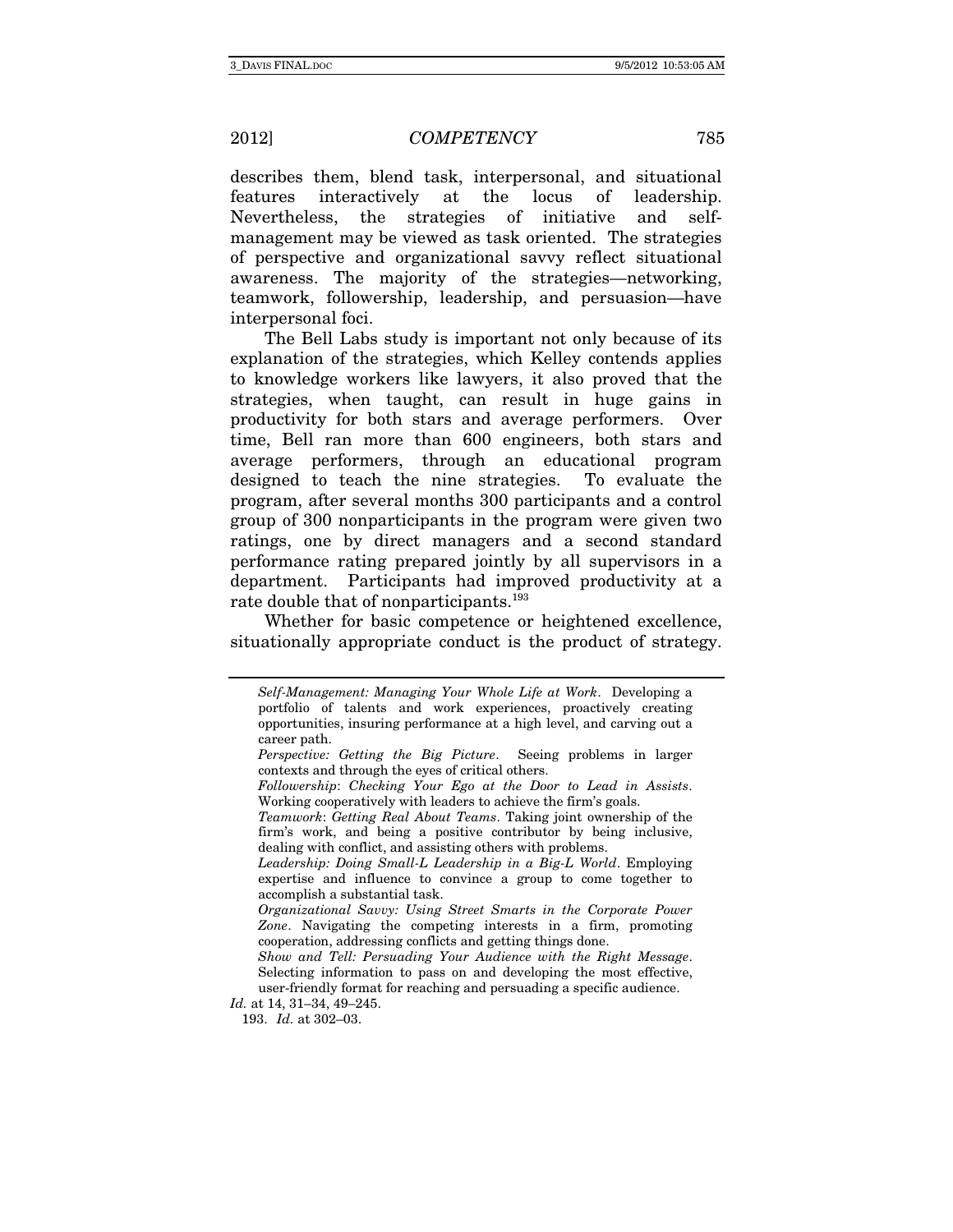describes them, blend task, interpersonal, and situational features interactively at the locus of leadership. Nevertheless, the strategies of initiative and self-management may be viewed as task oriented. The strategies of perspective and organizational savvy reflect situational awareness. The majority of the strategies—networking, teamwork, followership, leadership, and persuasion—have interpersonal foci.

The Bell Labs study is important not only because of its explanation of the strategies, which Kelley contends applies to knowledge workers like lawyers, it also proved that the strategies, when taught, can result in huge gains in productivity for both stars and average performers. Over time, Bell ran more than 600 engineers, both stars and average performers, through an educational program designed to teach the nine strategies. To evaluate the program, after several months 300 participants and a control group of 300 nonparticipants in the program were given two ratings, one by direct managers and a second standard performance rating prepared jointly by all supervisors in a department. Participants had improved productivity at a rate double that of nonparticipants.[193]

Whether for basic competence or heightened excellence, situationally appropriate conduct is the product of strategy.

---

*Self-Management: Managing Your Whole Life at Work*. Developing a portfolio of talents and work experiences, proactively creating opportunities, insuring performance at a high level, and carving out a career path.

*Perspective: Getting the Big Picture*. Seeing problems in larger contexts and through the eyes of critical others.

*Followership*: *Checking Your Ego at the Door to Lead in Assists*. Working cooperatively with leaders to achieve the firm's goals.

*Teamwork*: *Getting Real About Teams*. Taking joint ownership of the firm's work, and being a positive contributor by being inclusive, dealing with conflict, and assisting others with problems.

*Leadership: Doing Small-L Leadership in a Big-L World*. Employing expertise and influence to convince a group to come together to accomplish a substantial task.

*Organizational Savvy: Using Street Smarts in the Corporate Power Zone*. Navigating the competing interests in a firm, promoting cooperation, addressing conflicts and getting things done.

*Show and Tell: Persuading Your Audience with the Right Message*. Selecting information to pass on and developing the most effective, user-friendly format for reaching and persuading a specific audience.

*Id.* at 14, 31–34, 49–245.

193. *Id.* at 302–03.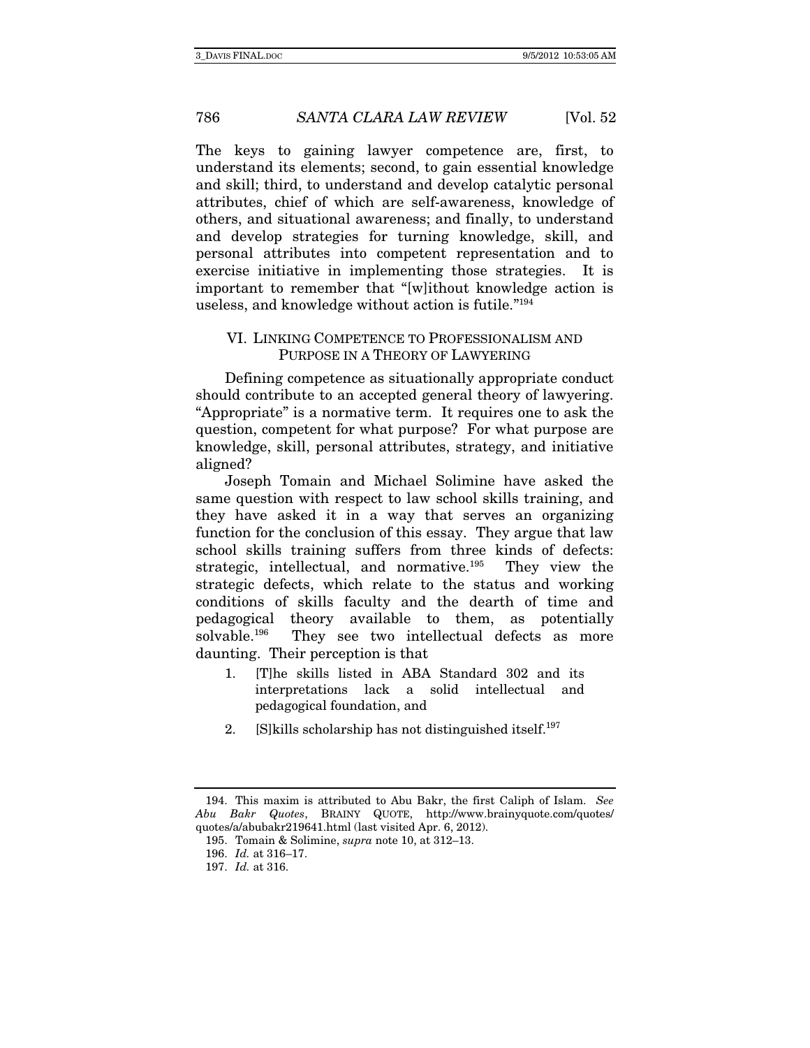The keys to gaining lawyer competence are, first, to understand its elements; second, to gain essential knowledge and skill; third, to understand and develop catalytic personal attributes, chief of which are self-awareness, knowledge of others, and situational awareness; and finally, to understand and develop strategies for turning knowledge, skill, and personal attributes into competent representation and to exercise initiative in implementing those strategies. It is important to remember that "[w]ithout knowledge action is useless, and knowledge without action is futile."[194]

## VI. Linking Competence to Professionalism and Purpose in a Theory of Lawyering

Defining competence as situationally appropriate conduct should contribute to an accepted general theory of lawyering. "Appropriate" is a normative term. It requires one to ask the question, competent for what purpose? For what purpose are knowledge, skill, personal attributes, strategy, and initiative aligned?

Joseph Tomain and Michael Solimine have asked the same question with respect to law school skills training, and they have asked it in a way that serves an organizing function for the conclusion of this essay. They argue that law school skills training suffers from three kinds of defects: strategic, intellectual, and normative.[195] They view the strategic defects, which relate to the status and working conditions of skills faculty and the dearth of time and pedagogical theory available to them, as potentially solvable.[196] They see two intellectual defects as more daunting. Their perception is that

1. [T]he skills listed in ABA Standard 302 and its interpretations lack a solid intellectual and pedagogical foundation, and
2. [S]kills scholarship has not distinguished itself.[197]

---

194. This maxim is attributed to Abu Bakr, the first Caliph of Islam. *See Abu Bakr Quotes*, BRAINY QUOTE, http://www.brainyquote.com/quotes/quotes/a/abubakr219641.html (last visited Apr. 6, 2012).

195. Tomain & Solimine, *supra* note 10, at 312–13.

196. *Id.* at 316–17.

197. *Id.* at 316.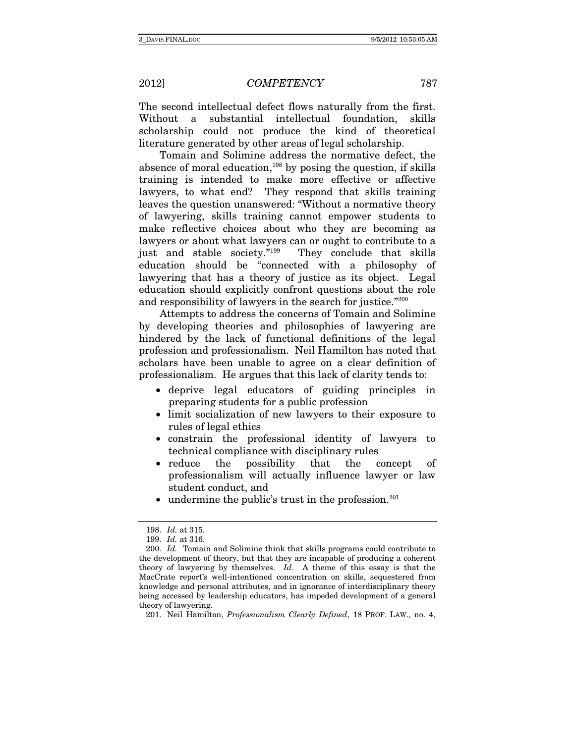The second intellectual defect flows naturally from the first. Without a substantial intellectual foundation, skills scholarship could not produce the kind of theoretical literature generated by other areas of legal scholarship.

Tomain and Solimine address the normative defect, the absence of moral education,[198] by posing the question, if skills training is intended to make more effective or affective lawyers, to what end? They respond that skills training leaves the question unanswered: "Without a normative theory of lawyering, skills training cannot empower students to make reflective choices about who they are becoming as lawyers or about what lawyers can or ought to contribute to a just and stable society."[199] They conclude that skills education should be "connected with a philosophy of lawyering that has a theory of justice as its object. Legal education should explicitly confront questions about the role and responsibility of lawyers in the search for justice."[200]

Attempts to address the concerns of Tomain and Solimine by developing theories and philosophies of lawyering are hindered by the lack of functional definitions of the legal profession and professionalism. Neil Hamilton has noted that scholars have been unable to agree on a clear definition of professionalism. He argues that this lack of clarity tends to:

- deprive legal educators of guiding principles in preparing students for a public profession
- limit socialization of new lawyers to their exposure to rules of legal ethics
- constrain the professional identity of lawyers to technical compliance with disciplinary rules
- reduce the possibility that the concept of professionalism will actually influence lawyer or law student conduct, and
- undermine the public's trust in the profession.[201]

---

198. *Id.* at 315.

199. *Id.* at 316.

200. *Id.* Tomain and Solimine think that skills programs could contribute to the development of theory, but that they are incapable of producing a coherent theory of lawyering by themselves. *Id.* A theme of this essay is that the MacCrate report's well-intentioned concentration on skills, sequestered from knowledge and personal attributes, and in ignorance of interdisciplinary theory being accessed by leadership educators, has impeded development of a general theory of lawyering.

201. Neil Hamilton, *Professionalism Clearly Defined*, 18 PROF. LAW., no. 4,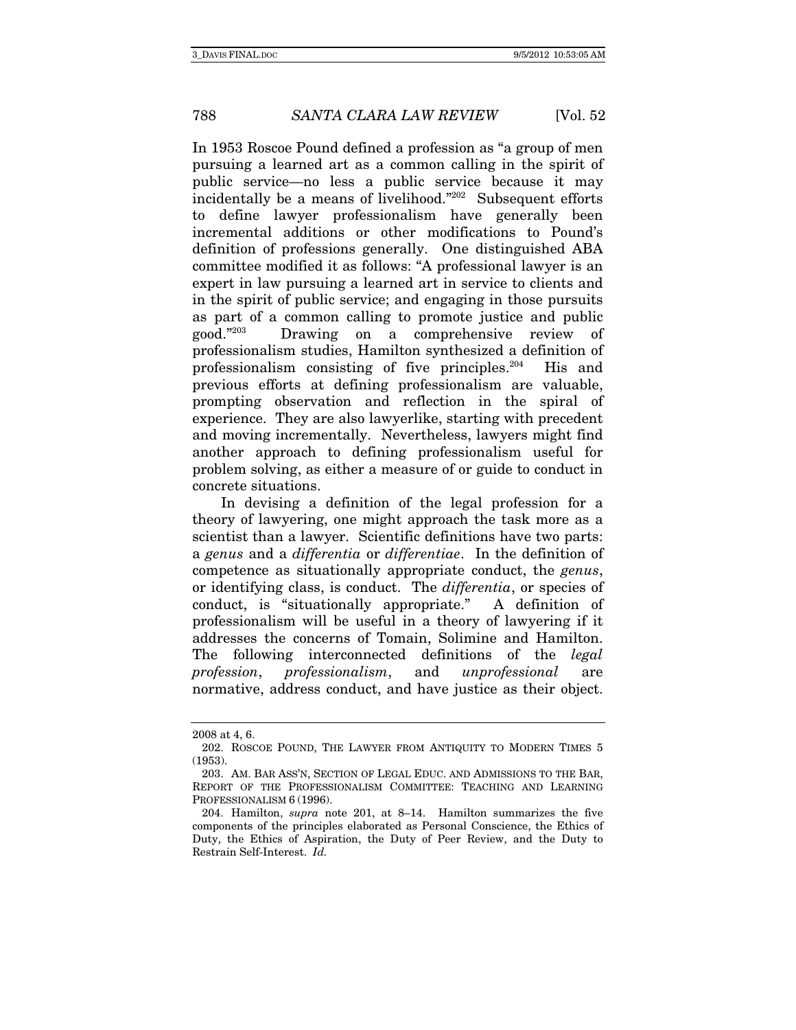In 1953 Roscoe Pound defined a profession as "a group of men pursuing a learned art as a common calling in the spirit of public service—no less a public service because it may incidentally be a means of livelihood."[202] Subsequent efforts to define lawyer professionalism have generally been incremental additions or other modifications to Pound's definition of professions generally. One distinguished ABA committee modified it as follows: "A professional lawyer is an expert in law pursuing a learned art in service to clients and in the spirit of public service; and engaging in those pursuits as part of a common calling to promote justice and public good."[203] Drawing on a comprehensive review of professionalism studies, Hamilton synthesized a definition of professionalism consisting of five principles.[204] His and previous efforts at defining professionalism are valuable, prompting observation and reflection in the spiral of experience. They are also lawyerlike, starting with precedent and moving incrementally. Nevertheless, lawyers might find another approach to defining professionalism useful for problem solving, as either a measure of or guide to conduct in concrete situations.

In devising a definition of the legal profession for a theory of lawyering, one might approach the task more as a scientist than a lawyer. Scientific definitions have two parts: a *genus* and a *differentia* or *differentiae*. In the definition of competence as situationally appropriate conduct, the *genus*, or identifying class, is conduct. The *differentia*, or species of conduct, is "situationally appropriate." A definition of professionalism will be useful in a theory of lawyering if it addresses the concerns of Tomain, Solimine and Hamilton. The following interconnected definitions of the *legal profession*, *professionalism*, and *unprofessional* are normative, address conduct, and have justice as their object.

---

2008 at 4, 6.

202. ROSCOE POUND, THE LAWYER FROM ANTIQUITY TO MODERN TIMES 5 (1953).

203. AM. BAR ASS'N, SECTION OF LEGAL EDUC. AND ADMISSIONS TO THE BAR, REPORT OF THE PROFESSIONALISM COMMITTEE: TEACHING AND LEARNING PROFESSIONALISM 6 (1996).

204. Hamilton, *supra* note 201, at 8–14. Hamilton summarizes the five components of the principles elaborated as Personal Conscience, the Ethics of Duty, the Ethics of Aspiration, the Duty of Peer Review, and the Duty to Restrain Self-Interest. *Id.*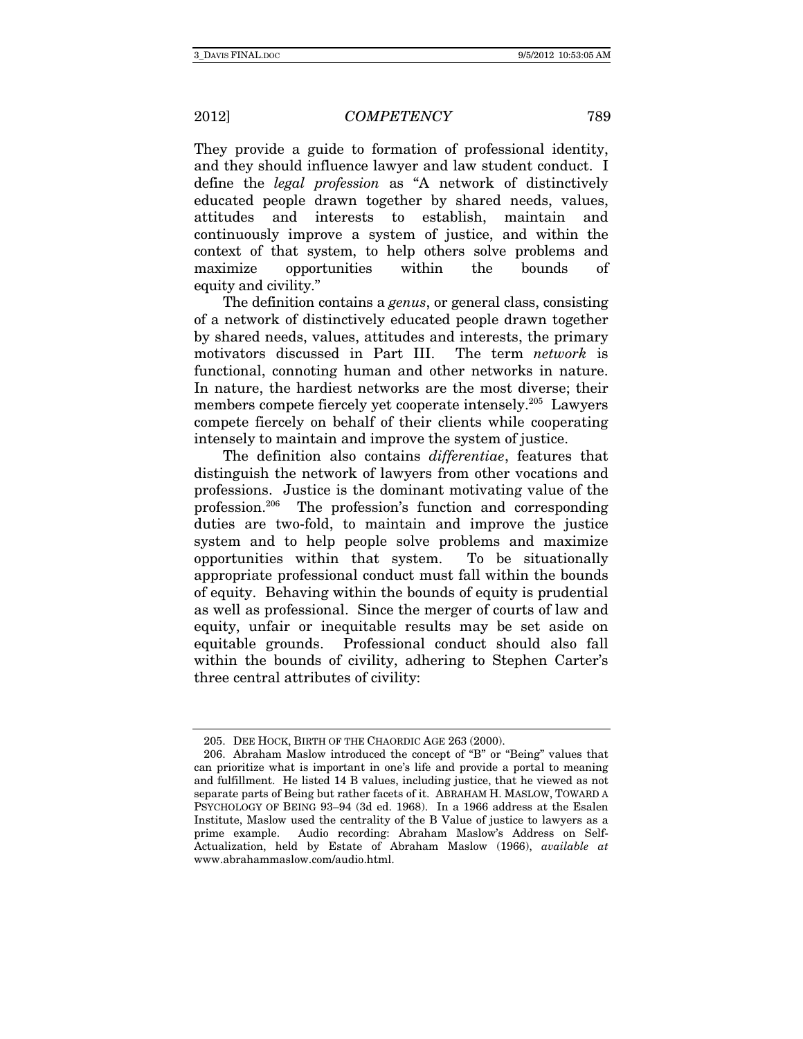They provide a guide to formation of professional identity, and they should influence lawyer and law student conduct. I define the *legal profession* as "A network of distinctively educated people drawn together by shared needs, values, attitudes and interests to establish, maintain and continuously improve a system of justice, and within the context of that system, to help others solve problems and maximize opportunities within the bounds of equity and civility."

The definition contains a *genus*, or general class, consisting of a network of distinctively educated people drawn together by shared needs, values, attitudes and interests, the primary motivators discussed in Part III. The term *network* is functional, connoting human and other networks in nature. In nature, the hardiest networks are the most diverse; their members compete fiercely yet cooperate intensely.[205] Lawyers compete fiercely on behalf of their clients while cooperating intensely to maintain and improve the system of justice.

The definition also contains *differentiae*, features that distinguish the network of lawyers from other vocations and professions. Justice is the dominant motivating value of the profession.[206] The profession's function and corresponding duties are two-fold, to maintain and improve the justice system and to help people solve problems and maximize opportunities within that system. To be situationally appropriate professional conduct must fall within the bounds of equity. Behaving within the bounds of equity is prudential as well as professional. Since the merger of courts of law and equity, unfair or inequitable results may be set aside on equitable grounds. Professional conduct should also fall within the bounds of civility, adhering to Stephen Carter's three central attributes of civility:

---

205. DEE HOCK, BIRTH OF THE CHAORDIC AGE 263 (2000).

206. Abraham Maslow introduced the concept of "B" or "Being" values that can prioritize what is important in one's life and provide a portal to meaning and fulfillment. He listed 14 B values, including justice, that he viewed as not separate parts of Being but rather facets of it. ABRAHAM H. MASLOW, TOWARD A PSYCHOLOGY OF BEING 93–94 (3d ed. 1968). In a 1966 address at the Esalen Institute, Maslow used the centrality of the B Value of justice to lawyers as a prime example. Audio recording: Abraham Maslow's Address on Self-Actualization, held by Estate of Abraham Maslow (1966), *available at* www.abrahammaslow.com/audio.html.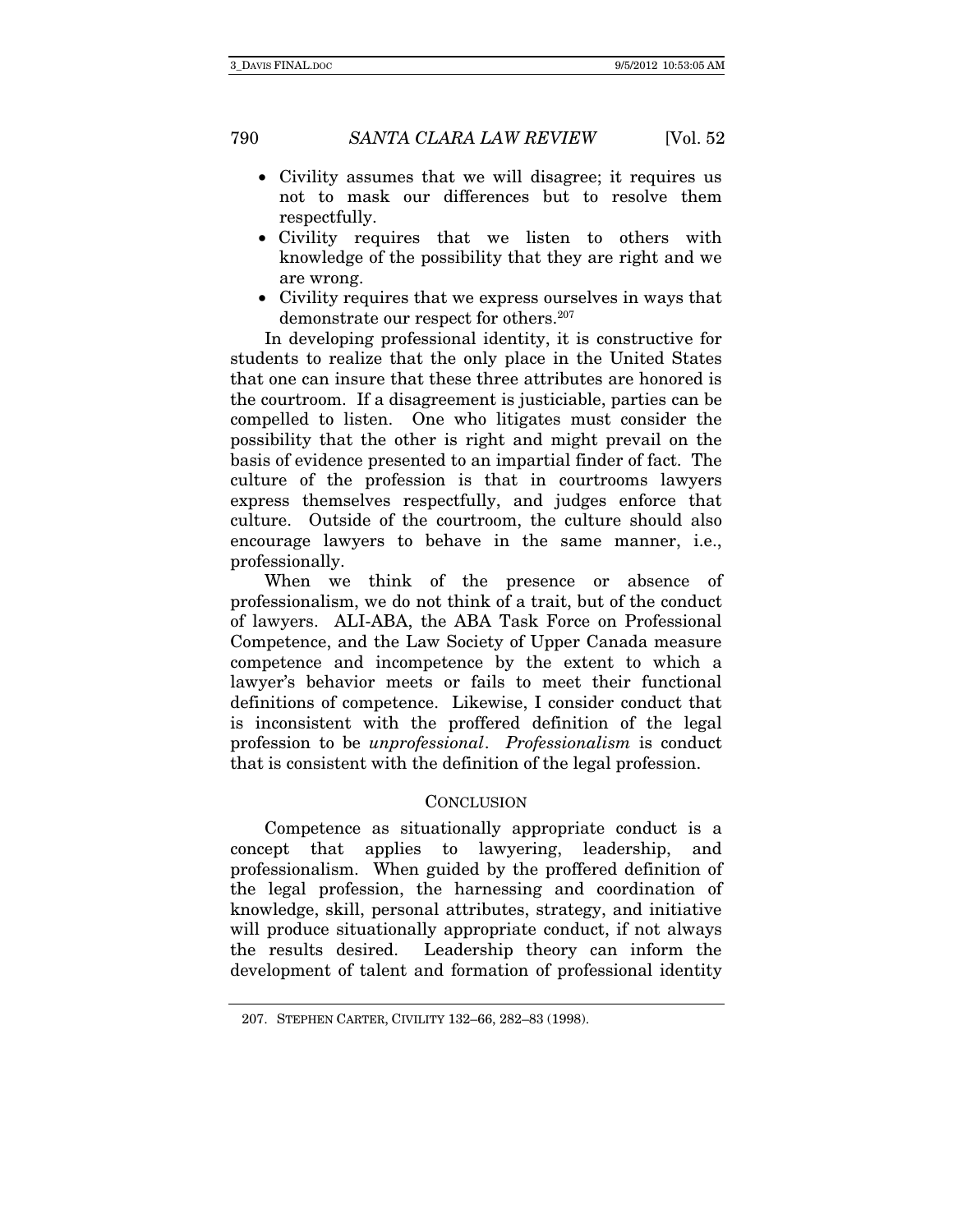- Civility assumes that we will disagree; it requires us not to mask our differences but to resolve them respectfully.
- Civility requires that we listen to others with knowledge of the possibility that they are right and we are wrong.
- Civility requires that we express ourselves in ways that demonstrate our respect for others.[207]

In developing professional identity, it is constructive for students to realize that the only place in the United States that one can insure that these three attributes are honored is the courtroom. If a disagreement is justiciable, parties can be compelled to listen. One who litigates must consider the possibility that the other is right and might prevail on the basis of evidence presented to an impartial finder of fact. The culture of the profession is that in courtrooms lawyers express themselves respectfully, and judges enforce that culture. Outside of the courtroom, the culture should also encourage lawyers to behave in the same manner, i.e., professionally.

When we think of the presence or absence of professionalism, we do not think of a trait, but of the conduct of lawyers. ALI-ABA, the ABA Task Force on Professional Competence, and the Law Society of Upper Canada measure competence and incompetence by the extent to which a lawyer's behavior meets or fails to meet their functional definitions of competence. Likewise, I consider conduct that is inconsistent with the proffered definition of the legal profession to be *unprofessional*. *Professionalism* is conduct that is consistent with the definition of the legal profession.

## CONCLUSION

Competence as situationally appropriate conduct is a concept that applies to lawyering, leadership, and professionalism. When guided by the proffered definition of the legal profession, the harnessing and coordination of knowledge, skill, personal attributes, strategy, and initiative will produce situationally appropriate conduct, if not always the results desired. Leadership theory can inform the development of talent and formation of professional identity

207. STEPHEN CARTER, CIVILITY 132–66, 282–83 (1998).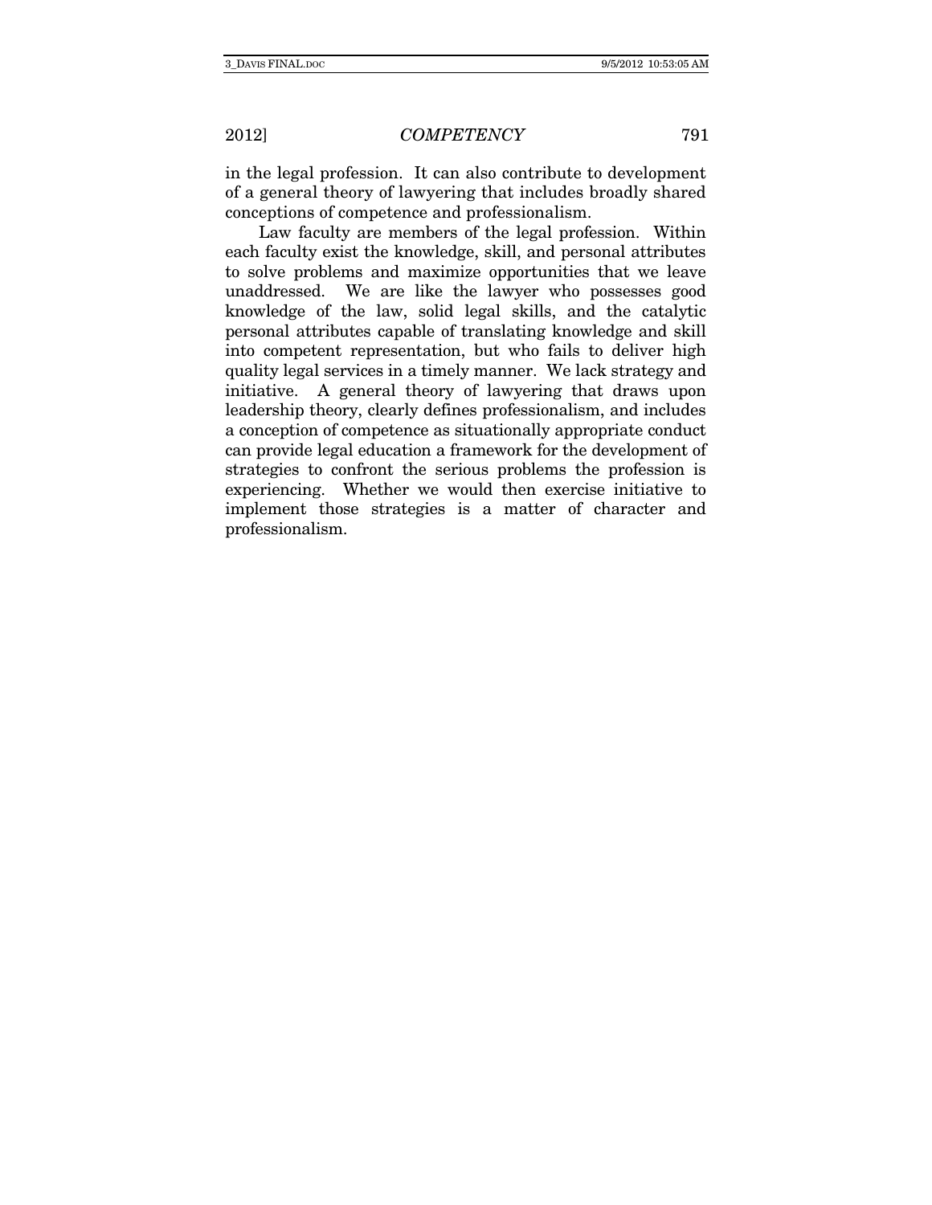in the legal profession. It can also contribute to development of a general theory of lawyering that includes broadly shared conceptions of competence and professionalism.

Law faculty are members of the legal profession. Within each faculty exist the knowledge, skill, and personal attributes to solve problems and maximize opportunities that we leave unaddressed. We are like the lawyer who possesses good knowledge of the law, solid legal skills, and the catalytic personal attributes capable of translating knowledge and skill into competent representation, but who fails to deliver high quality legal services in a timely manner. We lack strategy and initiative. A general theory of lawyering that draws upon leadership theory, clearly defines professionalism, and includes a conception of competence as situationally appropriate conduct can provide legal education a framework for the development of strategies to confront the serious problems the profession is experiencing. Whether we would then exercise initiative to implement those strategies is a matter of character and professionalism.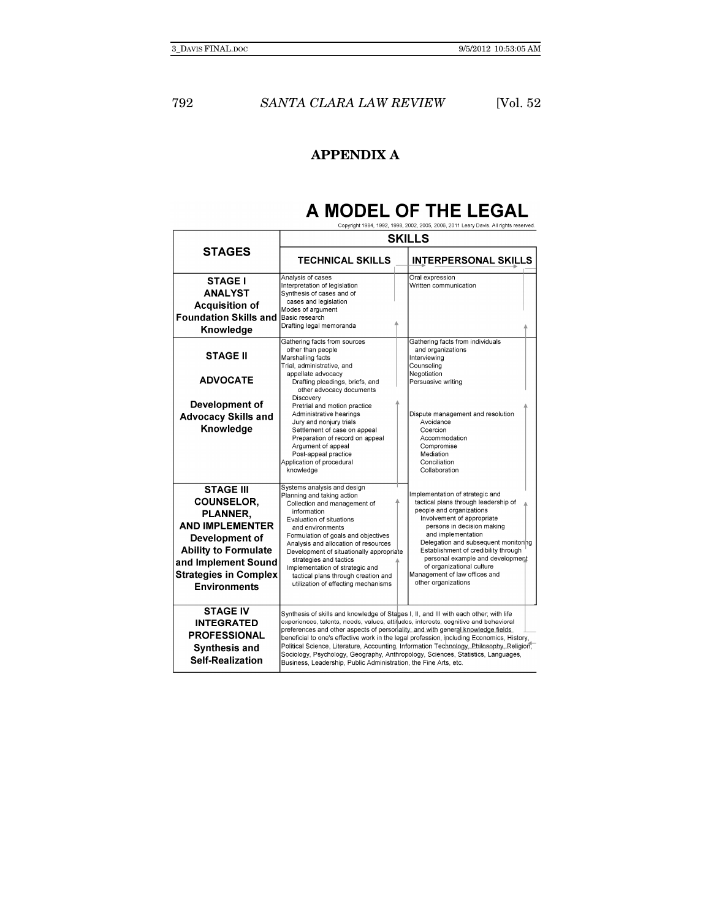## APPENDIX A

# A MODEL OF THE LEGAL

Copyright 1984, 1992, 1998, 2002, 2005, 2006, 2011 Leary Davis. All rights reserved.

| STAGES | SKILLS | |
|---|---|---|
| | **TECHNICAL SKILLS** | **INTERPERSONAL SKILLS** |
| **STAGE I ANALYST** Acquisition of Foundation Skills and Knowledge | Analysis of cases<br>Interpretation of legislation<br>Synthesis of cases and of cases and legislation<br>Modes of argument<br>Basic research<br>Drafting legal memoranda | Oral expression<br>Written communication |
| **STAGE II ADVOCATE** Development of Advocacy Skills and Knowledge | Gathering facts from sources other than people<br>Marshalling facts<br>Trial, administrative, and appellate advocacy<br>Drafting pleadings, briefs, and other advocacy documents<br>Discovery<br>Pretrial and motion practice<br>Administrative hearings<br>Jury and nonjury trials<br>Settlement of case on appeal<br>Preparation of record on appeal<br>Argument of appeal<br>Post-appeal practice<br>Application of procedural knowledge | Gathering facts from individuals and organizations<br>Interviewing<br>Counseling<br>Negotiation<br>Persuasive writing<br><br>Dispute management and resolution<br>Avoidance<br>Coercion<br>Accommodation<br>Compromise<br>Mediation<br>Conciliation<br>Collaboration |
| **STAGE III COUNSELOR, PLANNER, AND IMPLEMENTER** Development of Ability to Formulate and Implement Sound Strategies in Complex Environments | Systems analysis and design<br>Planning and taking action<br>Collection and management of information<br>Evaluation of situations and environments<br>Formulation of goals and objectives<br>Analysis and allocation of resources<br>Development of situationally appropriate strategies and tactics<br>Implementation of strategic and tactical plans through creation and utilization of effecting mechanisms | Implementation of strategic and tactical plans through leadership of people and organizations<br>Involvement of appropriate persons in decision making and implementation<br>Delegation and subsequent monitoring<br>Establishment of credibility through personal example and development of organizational culture<br>Management of law offices and other organizations |
| **STAGE IV INTEGRATED PROFESSIONAL** Synthesis and Self-Realization | Synthesis of skills and knowledge of Stages I, II, and III with each other; with life experiences, talents, needs, values, attitudes, interests, cognitive and behavioral preferences and other aspects of personality; and with general knowledge fields beneficial to one's effective work in the legal profession, including Economics, History, Political Science, Literature, Accounting, Information Technology, Philosophy, Religion, Sociology, Psychology, Geography, Anthropology, Sciences, Statistics, Languages, Business, Leadership, Public Administration, the Fine Arts, etc. | |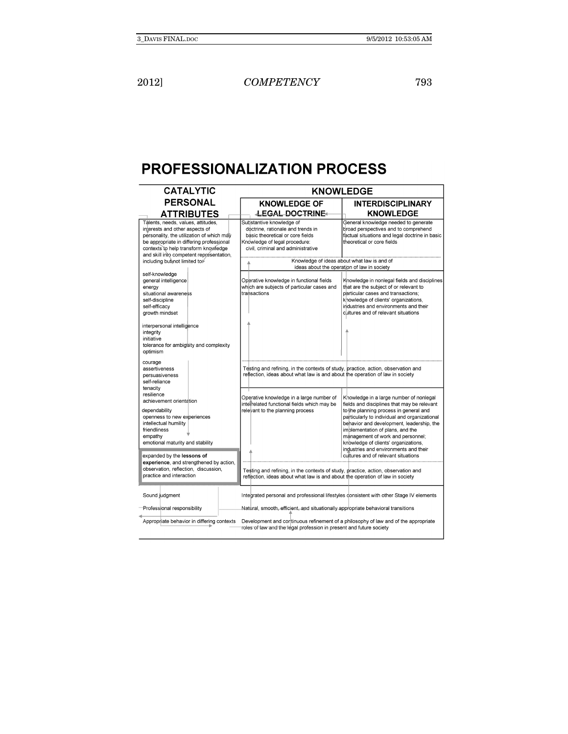# PROFESSIONALIZATION PROCESS

| CATALYTIC PERSONAL ATTRIBUTES | KNOWLEDGE | |
|---|---|---|
| | **KNOWLEDGE OF LEGAL DOCTRINE** | **INTERDISCIPLINARY KNOWLEDGE** |
| Talents, needs, values, attitudes, interests and other aspects of personality, the utilization of which may be appropriate in differing professional contexts to help transform knowledge and skill into competent representation, including but not limited to: | Substantive knowledge of doctrine, rationale and trends in basic theoretical or core fields<br>Knowledge of legal procedure: civil, criminal and administrative | General knowledge needed to generate broad perspectives and to comprehend factual situations and legal doctrine in basic theoretical or core fields |
| | Knowledge of ideas about what law is and of ideas about the operation of law in society | |
| self-knowledge<br>general intelligence<br>energy<br>situational awareness<br>self-discipline<br>self-efficacy<br>growth mindset<br><br>interpersonal intelligence<br>integrity<br>initiative<br>tolerance for ambiguity and complexity<br>optimism | Operative knowledge in functional fields which are subjects of particular cases and transactions | Knowledge in nonlegal fields and disciplines that are the subject of or relevant to particular cases and transactions; knowledge of clients' organizations, industries and environments and their cultures and of relevant situations |
| courage<br>assertiveness<br>persuasiveness<br>self-reliance<br>tenacity | Testing and refining, in the contexts of study, practice, action, observation and reflection, ideas about what law is and about the operation of law in society | |
| resilience<br>achievement orientation<br><br>dependability<br>openness to new experiences<br>intellectual humility<br>friendliness<br>empathy<br>emotional maturity and stability | Operative knowledge in a large number of interrelated functional fields which may be relevant to the planning process | Knowledge in a large number of nonlegal fields and disciplines that may be relevant to the planning process in general and particularly to individual and organizational behavior and development, leadership, the implementation of plans, and the management of work and personnel; knowledge of clients' organizations, industries and environments and their cultures and of relevant situations |
| expanded by the **lessons of experience**, and strengthened by action, observation, reflection, discussion, practice and interaction | Testing and refining, in the contexts of study, practice, action, observation and reflection, ideas about what law is and about the operation of law in society | |
| Sound judgment | Integrated personal and professional lifestyles consistent with other Stage IV elements | |
| Professional responsibility | Natural, smooth, efficient, and situationally appropriate behavioral transitions | |
| Appropriate behavior in differing contexts | Development and continuous refinement of a philosophy of law and of the appropriate roles of law and the legal profession in present and future society | |